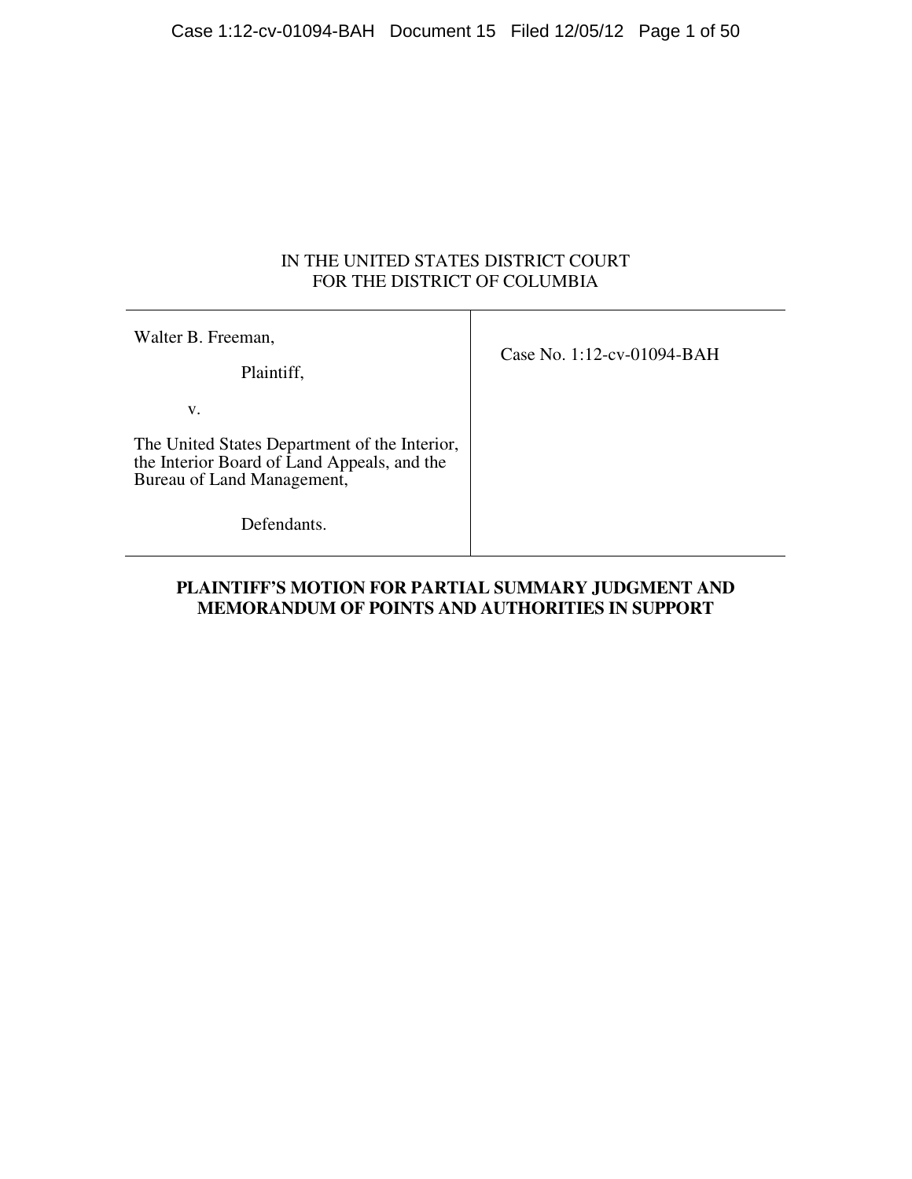IN THE UNITED STATES DISTRICT COURT
FOR THE DISTRICT OF COLUMBIA

| | |
|---|---|
| Walter B. Freeman,<br><br>Plaintiff,<br><br>v.<br><br>The United States Department of the Interior, the Interior Board of Land Appeals, and the Bureau of Land Management,<br><br>Defendants. | Case No. 1:12-cv-01094-BAH |

**PLAINTIFF'S MOTION FOR PARTIAL SUMMARY JUDGMENT AND MEMORANDUM OF POINTS AND AUTHORITIES IN SUPPORT**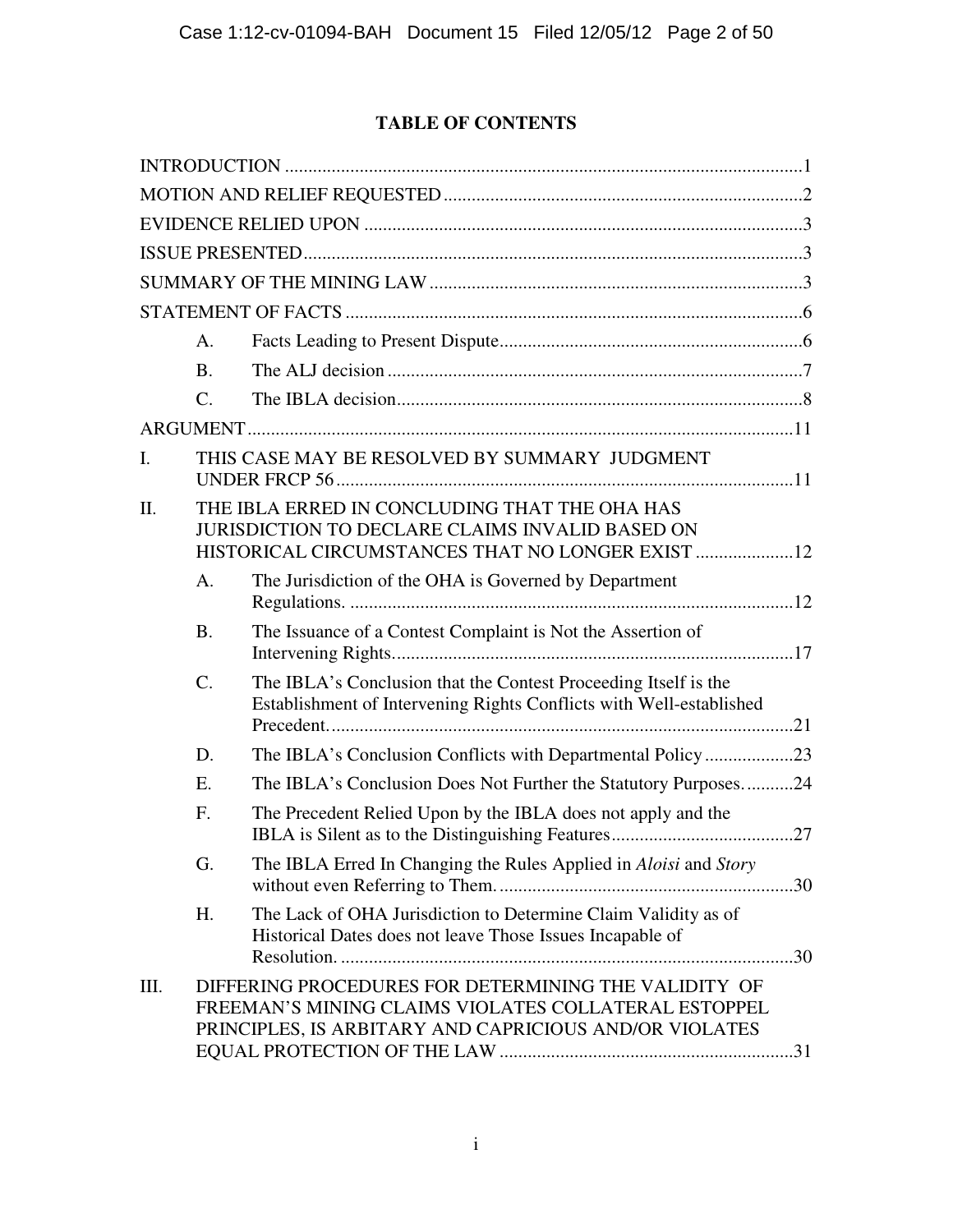# TABLE OF CONTENTS

INTRODUCTION ....... 1

MOTION AND RELIEF REQUESTED ....... 2

EVIDENCE RELIED UPON ....... 3

ISSUE PRESENTED ....... 3

SUMMARY OF THE MINING LAW ....... 3

STATEMENT OF FACTS ....... 6

- A. Facts Leading to Present Dispute ....... 6
- B. The ALJ decision ....... 7
- C. The IBLA decision ....... 8

ARGUMENT ....... 11

I. THIS CASE MAY BE RESOLVED BY SUMMARY JUDGMENT UNDER FRCP 56 ....... 11

II. THE IBLA ERRED IN CONCLUDING THAT THE OHA HAS JURISDICTION TO DECLARE CLAIMS INVALID BASED ON HISTORICAL CIRCUMSTANCES THAT NO LONGER EXIST ....... 12

- A. The Jurisdiction of the OHA is Governed by Department Regulations. ....... 12
- B. The Issuance of a Contest Complaint is Not the Assertion of Intervening Rights. ....... 17
- C. The IBLA's Conclusion that the Contest Proceeding Itself is the Establishment of Intervening Rights Conflicts with Well-established Precedent. ....... 21
- D. The IBLA's Conclusion Conflicts with Departmental Policy ....... 23
- E. The IBLA's Conclusion Does Not Further the Statutory Purposes. ....... 24
- F. The Precedent Relied Upon by the IBLA does not apply and the IBLA is Silent as to the Distinguishing Features ....... 27
- G. The IBLA Erred In Changing the Rules Applied in *Aloisi* and *Story* without even Referring to Them. ....... 30
- H. The Lack of OHA Jurisdiction to Determine Claim Validity as of Historical Dates does not leave Those Issues Incapable of Resolution. ....... 30

III. DIFFERING PROCEDURES FOR DETERMINING THE VALIDITY OF FREEMAN'S MINING CLAIMS VIOLATES COLLATERAL ESTOPPEL PRINCIPLES, IS ARBITARY AND CAPRICIOUS AND/OR VIOLATES EQUAL PROTECTION OF THE LAW ....... 31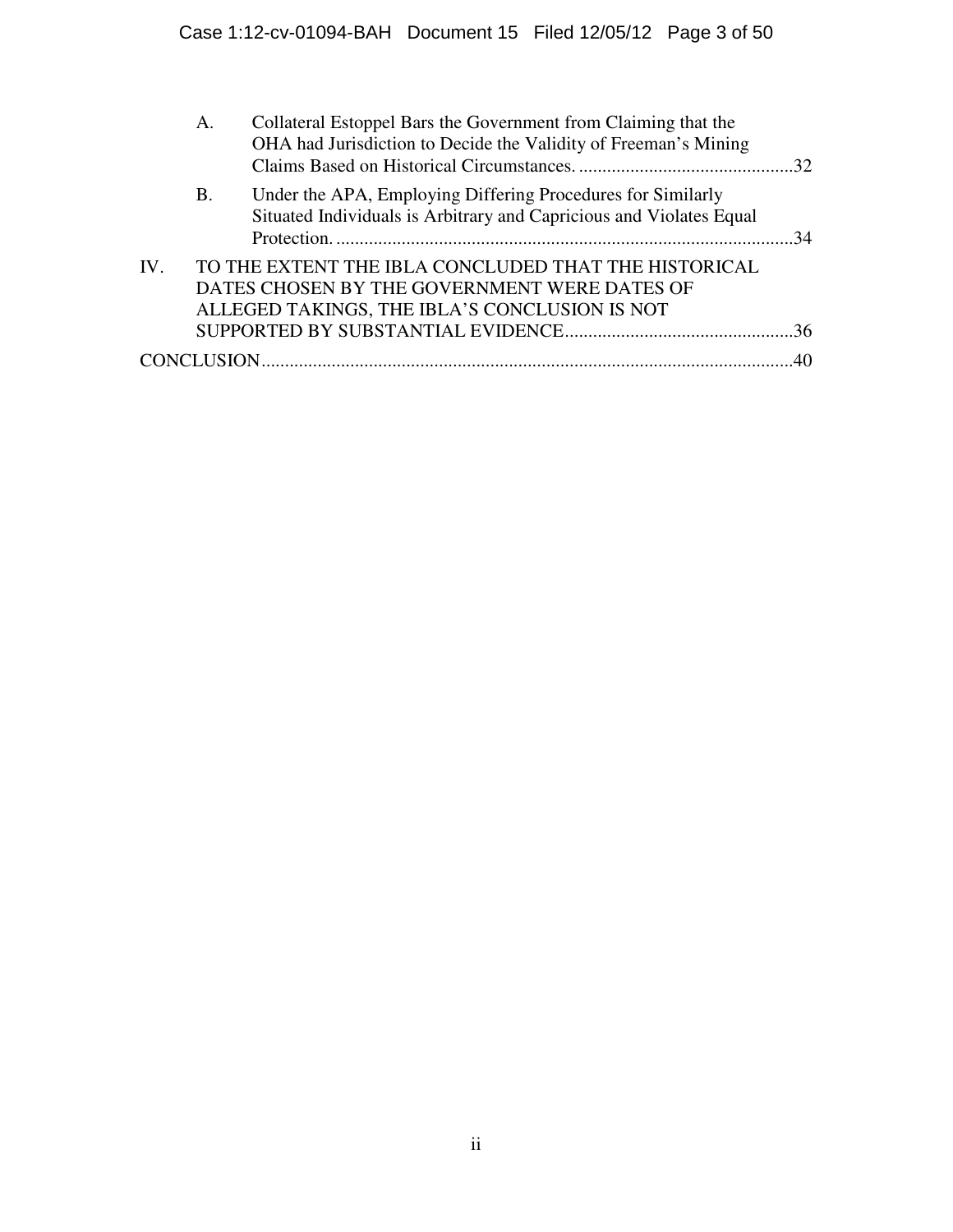A. Collateral Estoppel Bars the Government from Claiming that the OHA had Jurisdiction to Decide the Validity of Freeman's Mining Claims Based on Historical Circumstances. ............................................32

B. Under the APA, Employing Differing Procedures for Similarly Situated Individuals is Arbitrary and Capricious and Violates Equal Protection. ..................................................................................................34

IV. TO THE EXTENT THE IBLA CONCLUDED THAT THE HISTORICAL DATES CHOSEN BY THE GOVERNMENT WERE DATES OF ALLEGED TAKINGS, THE IBLA'S CONCLUSION IS NOT SUPPORTED BY SUBSTANTIAL EVIDENCE................................................36

CONCLUSION.................................................................................................................40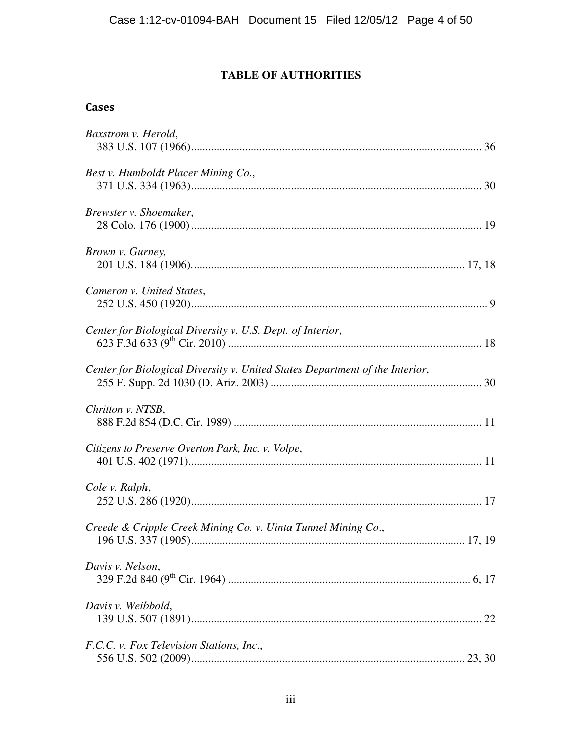# TABLE OF AUTHORITIES

## Cases

*Baxstrom v. Herold*,
383 U.S. 107 (1966) ........................................................................................................ 36

*Best v. Humboldt Placer Mining Co.*,
371 U.S. 334 (1963) ........................................................................................................ 30

*Brewster v. Shoemaker*,
28 Colo. 176 (1900) ........................................................................................................ 19

*Brown v. Gurney,*
201 U.S. 184 (1906) .................................................................................................. 17, 18

*Cameron v. United States*,
252 U.S. 450 (1920) .......................................................................................................... 9

*Center for Biological Diversity v. U.S. Dept. of Interior*,
623 F.3d 633 (9th Cir. 2010) ........................................................................................... 18

*Center for Biological Diversity v. United States Department of the Interior*,
255 F. Supp. 2d 1030 (D. Ariz. 2003) ............................................................................ 30

*Chritton v. NTSB*,
888 F.2d 854 (D.C. Cir. 1989) ........................................................................................ 11

*Citizens to Preserve Overton Park, Inc. v. Volpe*,
401 U.S. 402 (1971) ........................................................................................................ 11

*Cole v. Ralph*,
252 U.S. 286 (1920) ........................................................................................................ 17

*Creede & Cripple Creek Mining Co. v. Uinta Tunnel Mining Co.*,
196 U.S. 337 (1905) .................................................................................................. 17, 19

*Davis v. Nelson*,
329 F.2d 840 (9th Cir. 1964) ....................................................................................... 6, 17

*Davis v. Weibbold*,
139 U.S. 507 (1891) ........................................................................................................ 22

*F.C.C. v. Fox Television Stations, Inc.*,
556 U.S. 502 (2009) .................................................................................................. 23, 30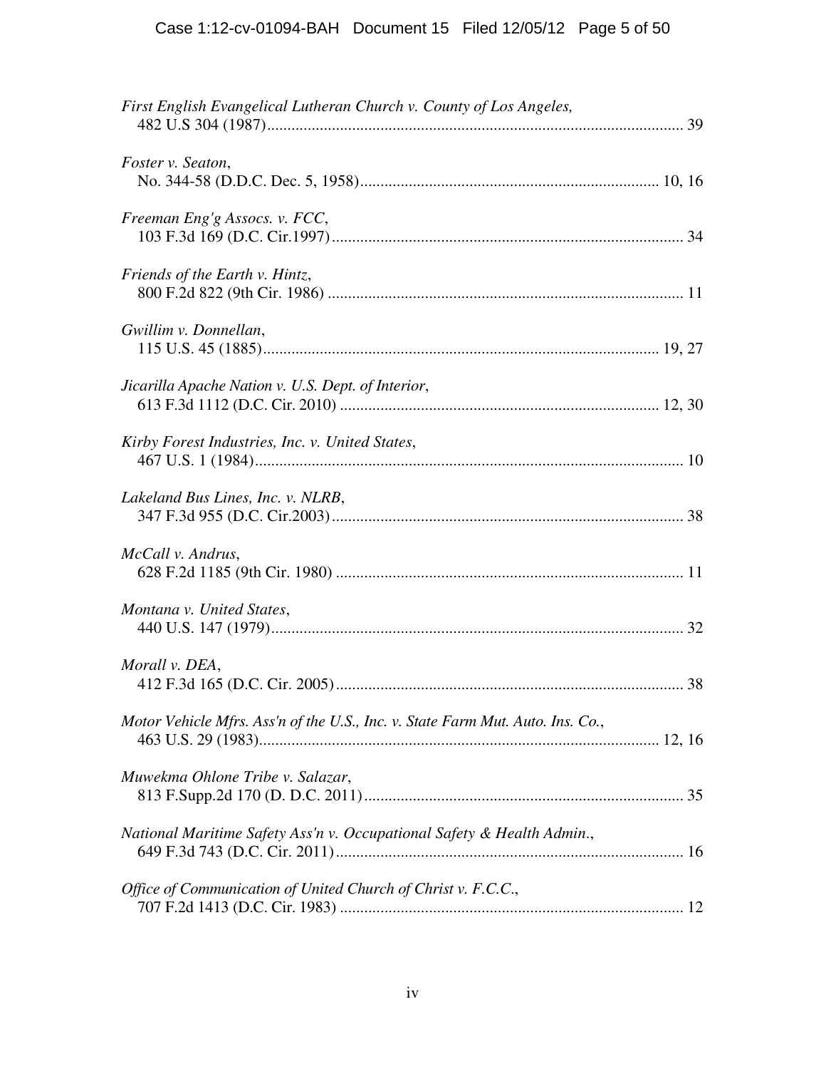*First English Evangelical Lutheran Church v. County of Los Angeles*,
482 U.S 304 (1987)........................................................................................................ 39

*Foster v. Seaton*,
No. 344-58 (D.D.C. Dec. 5, 1958).......................................................................... 10, 16

*Freeman Eng'g Assocs. v. FCC*,
103 F.3d 169 (D.C. Cir.1997)....................................................................................... 34

*Friends of the Earth v. Hintz*,
800 F.2d 822 (9th Cir. 1986) ........................................................................................ 11

*Gwillim v. Donnellan*,
115 U.S. 45 (1885).................................................................................................. 19, 27

*Jicarilla Apache Nation v. U.S. Dept. of Interior*,
613 F.3d 1112 (D.C. Cir. 2010) ............................................................................... 12, 30

*Kirby Forest Industries, Inc. v. United States*,
467 U.S. 1 (1984)........................................................................................................... 10

*Lakeland Bus Lines, Inc. v. NLRB*,
347 F.3d 955 (D.C. Cir.2003)....................................................................................... 38

*McCall v. Andrus*,
628 F.2d 1185 (9th Cir. 1980) ...................................................................................... 11

*Montana v. United States*,
440 U.S. 147 (1979)...................................................................................................... 32

*Morall v. DEA*,
412 F.3d 165 (D.C. Cir. 2005)...................................................................................... 38

*Motor Vehicle Mfrs. Ass'n of the U.S., Inc. v. State Farm Mut. Auto. Ins. Co.*,
463 U.S. 29 (1983)................................................................................................... 12, 16

*Muwekma Ohlone Tribe v. Salazar*,
813 F.Supp.2d 170 (D. D.C. 2011)............................................................................... 35

*National Maritime Safety Ass'n v. Occupational Safety & Health Admin.*,
649 F.3d 743 (D.C. Cir. 2011)...................................................................................... 16

*Office of Communication of United Church of Christ v. F.C.C.*,
707 F.2d 1413 (D.C. Cir. 1983) ..................................................................................... 12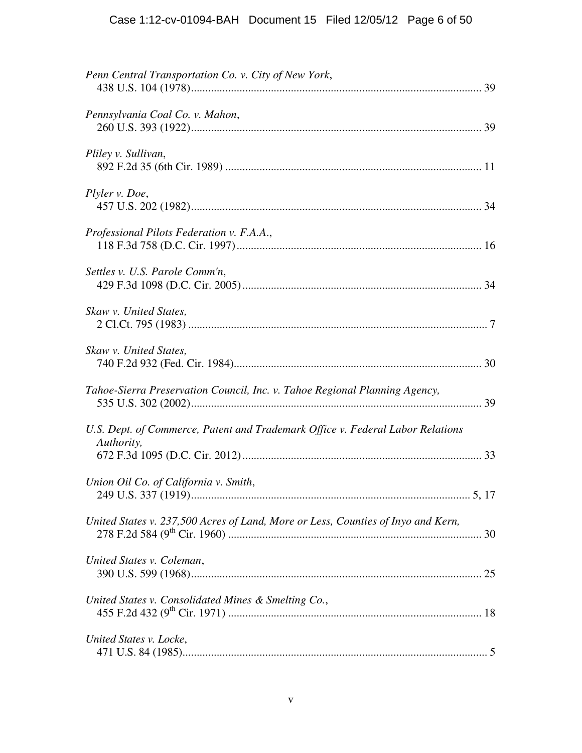*Penn Central Transportation Co. v. City of New York*,
438 U.S. 104 (1978)........................................................................................................ 39

*Pennsylvania Coal Co. v. Mahon*,
260 U.S. 393 (1922)........................................................................................................ 39

*Pliley v. Sullivan*,
892 F.2d 35 (6th Cir. 1989) ............................................................................................ 11

*Plyler v. Doe*,
457 U.S. 202 (1982)........................................................................................................ 34

*Professional Pilots Federation v. F.A.A.*,
118 F.3d 758 (D.C. Cir. 1997)........................................................................................ 16

*Settles v. U.S. Parole Comm'n*,
429 F.3d 1098 (D.C. Cir. 2005)...................................................................................... 34

*Skaw v. United States,*
2 Cl.Ct. 795 (1983) ........................................................................................................... 7

*Skaw v. United States,*
740 F.2d 932 (Fed. Cir. 1984)......................................................................................... 30

*Tahoe-Sierra Preservation Council, Inc. v. Tahoe Regional Planning Agency,*
535 U.S. 302 (2002)........................................................................................................ 39

*U.S. Dept. of Commerce, Patent and Trademark Office v. Federal Labor Relations Authority,*
672 F.3d 1095 (D.C. Cir. 2012)...................................................................................... 33

*Union Oil Co. of California v. Smith*,
249 U.S. 337 (1919).................................................................................................. 5, 17

*United States v. 237,500 Acres of Land, More or Less, Counties of Inyo and Kern,*
278 F.2d 584 (9th Cir. 1960) .......................................................................................... 30

*United States v. Coleman*,
390 U.S. 599 (1968)........................................................................................................ 25

*United States v. Consolidated Mines & Smelting Co.*,
455 F.2d 432 (9th Cir. 1971) .......................................................................................... 18

*United States v. Locke*,
471 U.S. 84 (1985)............................................................................................................ 5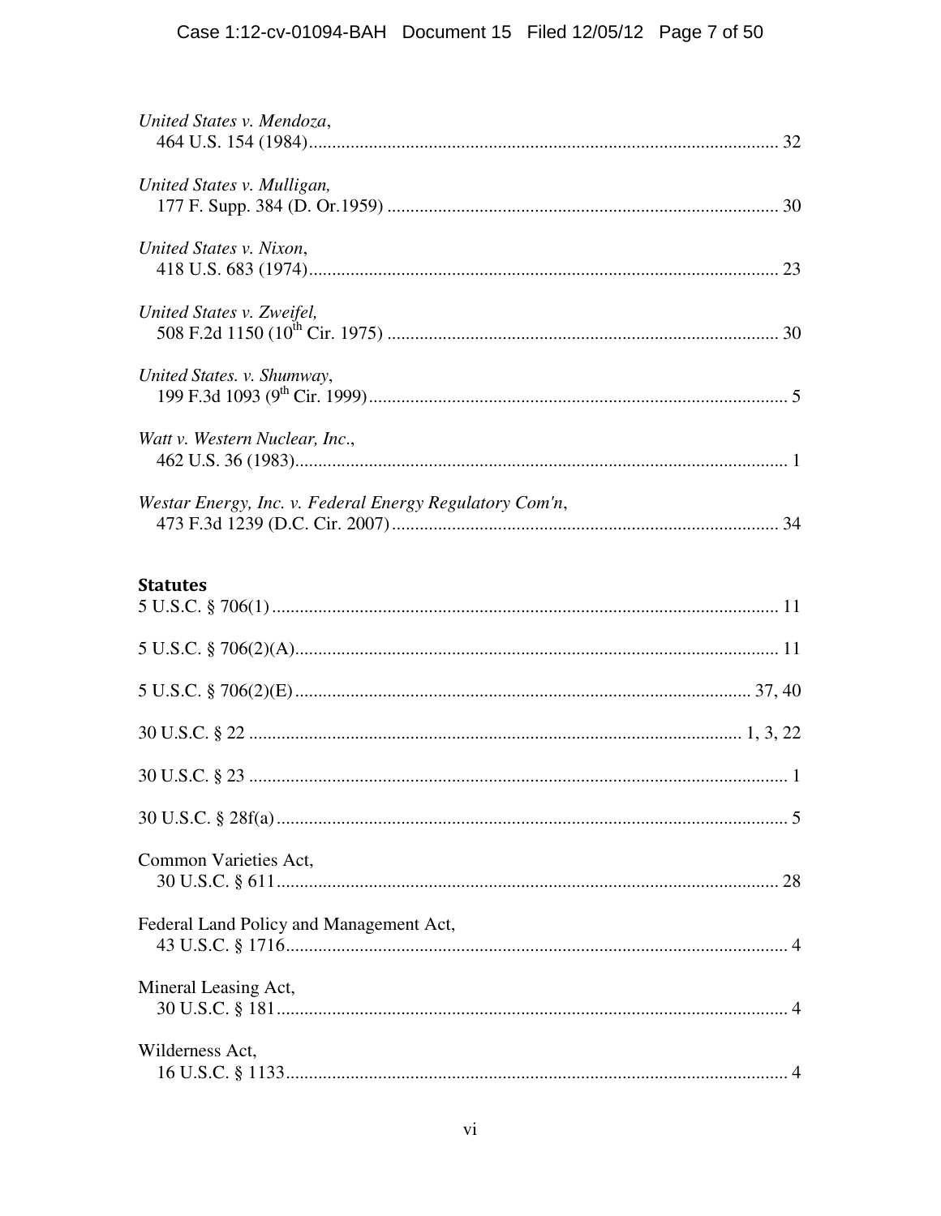*United States v. Mendoza*,
464 U.S. 154 (1984)........................................................................................................ 32

*United States v. Mulligan,*
177 F. Supp. 384 (D. Or.1959) ..................................................................................... 30

*United States v. Nixon*,
418 U.S. 683 (1974)........................................................................................................ 23

*United States v. Zweifel,*
508 F.2d 1150 (10th Cir. 1975) ..................................................................................... 30

*United States. v. Shumway*,
199 F.3d 1093 (9th Cir. 1999)........................................................................................... 5

*Watt v. Western Nuclear, Inc*.,
462 U.S. 36 (1983)............................................................................................................ 1

*Westar Energy, Inc. v. Federal Energy Regulatory Com'n*,
473 F.3d 1239 (D.C. Cir. 2007)..................................................................................... 34

**Statutes**

5 U.S.C. § 706(1).............................................................................................................. 11

5 U.S.C. § 706(2)(A)......................................................................................................... 11

5 U.S.C. § 706(2)(E).................................................................................................. 37, 40

30 U.S.C. § 22 ............................................................................................................ 1, 3, 22

30 U.S.C. § 23 ..................................................................................................................... 1

30 U.S.C. § 28f(a)............................................................................................................... 5

Common Varieties Act,
30 U.S.C. § 611.............................................................................................................. 28

Federal Land Policy and Management Act,
43 U.S.C. § 1716............................................................................................................. 4

Mineral Leasing Act,
30 U.S.C. § 181............................................................................................................... 4

Wilderness Act,
16 U.S.C. § 1133............................................................................................................. 4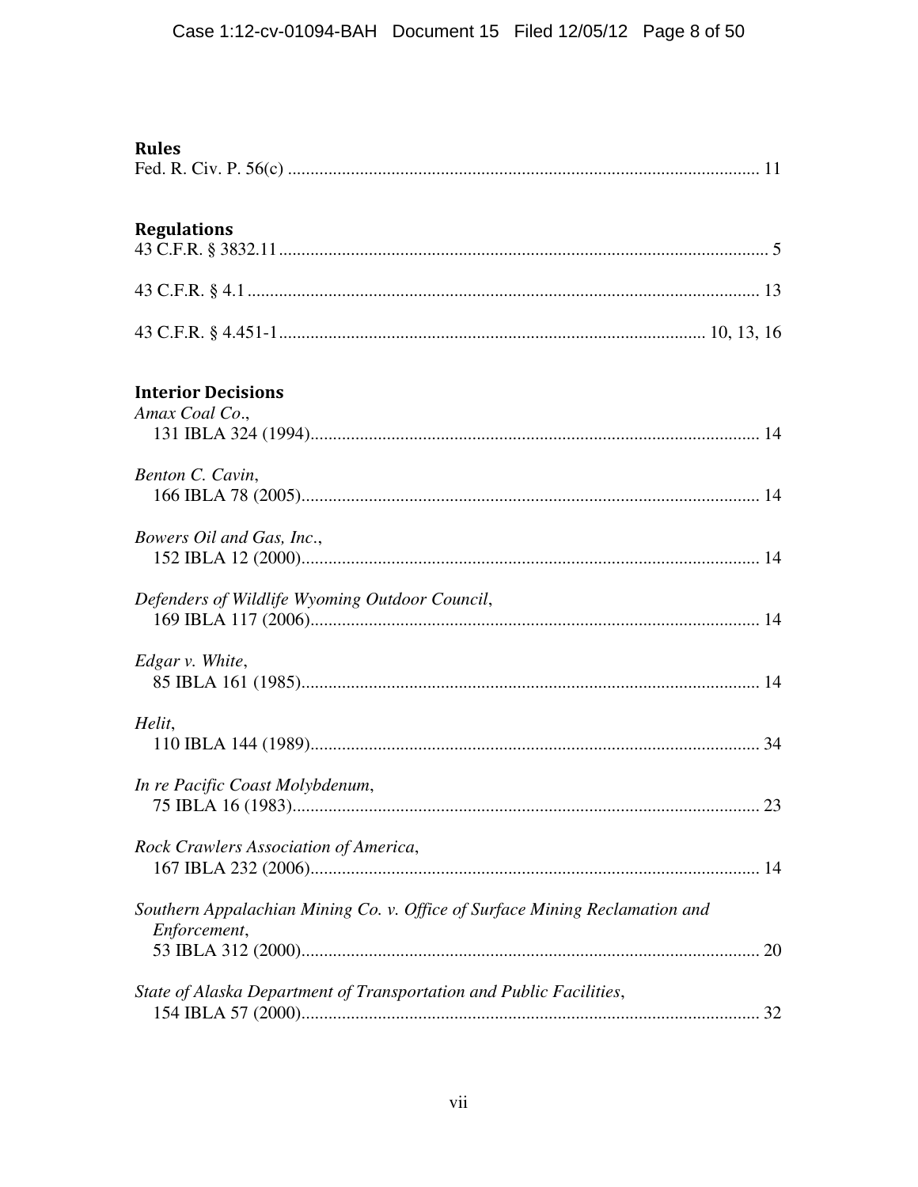## Rules

Fed. R. Civ. P. 56(c) ........................................................................................................ 11

## Regulations

43 C.F.R. § 3832.11 ........................................................................................................... 5

43 C.F.R. § 4.1 ................................................................................................................ 13

43 C.F.R. § 4.451-1 ............................................................................................ 10, 13, 16

## Interior Decisions

*Amax Coal Co.*,
131 IBLA 324 (1994) ................................................................................................... 14

*Benton C. Cavin*,
166 IBLA 78 (2005) ..................................................................................................... 14

*Bowers Oil and Gas, Inc.*,
152 IBLA 12 (2000) ..................................................................................................... 14

*Defenders of Wildlife Wyoming Outdoor Council*,
169 IBLA 117 (2006) ................................................................................................... 14

*Edgar v. White*,
85 IBLA 161 (1985) ..................................................................................................... 14

*Helit*,
110 IBLA 144 (1989) ................................................................................................... 34

*In re Pacific Coast Molybdenum*,
75 IBLA 16 (1983) ....................................................................................................... 23

*Rock Crawlers Association of America*,
167 IBLA 232 (2006) ................................................................................................... 14

*Southern Appalachian Mining Co. v. Office of Surface Mining Reclamation and Enforcement*,
53 IBLA 312 (2000) ..................................................................................................... 20

*State of Alaska Department of Transportation and Public Facilities*,
154 IBLA 57 (2000) ..................................................................................................... 32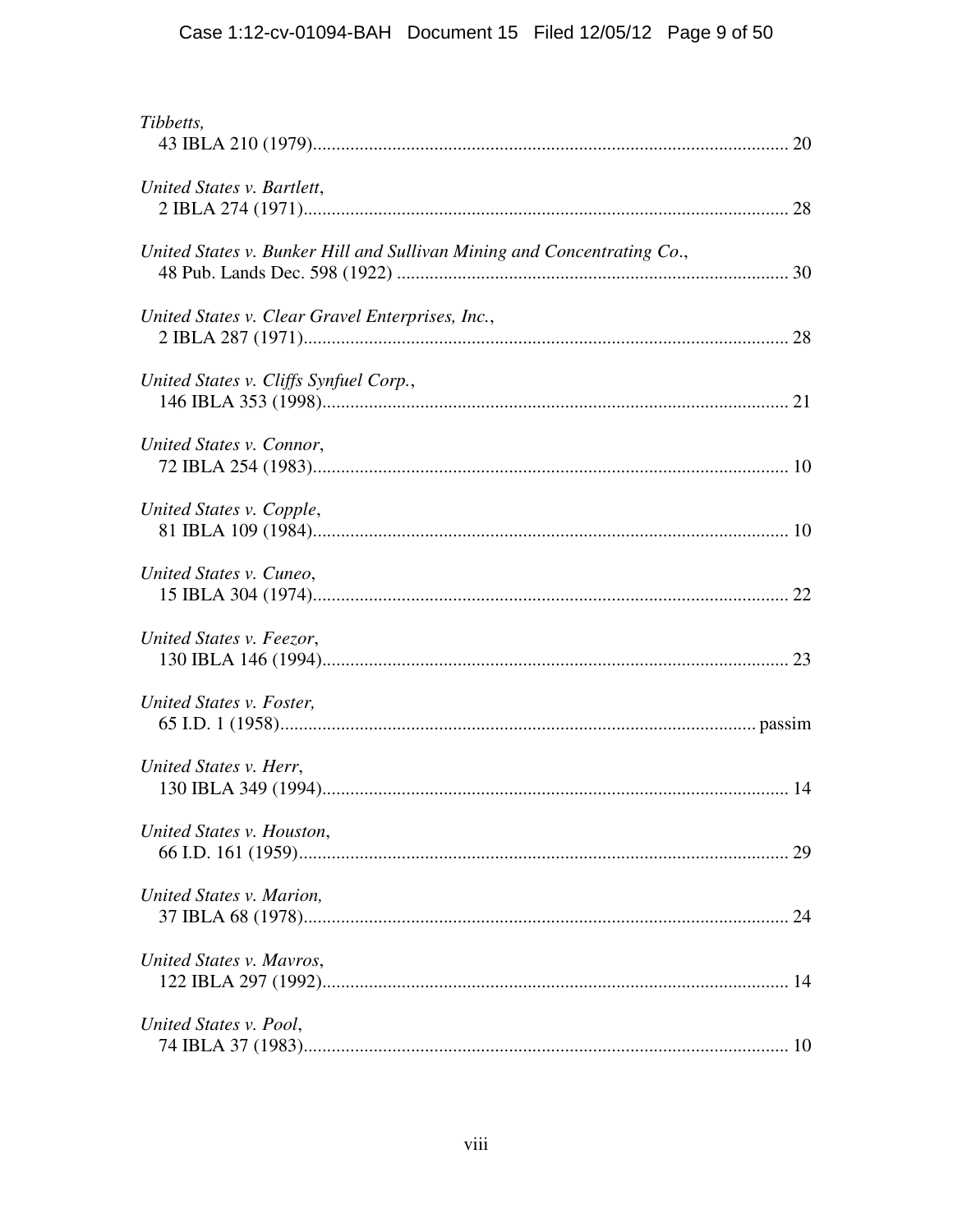*Tibbetts*,
43 IBLA 210 (1979)........................................................................................................ 20

*United States v. Bartlett*,
2 IBLA 274 (1971)........................................................................................................ 28

*United States v. Bunker Hill and Sullivan Mining and Concentrating Co*.,
48 Pub. Lands Dec. 598 (1922) .................................................................................... 30

*United States v. Clear Gravel Enterprises, Inc.*,
2 IBLA 287 (1971)........................................................................................................ 28

*United States v. Cliffs Synfuel Corp.*,
146 IBLA 353 (1998).................................................................................................... 21

*United States v. Connor*,
72 IBLA 254 (1983)...................................................................................................... 10

*United States v. Copple*,
81 IBLA 109 (1984)...................................................................................................... 10

*United States v. Cuneo*,
15 IBLA 304 (1974)...................................................................................................... 22

*United States v. Feezor*,
130 IBLA 146 (1994).................................................................................................... 23

*United States v. Foster*,
65 I.D. 1 (1958)...................................................................................................... passim

*United States v. Herr*,
130 IBLA 349 (1994).................................................................................................... 14

*United States v. Houston*,
66 I.D. 161 (1959)......................................................................................................... 29

*United States v. Marion*,
37 IBLA 68 (1978)........................................................................................................ 24

*United States v. Mavros*,
122 IBLA 297 (1992).................................................................................................... 14

*United States v. Pool*,
74 IBLA 37 (1983)........................................................................................................ 10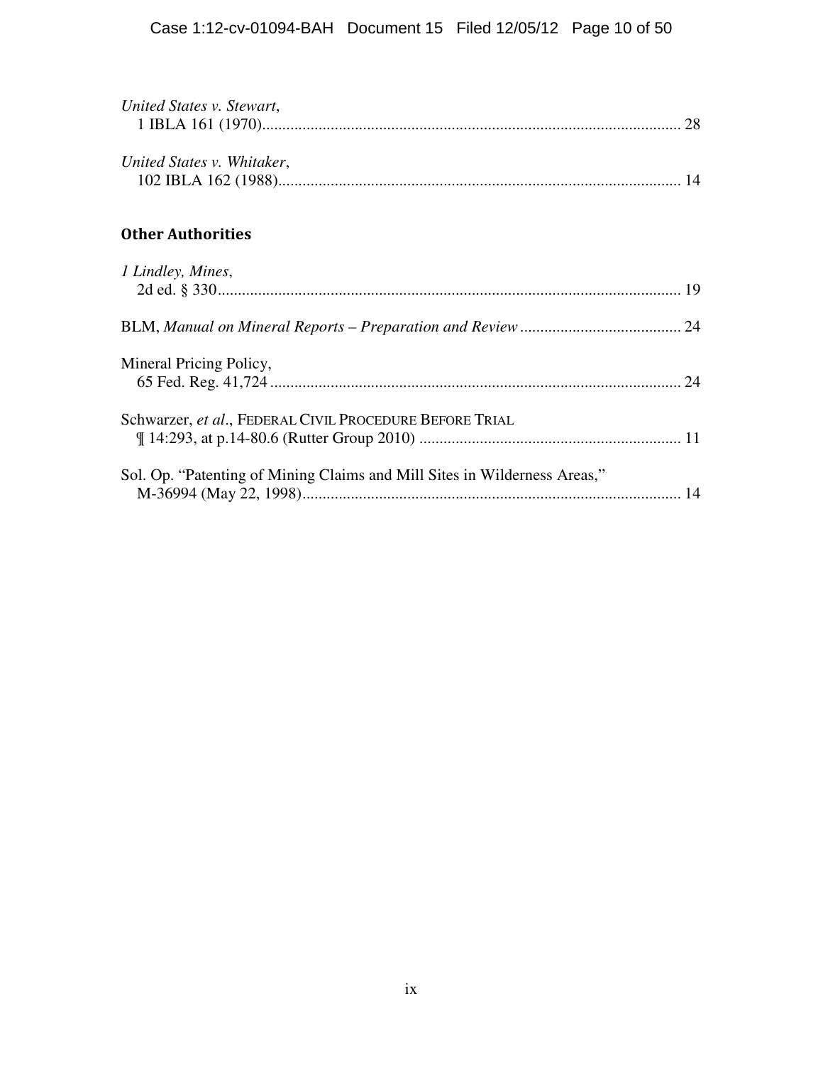*United States v. Stewart*,
1 IBLA 161 (1970)........................................................................................................ 28

*United States v. Whitaker*,
102 IBLA 162 (1988).................................................................................................... 14

## Other Authorities

*1 Lindley, Mines*,
2d ed. § 330.................................................................................................................. 19

BLM, *Manual on Mineral Reports – Preparation and Review* ........................................ 24

Mineral Pricing Policy,
65 Fed. Reg. 41,724 ..................................................................................................... 24

Schwarzer, *et al*., FEDERAL CIVIL PROCEDURE BEFORE TRIAL
¶ 14:293, at p.14-80.6 (Rutter Group 2010) ................................................................ 11

Sol. Op. "Patenting of Mining Claims and Mill Sites in Wilderness Areas,"
M-36994 (May 22, 1998).............................................................................................. 14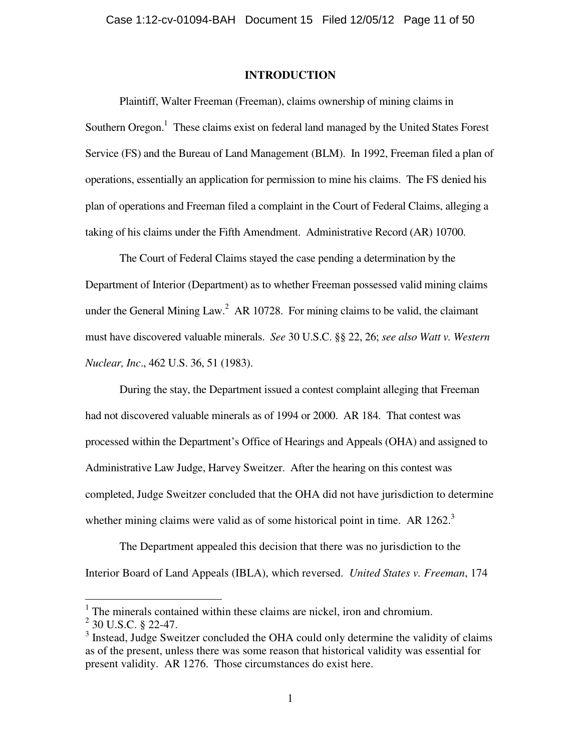## INTRODUCTION

Plaintiff, Walter Freeman (Freeman), claims ownership of mining claims in Southern Oregon.[1] These claims exist on federal land managed by the United States Forest Service (FS) and the Bureau of Land Management (BLM). In 1992, Freeman filed a plan of operations, essentially an application for permission to mine his claims. The FS denied his plan of operations and Freeman filed a complaint in the Court of Federal Claims, alleging a taking of his claims under the Fifth Amendment. Administrative Record (AR) 10700.

The Court of Federal Claims stayed the case pending a determination by the Department of Interior (Department) as to whether Freeman possessed valid mining claims under the General Mining Law.[2] AR 10728. For mining claims to be valid, the claimant must have discovered valuable minerals. *See* 30 U.S.C. §§ 22, 26; *see also Watt v. Western Nuclear, Inc*., 462 U.S. 36, 51 (1983).

During the stay, the Department issued a contest complaint alleging that Freeman had not discovered valuable minerals as of 1994 or 2000. AR 184. That contest was processed within the Department's Office of Hearings and Appeals (OHA) and assigned to Administrative Law Judge, Harvey Sweitzer. After the hearing on this contest was completed, Judge Sweitzer concluded that the OHA did not have jurisdiction to determine whether mining claims were valid as of some historical point in time. AR 1262.[3]

The Department appealed this decision that there was no jurisdiction to the Interior Board of Land Appeals (IBLA), which reversed. *United States v. Freeman*, 174

---

[1] The minerals contained within these claims are nickel, iron and chromium.

[2] 30 U.S.C. § 22-47.

[3] Instead, Judge Sweitzer concluded the OHA could only determine the validity of claims as of the present, unless there was some reason that historical validity was essential for present validity. AR 1276. Those circumstances do exist here.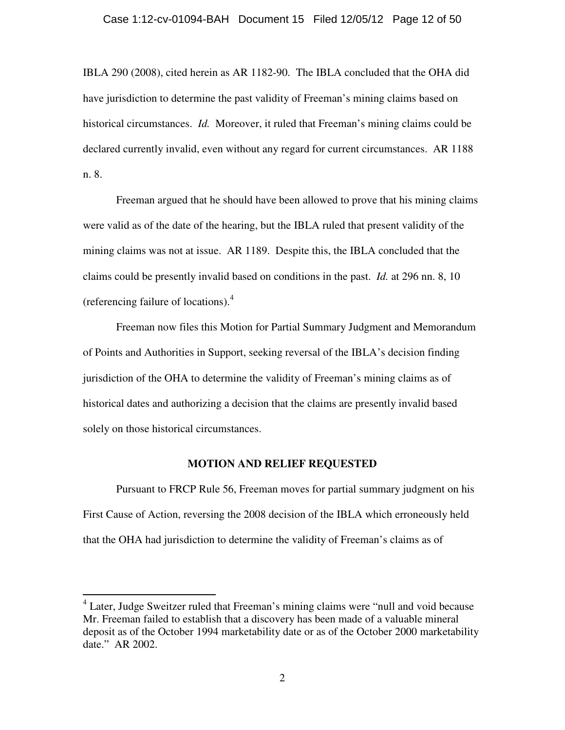IBLA 290 (2008), cited herein as AR 1182-90. The IBLA concluded that the OHA did have jurisdiction to determine the past validity of Freeman's mining claims based on historical circumstances. *Id.* Moreover, it ruled that Freeman's mining claims could be declared currently invalid, even without any regard for current circumstances. AR 1188 n. 8.

Freeman argued that he should have been allowed to prove that his mining claims were valid as of the date of the hearing, but the IBLA ruled that present validity of the mining claims was not at issue. AR 1189. Despite this, the IBLA concluded that the claims could be presently invalid based on conditions in the past. *Id.* at 296 nn. 8, 10 (referencing failure of locations).[4]

Freeman now files this Motion for Partial Summary Judgment and Memorandum of Points and Authorities in Support, seeking reversal of the IBLA's decision finding jurisdiction of the OHA to determine the validity of Freeman's mining claims as of historical dates and authorizing a decision that the claims are presently invalid based solely on those historical circumstances.

## MOTION AND RELIEF REQUESTED

Pursuant to FRCP Rule 56, Freeman moves for partial summary judgment on his First Cause of Action, reversing the 2008 decision of the IBLA which erroneously held that the OHA had jurisdiction to determine the validity of Freeman's claims as of

---

[4] Later, Judge Sweitzer ruled that Freeman's mining claims were "null and void because Mr. Freeman failed to establish that a discovery has been made of a valuable mineral deposit as of the October 1994 marketability date or as of the October 2000 marketability date." AR 2002.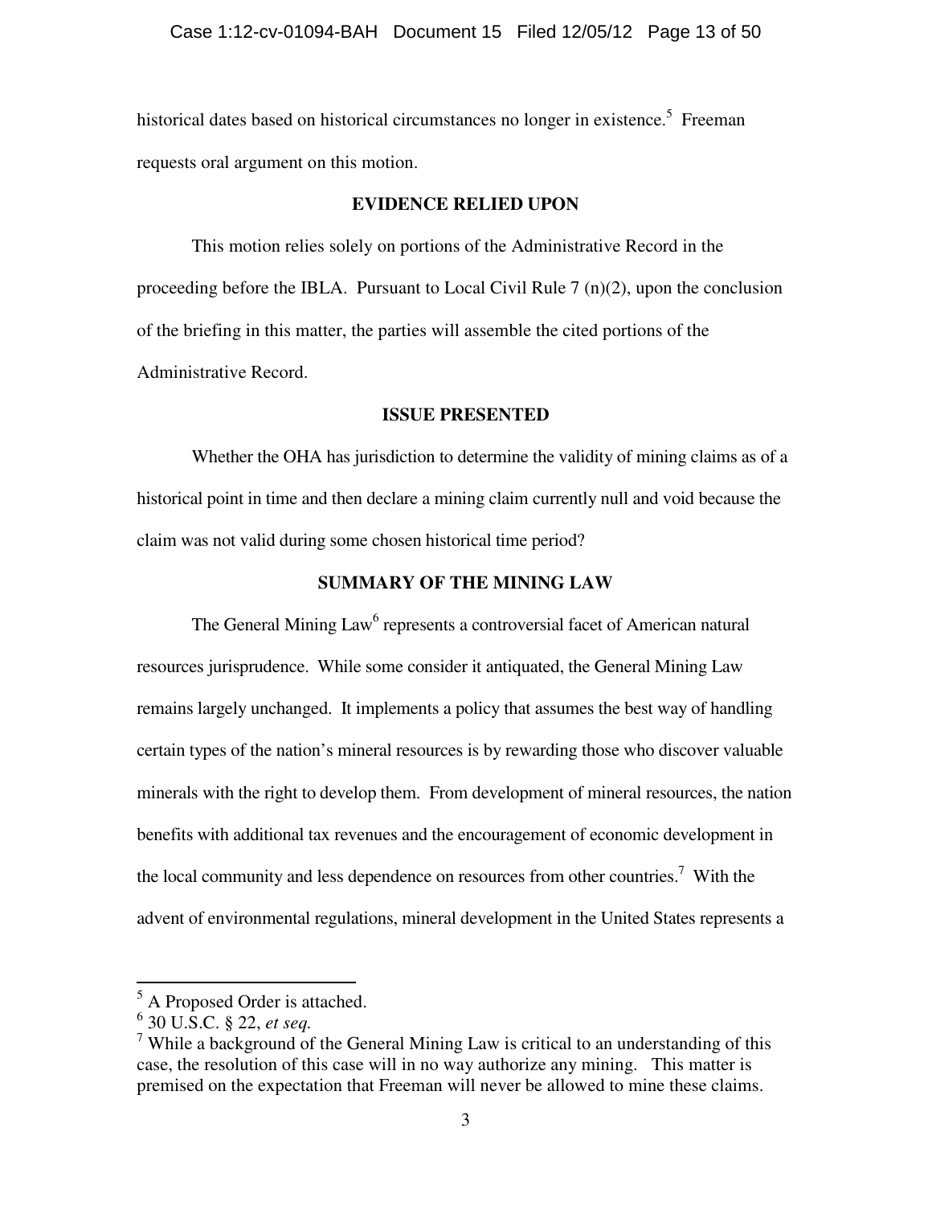historical dates based on historical circumstances no longer in existence.[5] Freeman requests oral argument on this motion.

## EVIDENCE RELIED UPON

This motion relies solely on portions of the Administrative Record in the proceeding before the IBLA. Pursuant to Local Civil Rule 7 (n)(2), upon the conclusion of the briefing in this matter, the parties will assemble the cited portions of the Administrative Record.

## ISSUE PRESENTED

Whether the OHA has jurisdiction to determine the validity of mining claims as of a historical point in time and then declare a mining claim currently null and void because the claim was not valid during some chosen historical time period?

## SUMMARY OF THE MINING LAW

The General Mining Law[6] represents a controversial facet of American natural resources jurisprudence. While some consider it antiquated, the General Mining Law remains largely unchanged. It implements a policy that assumes the best way of handling certain types of the nation's mineral resources is by rewarding those who discover valuable minerals with the right to develop them. From development of mineral resources, the nation benefits with additional tax revenues and the encouragement of economic development in the local community and less dependence on resources from other countries.[7] With the advent of environmental regulations, mineral development in the United States represents a

---

[5] A Proposed Order is attached.

[6] 30 U.S.C. § 22, *et seq.*

[7] While a background of the General Mining Law is critical to an understanding of this case, the resolution of this case will in no way authorize any mining. This matter is premised on the expectation that Freeman will never be allowed to mine these claims.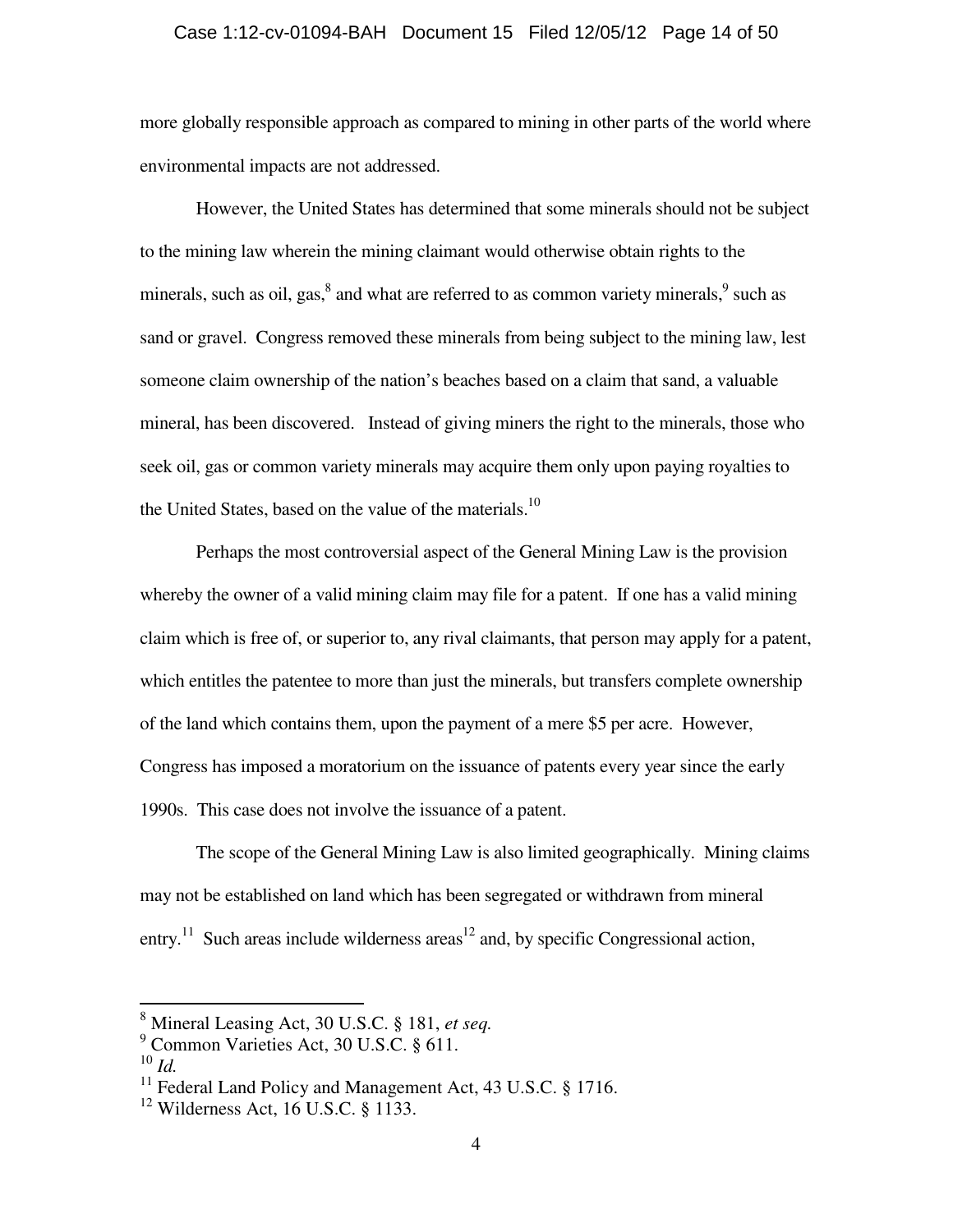more globally responsible approach as compared to mining in other parts of the world where environmental impacts are not addressed.

However, the United States has determined that some minerals should not be subject to the mining law wherein the mining claimant would otherwise obtain rights to the minerals, such as oil, gas,[8] and what are referred to as common variety minerals,[9] such as sand or gravel. Congress removed these minerals from being subject to the mining law, lest someone claim ownership of the nation's beaches based on a claim that sand, a valuable mineral, has been discovered. Instead of giving miners the right to the minerals, those who seek oil, gas or common variety minerals may acquire them only upon paying royalties to the United States, based on the value of the materials.[10]

Perhaps the most controversial aspect of the General Mining Law is the provision whereby the owner of a valid mining claim may file for a patent. If one has a valid mining claim which is free of, or superior to, any rival claimants, that person may apply for a patent, which entitles the patentee to more than just the minerals, but transfers complete ownership of the land which contains them, upon the payment of a mere $5 per acre. However, Congress has imposed a moratorium on the issuance of patents every year since the early 1990s. This case does not involve the issuance of a patent.

The scope of the General Mining Law is also limited geographically. Mining claims may not be established on land which has been segregated or withdrawn from mineral entry.[11] Such areas include wilderness areas[12] and, by specific Congressional action,

---

[8] Mineral Leasing Act, 30 U.S.C. § 181, *et seq.*

[9] Common Varieties Act, 30 U.S.C. § 611.

[10] *Id.*

[11] Federal Land Policy and Management Act, 43 U.S.C. § 1716.

[12] Wilderness Act, 16 U.S.C. § 1133.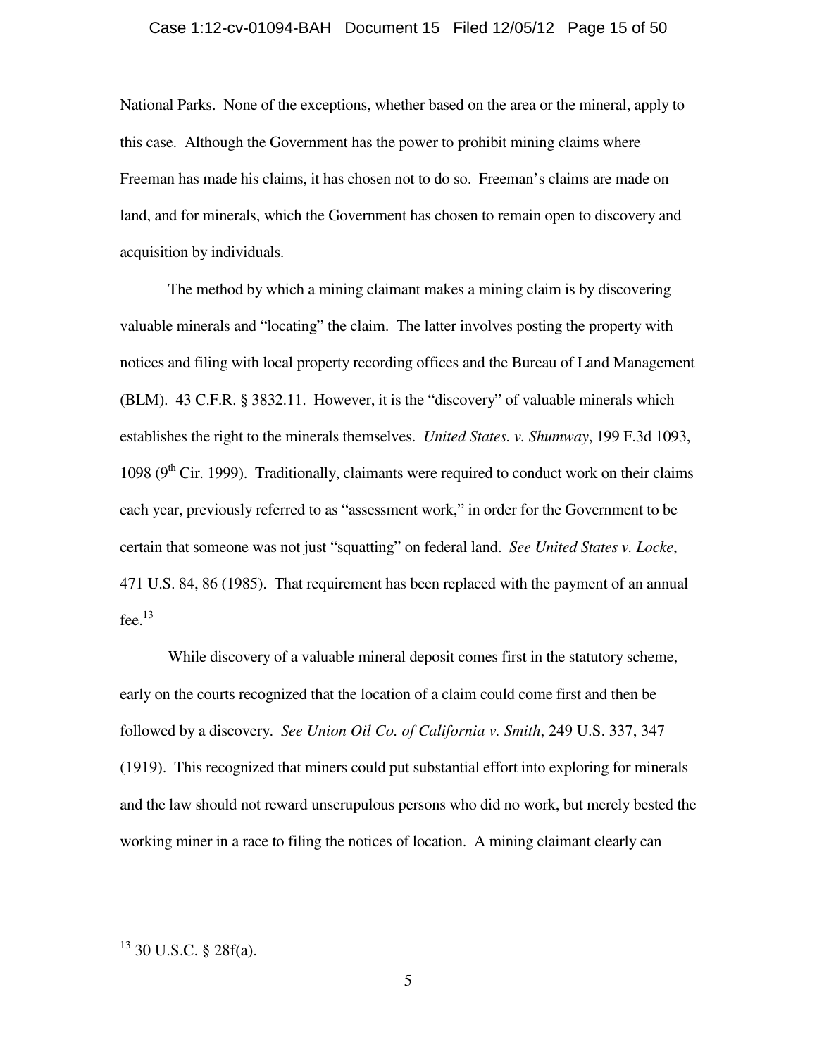National Parks. None of the exceptions, whether based on the area or the mineral, apply to this case. Although the Government has the power to prohibit mining claims where Freeman has made his claims, it has chosen not to do so. Freeman's claims are made on land, and for minerals, which the Government has chosen to remain open to discovery and acquisition by individuals.

The method by which a mining claimant makes a mining claim is by discovering valuable minerals and "locating" the claim. The latter involves posting the property with notices and filing with local property recording offices and the Bureau of Land Management (BLM). 43 C.F.R. § 3832.11. However, it is the "discovery" of valuable minerals which establishes the right to the minerals themselves. *United States. v. Shumway*, 199 F.3d 1093, 1098 (9th Cir. 1999). Traditionally, claimants were required to conduct work on their claims each year, previously referred to as "assessment work," in order for the Government to be certain that someone was not just "squatting" on federal land. *See United States v. Locke*, 471 U.S. 84, 86 (1985). That requirement has been replaced with the payment of an annual fee.[13]

While discovery of a valuable mineral deposit comes first in the statutory scheme, early on the courts recognized that the location of a claim could come first and then be followed by a discovery. *See Union Oil Co. of California v. Smith*, 249 U.S. 337, 347 (1919). This recognized that miners could put substantial effort into exploring for minerals and the law should not reward unscrupulous persons who did no work, but merely bested the working miner in a race to filing the notices of location. A mining claimant clearly can

---

[13] 30 U.S.C. § 28f(a).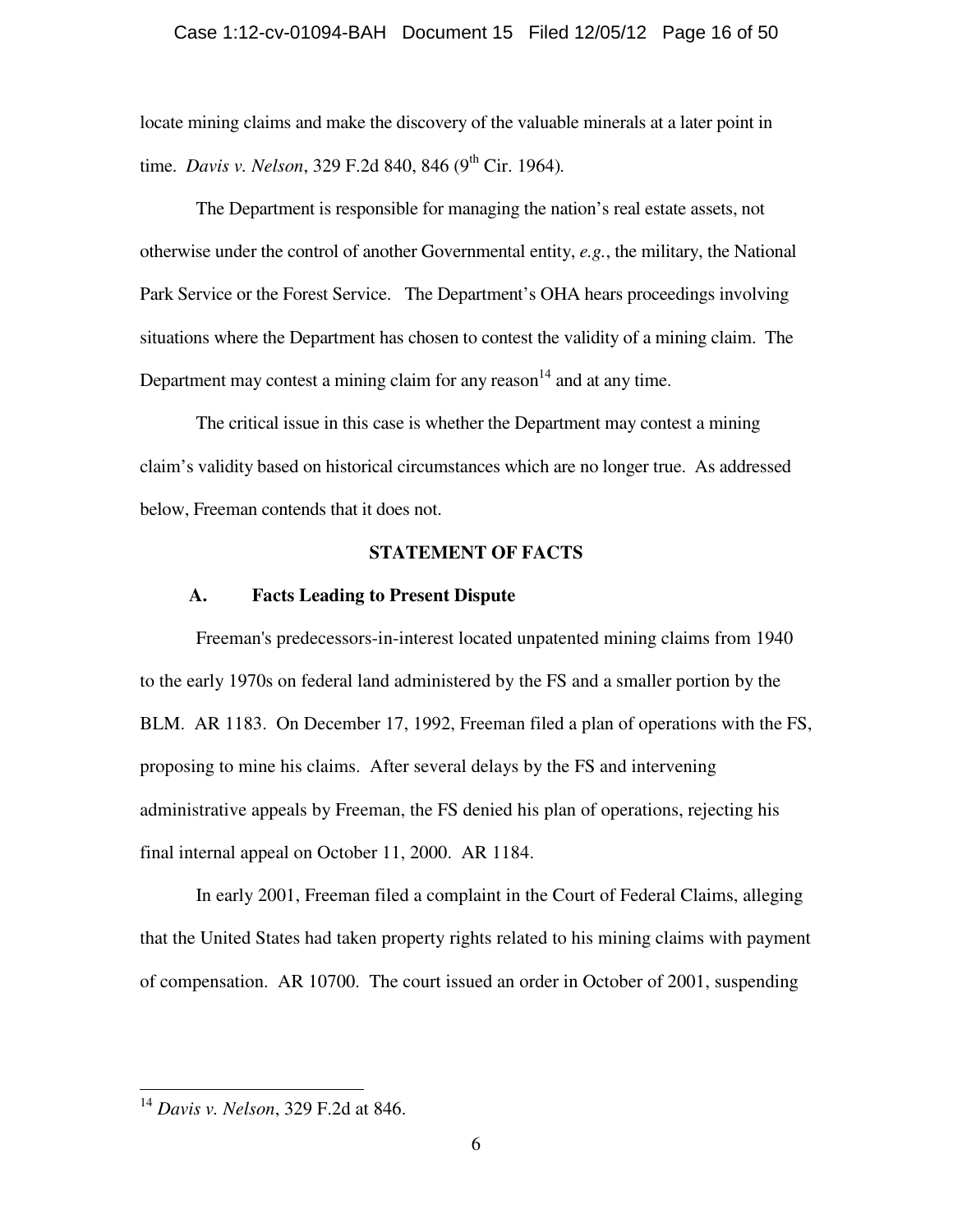locate mining claims and make the discovery of the valuable minerals at a later point in time. *Davis v. Nelson*, 329 F.2d 840, 846 (9th Cir. 1964).

The Department is responsible for managing the nation's real estate assets, not otherwise under the control of another Governmental entity, *e.g.*, the military, the National Park Service or the Forest Service. The Department's OHA hears proceedings involving situations where the Department has chosen to contest the validity of a mining claim. The Department may contest a mining claim for any reason[14] and at any time.

The critical issue in this case is whether the Department may contest a mining claim's validity based on historical circumstances which are no longer true. As addressed below, Freeman contends that it does not.

## STATEMENT OF FACTS

### A. Facts Leading to Present Dispute

Freeman's predecessors-in-interest located unpatented mining claims from 1940 to the early 1970s on federal land administered by the FS and a smaller portion by the BLM. AR 1183. On December 17, 1992, Freeman filed a plan of operations with the FS, proposing to mine his claims. After several delays by the FS and intervening administrative appeals by Freeman, the FS denied his plan of operations, rejecting his final internal appeal on October 11, 2000. AR 1184.

In early 2001, Freeman filed a complaint in the Court of Federal Claims, alleging that the United States had taken property rights related to his mining claims with payment of compensation. AR 10700. The court issued an order in October of 2001, suspending

---

[14] *Davis v. Nelson*, 329 F.2d at 846.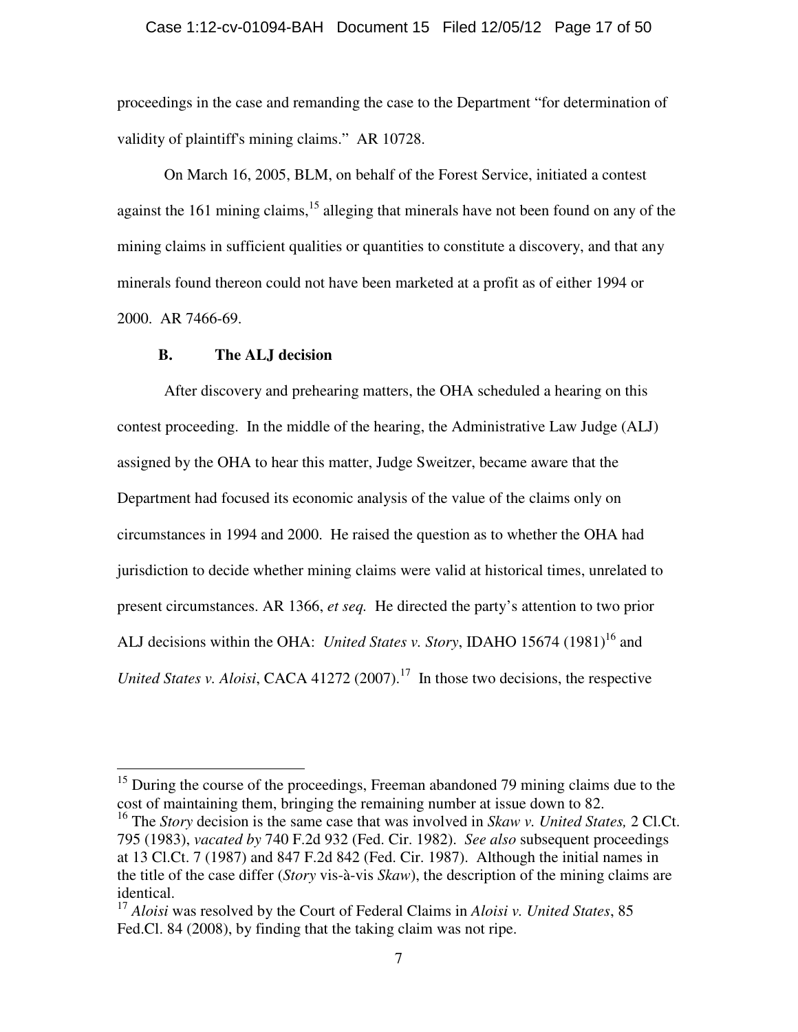proceedings in the case and remanding the case to the Department "for determination of validity of plaintiff's mining claims." AR 10728.

On March 16, 2005, BLM, on behalf of the Forest Service, initiated a contest against the 161 mining claims,[15] alleging that minerals have not been found on any of the mining claims in sufficient qualities or quantities to constitute a discovery, and that any minerals found thereon could not have been marketed at a profit as of either 1994 or 2000. AR 7466-69.

### B. The ALJ decision

After discovery and prehearing matters, the OHA scheduled a hearing on this contest proceeding. In the middle of the hearing, the Administrative Law Judge (ALJ) assigned by the OHA to hear this matter, Judge Sweitzer, became aware that the Department had focused its economic analysis of the value of the claims only on circumstances in 1994 and 2000. He raised the question as to whether the OHA had jurisdiction to decide whether mining claims were valid at historical times, unrelated to present circumstances. AR 1366, *et seq.* He directed the party's attention to two prior ALJ decisions within the OHA: *United States v. Story*, IDAHO 15674 (1981)[16] and *United States v. Aloisi*, CACA 41272 (2007).[17] In those two decisions, the respective

---

[15] During the course of the proceedings, Freeman abandoned 79 mining claims due to the cost of maintaining them, bringing the remaining number at issue down to 82.

[16] The *Story* decision is the same case that was involved in *Skaw v. United States,* 2 Cl.Ct. 795 (1983), *vacated by* 740 F.2d 932 (Fed. Cir. 1982). *See also* subsequent proceedings at 13 Cl.Ct. 7 (1987) and 847 F.2d 842 (Fed. Cir. 1987). Although the initial names in the title of the case differ (*Story* vis-à-vis *Skaw*), the description of the mining claims are identical.

[17] *Aloisi* was resolved by the Court of Federal Claims in *Aloisi v. United States*, 85 Fed.Cl. 84 (2008), by finding that the taking claim was not ripe.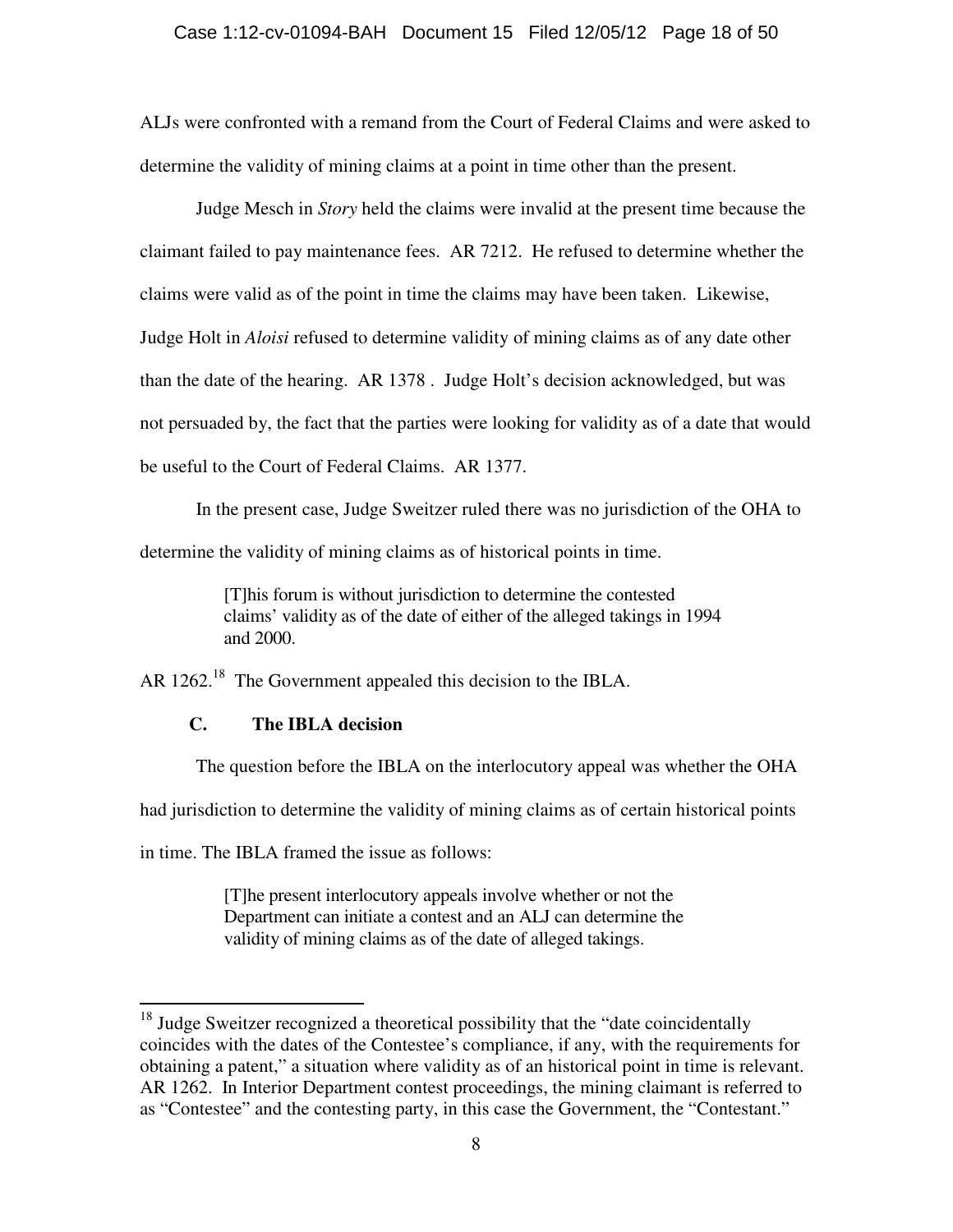ALJs were confronted with a remand from the Court of Federal Claims and were asked to determine the validity of mining claims at a point in time other than the present.

Judge Mesch in *Story* held the claims were invalid at the present time because the claimant failed to pay maintenance fees. AR 7212. He refused to determine whether the claims were valid as of the point in time the claims may have been taken. Likewise, Judge Holt in *Aloisi* refused to determine validity of mining claims as of any date other than the date of the hearing. AR 1378 . Judge Holt's decision acknowledged, but was not persuaded by, the fact that the parties were looking for validity as of a date that would be useful to the Court of Federal Claims. AR 1377.

In the present case, Judge Sweitzer ruled there was no jurisdiction of the OHA to determine the validity of mining claims as of historical points in time.

> [T]his forum is without jurisdiction to determine the contested claims' validity as of the date of either of the alleged takings in 1994 and 2000.

AR 1262.[18] The Government appealed this decision to the IBLA.

### C. The IBLA decision

The question before the IBLA on the interlocutory appeal was whether the OHA had jurisdiction to determine the validity of mining claims as of certain historical points in time. The IBLA framed the issue as follows:

> [T]he present interlocutory appeals involve whether or not the Department can initiate a contest and an ALJ can determine the validity of mining claims as of the date of alleged takings.

---

[18] Judge Sweitzer recognized a theoretical possibility that the "date coincidentally coincides with the dates of the Contestee's compliance, if any, with the requirements for obtaining a patent," a situation where validity as of an historical point in time is relevant. AR 1262. In Interior Department contest proceedings, the mining claimant is referred to as "Contestee" and the contesting party, in this case the Government, the "Contestant."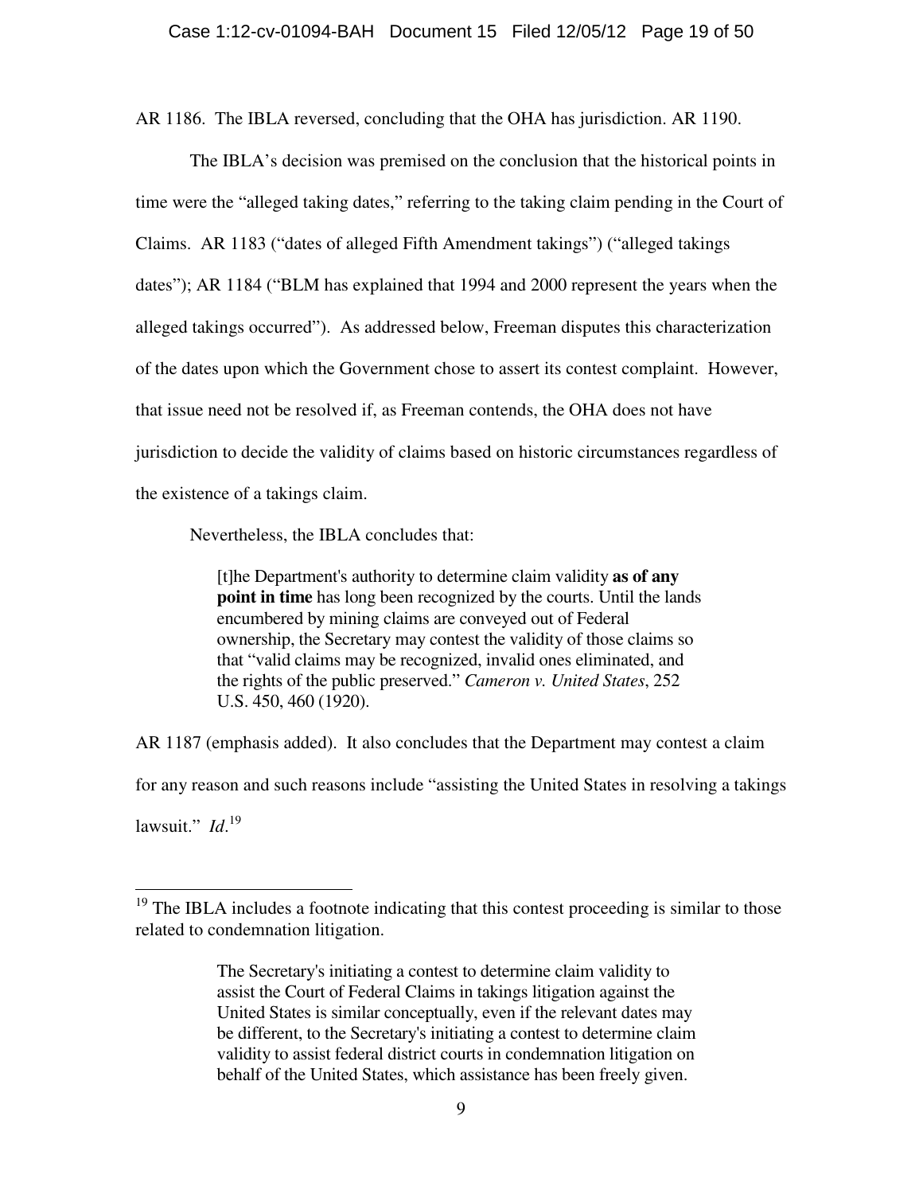AR 1186. The IBLA reversed, concluding that the OHA has jurisdiction. AR 1190.

The IBLA's decision was premised on the conclusion that the historical points in time were the "alleged taking dates," referring to the taking claim pending in the Court of Claims. AR 1183 ("dates of alleged Fifth Amendment takings") ("alleged takings dates"); AR 1184 ("BLM has explained that 1994 and 2000 represent the years when the alleged takings occurred"). As addressed below, Freeman disputes this characterization of the dates upon which the Government chose to assert its contest complaint. However, that issue need not be resolved if, as Freeman contends, the OHA does not have jurisdiction to decide the validity of claims based on historic circumstances regardless of the existence of a takings claim.

Nevertheless, the IBLA concludes that:

> [t]he Department's authority to determine claim validity **as of any point in time** has long been recognized by the courts. Until the lands encumbered by mining claims are conveyed out of Federal ownership, the Secretary may contest the validity of those claims so that "valid claims may be recognized, invalid ones eliminated, and the rights of the public preserved." *Cameron v. United States*, 252 U.S. 450, 460 (1920).

AR 1187 (emphasis added). It also concludes that the Department may contest a claim for any reason and such reasons include "assisting the United States in resolving a takings lawsuit." *Id.*[19]

---

[19] The IBLA includes a footnote indicating that this contest proceeding is similar to those related to condemnation litigation.

> The Secretary's initiating a contest to determine claim validity to assist the Court of Federal Claims in takings litigation against the United States is similar conceptually, even if the relevant dates may be different, to the Secretary's initiating a contest to determine claim validity to assist federal district courts in condemnation litigation on behalf of the United States, which assistance has been freely given.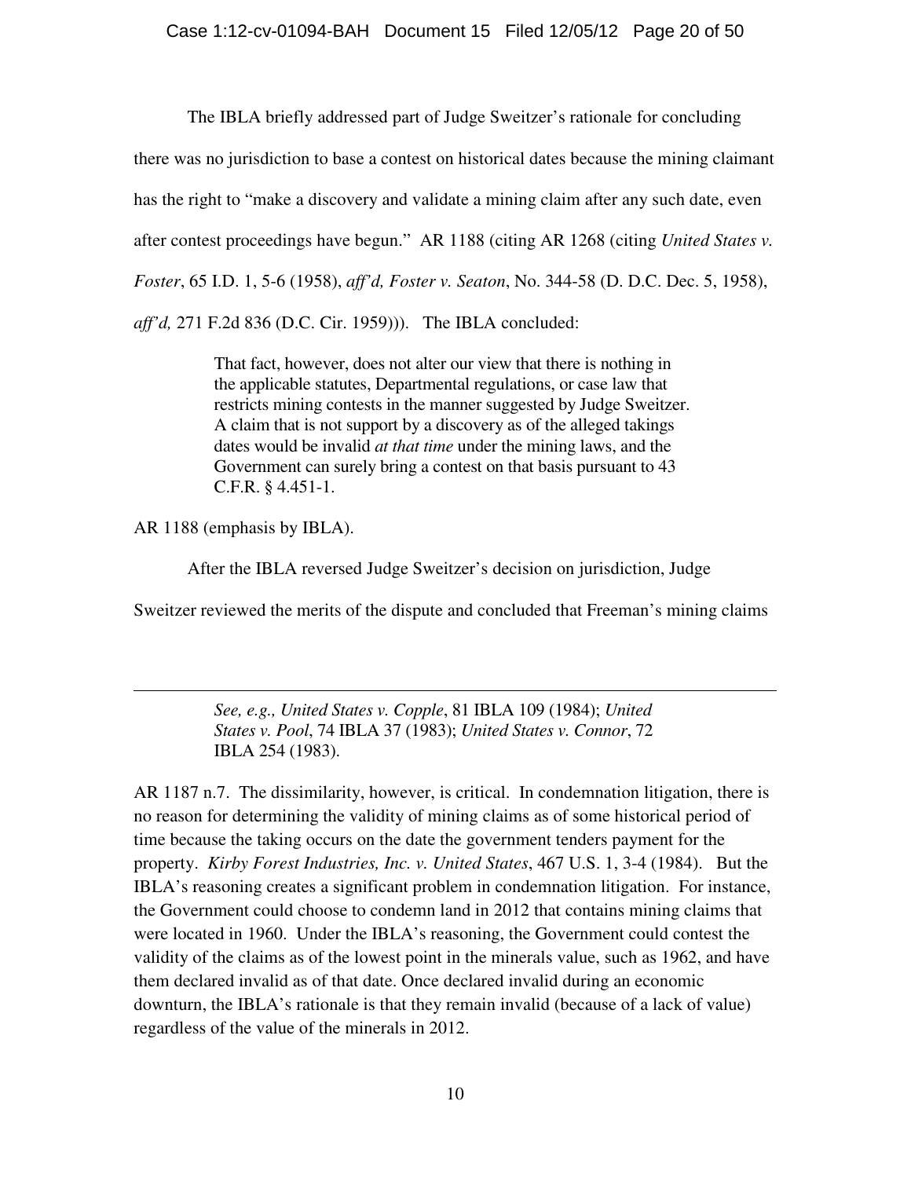The IBLA briefly addressed part of Judge Sweitzer's rationale for concluding there was no jurisdiction to base a contest on historical dates because the mining claimant has the right to "make a discovery and validate a mining claim after any such date, even after contest proceedings have begun." AR 1188 (citing AR 1268 (citing *United States v. Foster*, 65 I.D. 1, 5-6 (1958), *aff'd, Foster v. Seaton*, No. 344-58 (D. D.C. Dec. 5, 1958), *aff'd,* 271 F.2d 836 (D.C. Cir. 1959))). The IBLA concluded:

> That fact, however, does not alter our view that there is nothing in the applicable statutes, Departmental regulations, or case law that restricts mining contests in the manner suggested by Judge Sweitzer. A claim that is not support by a discovery as of the alleged takings dates would be invalid *at that time* under the mining laws, and the Government can surely bring a contest on that basis pursuant to 43 C.F.R. § 4.451-1.

AR 1188 (emphasis by IBLA).

After the IBLA reversed Judge Sweitzer's decision on jurisdiction, Judge Sweitzer reviewed the merits of the dispute and concluded that Freeman's mining claims

---

> *See, e.g., United States v. Copple*, 81 IBLA 109 (1984); *United States v. Pool*, 74 IBLA 37 (1983); *United States v. Connor*, 72 IBLA 254 (1983).

AR 1187 n.7. The dissimilarity, however, is critical. In condemnation litigation, there is no reason for determining the validity of mining claims as of some historical period of time because the taking occurs on the date the government tenders payment for the property. *Kirby Forest Industries, Inc. v. United States*, 467 U.S. 1, 3-4 (1984). But the IBLA's reasoning creates a significant problem in condemnation litigation. For instance, the Government could choose to condemn land in 2012 that contains mining claims that were located in 1960. Under the IBLA's reasoning, the Government could contest the validity of the claims as of the lowest point in the minerals value, such as 1962, and have them declared invalid as of that date. Once declared invalid during an economic downturn, the IBLA's rationale is that they remain invalid (because of a lack of value) regardless of the value of the minerals in 2012.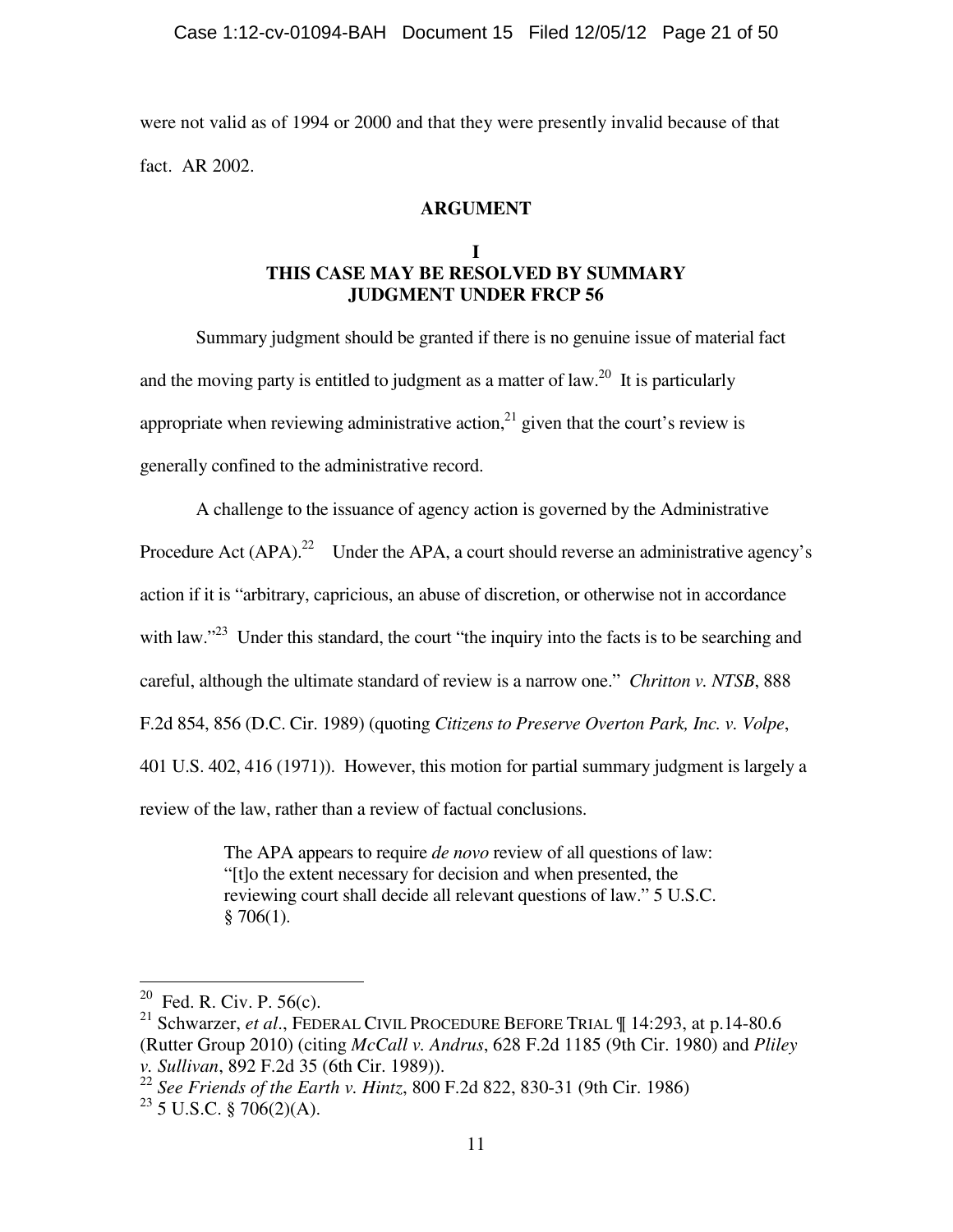were not valid as of 1994 or 2000 and that they were presently invalid because of that fact. AR 2002.

## ARGUMENT

### I
### THIS CASE MAY BE RESOLVED BY SUMMARY JUDGMENT UNDER FRCP 56

Summary judgment should be granted if there is no genuine issue of material fact and the moving party is entitled to judgment as a matter of law.[20] It is particularly appropriate when reviewing administrative action,[21] given that the court's review is generally confined to the administrative record.

A challenge to the issuance of agency action is governed by the Administrative Procedure Act (APA).[22] Under the APA, a court should reverse an administrative agency's action if it is "arbitrary, capricious, an abuse of discretion, or otherwise not in accordance with law."[23] Under this standard, the court "the inquiry into the facts is to be searching and careful, although the ultimate standard of review is a narrow one." *Chritton v. NTSB*, 888 F.2d 854, 856 (D.C. Cir. 1989) (quoting *Citizens to Preserve Overton Park, Inc. v. Volpe*, 401 U.S. 402, 416 (1971)). However, this motion for partial summary judgment is largely a review of the law, rather than a review of factual conclusions.

> The APA appears to require *de novo* review of all questions of law: "[t]o the extent necessary for decision and when presented, the reviewing court shall decide all relevant questions of law." 5 U.S.C. § 706(1).

---

[20] Fed. R. Civ. P. 56(c).

[21] Schwarzer, *et al*., FEDERAL CIVIL PROCEDURE BEFORE TRIAL ¶ 14:293, at p.14-80.6 (Rutter Group 2010) (citing *McCall v. Andrus*, 628 F.2d 1185 (9th Cir. 1980) and *Pliley v. Sullivan*, 892 F.2d 35 (6th Cir. 1989)).

[22] *See Friends of the Earth v. Hintz*, 800 F.2d 822, 830-31 (9th Cir. 1986)

[23] 5 U.S.C. § 706(2)(A).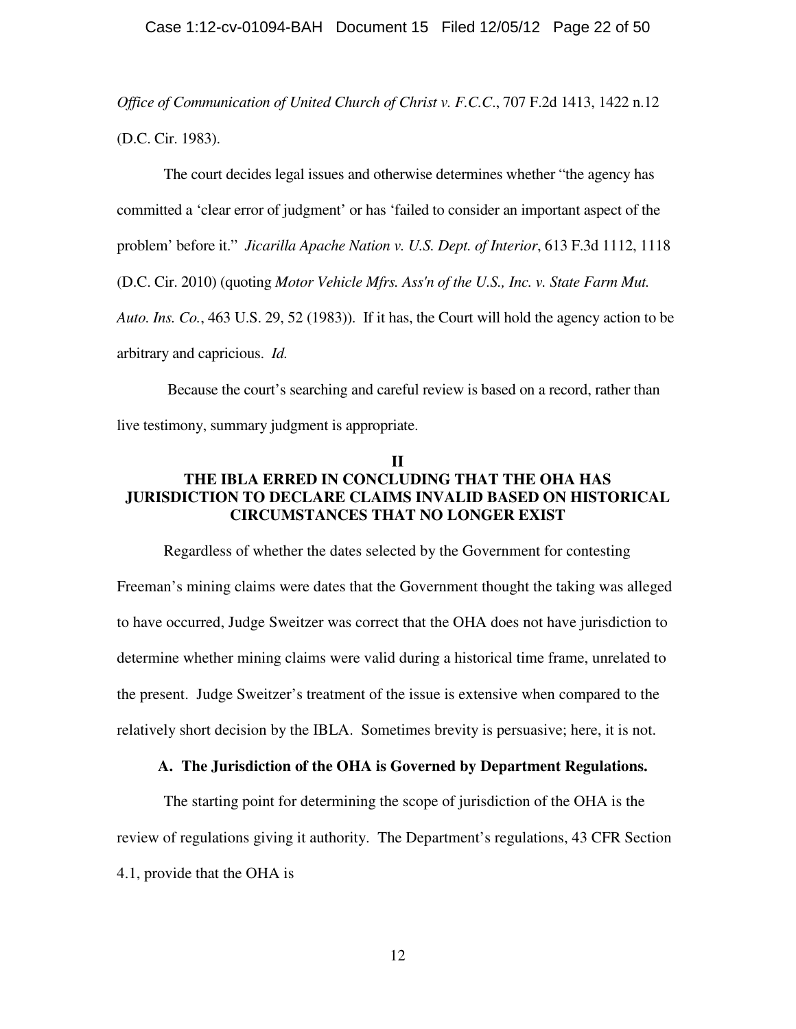*Office of Communication of United Church of Christ v. F.C.C.*, 707 F.2d 1413, 1422 n.12 (D.C. Cir. 1983).

The court decides legal issues and otherwise determines whether "the agency has committed a 'clear error of judgment' or has 'failed to consider an important aspect of the problem' before it." *Jicarilla Apache Nation v. U.S. Dept. of Interior*, 613 F.3d 1112, 1118 (D.C. Cir. 2010) (quoting *Motor Vehicle Mfrs. Ass'n of the U.S., Inc. v. State Farm Mut. Auto. Ins. Co.*, 463 U.S. 29, 52 (1983)). If it has, the Court will hold the agency action to be arbitrary and capricious. *Id.*

Because the court's searching and careful review is based on a record, rather than live testimony, summary judgment is appropriate.

## II
## THE IBLA ERRED IN CONCLUDING THAT THE OHA HAS JURISDICTION TO DECLARE CLAIMS INVALID BASED ON HISTORICAL CIRCUMSTANCES THAT NO LONGER EXIST

Regardless of whether the dates selected by the Government for contesting Freeman's mining claims were dates that the Government thought the taking was alleged to have occurred, Judge Sweitzer was correct that the OHA does not have jurisdiction to determine whether mining claims were valid during a historical time frame, unrelated to the present. Judge Sweitzer's treatment of the issue is extensive when compared to the relatively short decision by the IBLA. Sometimes brevity is persuasive; here, it is not.

### A. The Jurisdiction of the OHA is Governed by Department Regulations.

The starting point for determining the scope of jurisdiction of the OHA is the review of regulations giving it authority. The Department's regulations, 43 CFR Section 4.1, provide that the OHA is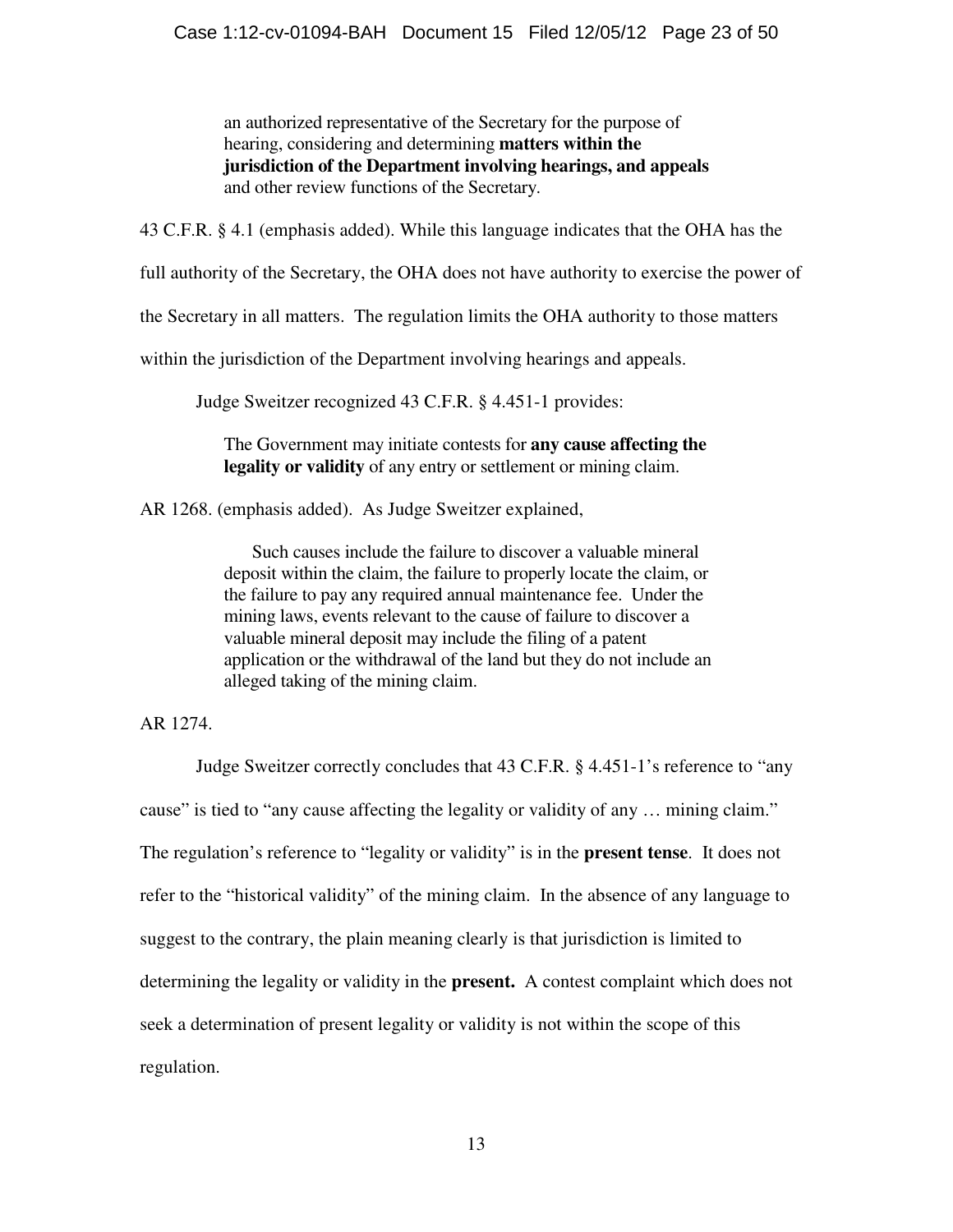> an authorized representative of the Secretary for the purpose of hearing, considering and determining **matters within the jurisdiction of the Department involving hearings, and appeals** and other review functions of the Secretary.

43 C.F.R. § 4.1 (emphasis added). While this language indicates that the OHA has the full authority of the Secretary, the OHA does not have authority to exercise the power of the Secretary in all matters. The regulation limits the OHA authority to those matters within the jurisdiction of the Department involving hearings and appeals.

Judge Sweitzer recognized 43 C.F.R. § 4.451-1 provides:

> The Government may initiate contests for **any cause affecting the legality or validity** of any entry or settlement or mining claim.

AR 1268. (emphasis added). As Judge Sweitzer explained,

> Such causes include the failure to discover a valuable mineral deposit within the claim, the failure to properly locate the claim, or the failure to pay any required annual maintenance fee. Under the mining laws, events relevant to the cause of failure to discover a valuable mineral deposit may include the filing of a patent application or the withdrawal of the land but they do not include an alleged taking of the mining claim.

AR 1274.

Judge Sweitzer correctly concludes that 43 C.F.R. § 4.451-1's reference to "any cause" is tied to "any cause affecting the legality or validity of any … mining claim." The regulation's reference to "legality or validity" is in the **present tense**. It does not refer to the "historical validity" of the mining claim. In the absence of any language to suggest to the contrary, the plain meaning clearly is that jurisdiction is limited to determining the legality or validity in the **present.** A contest complaint which does not seek a determination of present legality or validity is not within the scope of this regulation.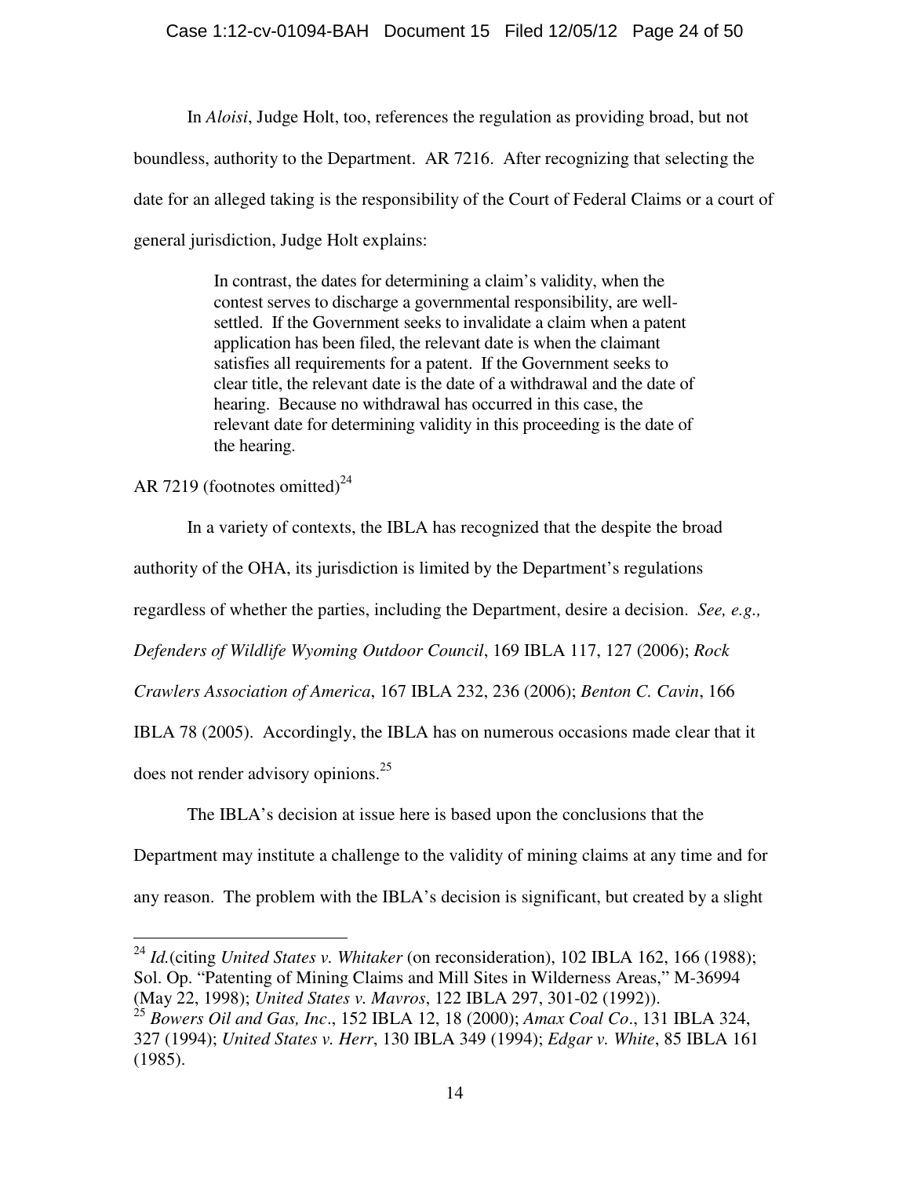In *Aloisi*, Judge Holt, too, references the regulation as providing broad, but not boundless, authority to the Department. AR 7216. After recognizing that selecting the date for an alleged taking is the responsibility of the Court of Federal Claims or a court of general jurisdiction, Judge Holt explains:

> In contrast, the dates for determining a claim's validity, when the contest serves to discharge a governmental responsibility, are well-settled. If the Government seeks to invalidate a claim when a patent application has been filed, the relevant date is when the claimant satisfies all requirements for a patent. If the Government seeks to clear title, the relevant date is the date of a withdrawal and the date of hearing. Because no withdrawal has occurred in this case, the relevant date for determining validity in this proceeding is the date of the hearing.

AR 7219 (footnotes omitted)[24]

In a variety of contexts, the IBLA has recognized that the despite the broad authority of the OHA, its jurisdiction is limited by the Department's regulations regardless of whether the parties, including the Department, desire a decision. *See, e.g., Defenders of Wildlife Wyoming Outdoor Council*, 169 IBLA 117, 127 (2006); *Rock Crawlers Association of America*, 167 IBLA 232, 236 (2006); *Benton C. Cavin*, 166 IBLA 78 (2005). Accordingly, the IBLA has on numerous occasions made clear that it does not render advisory opinions.[25]

The IBLA's decision at issue here is based upon the conclusions that the Department may institute a challenge to the validity of mining claims at any time and for any reason. The problem with the IBLA's decision is significant, but created by a slight

---

[24] *Id.*(citing *United States v. Whitaker* (on reconsideration), 102 IBLA 162, 166 (1988); Sol. Op. "Patenting of Mining Claims and Mill Sites in Wilderness Areas," M-36994 (May 22, 1998); *United States v. Mavros*, 122 IBLA 297, 301-02 (1992)).

[25] *Bowers Oil and Gas, Inc*., 152 IBLA 12, 18 (2000); *Amax Coal Co*., 131 IBLA 324, 327 (1994); *United States v. Herr*, 130 IBLA 349 (1994); *Edgar v. White*, 85 IBLA 161 (1985).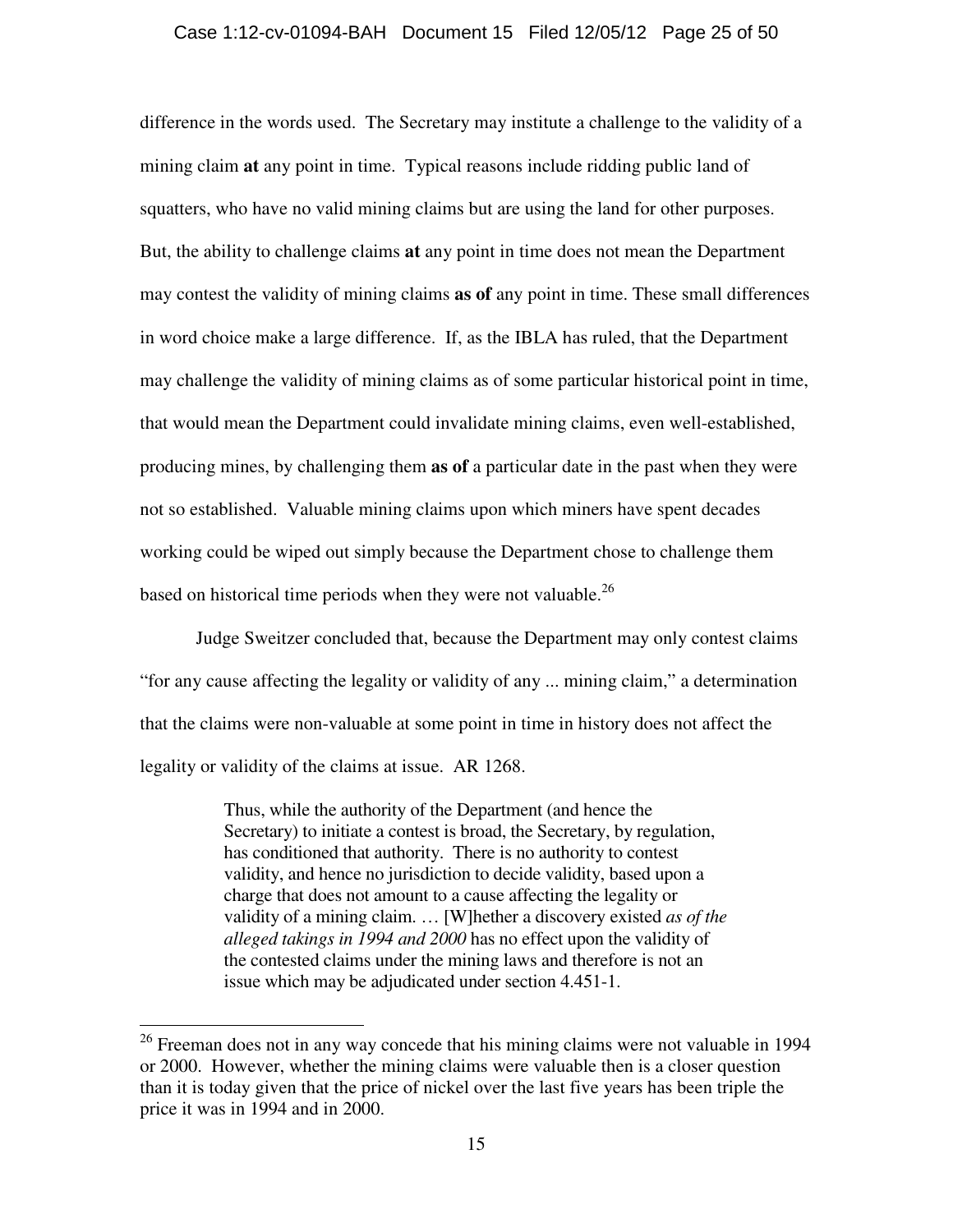difference in the words used. The Secretary may institute a challenge to the validity of a mining claim **at** any point in time. Typical reasons include ridding public land of squatters, who have no valid mining claims but are using the land for other purposes. But, the ability to challenge claims **at** any point in time does not mean the Department may contest the validity of mining claims **as of** any point in time. These small differences in word choice make a large difference. If, as the IBLA has ruled, that the Department may challenge the validity of mining claims as of some particular historical point in time, that would mean the Department could invalidate mining claims, even well-established, producing mines, by challenging them **as of** a particular date in the past when they were not so established. Valuable mining claims upon which miners have spent decades working could be wiped out simply because the Department chose to challenge them based on historical time periods when they were not valuable.[26]

Judge Sweitzer concluded that, because the Department may only contest claims "for any cause affecting the legality or validity of any ... mining claim," a determination that the claims were non-valuable at some point in time in history does not affect the legality or validity of the claims at issue. AR 1268.

> Thus, while the authority of the Department (and hence the Secretary) to initiate a contest is broad, the Secretary, by regulation, has conditioned that authority. There is no authority to contest validity, and hence no jurisdiction to decide validity, based upon a charge that does not amount to a cause affecting the legality or validity of a mining claim. … [W]hether a discovery existed *as of the alleged takings in 1994 and 2000* has no effect upon the validity of the contested claims under the mining laws and therefore is not an issue which may be adjudicated under section 4.451-1.

---

[26] Freeman does not in any way concede that his mining claims were not valuable in 1994 or 2000. However, whether the mining claims were valuable then is a closer question than it is today given that the price of nickel over the last five years has been triple the price it was in 1994 and in 2000.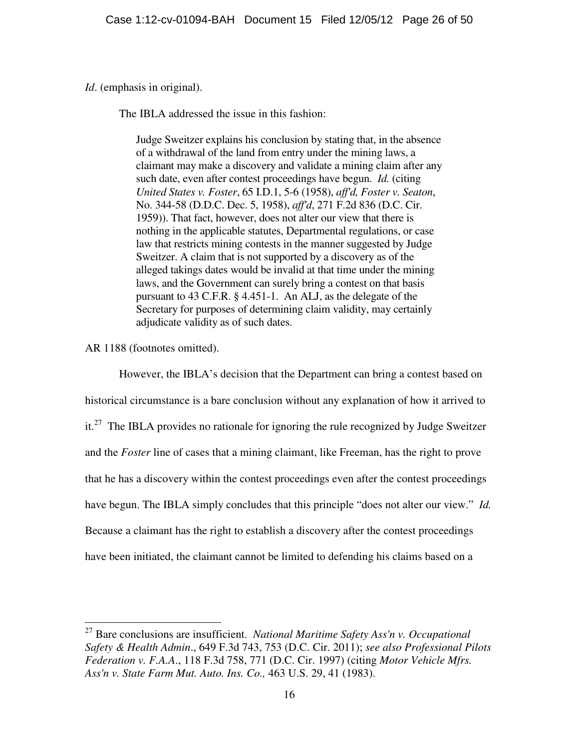*Id*. (emphasis in original).

The IBLA addressed the issue in this fashion:

> Judge Sweitzer explains his conclusion by stating that, in the absence of a withdrawal of the land from entry under the mining laws, a claimant may make a discovery and validate a mining claim after any such date, even after contest proceedings have begun. *Id.* (citing *United States v. Foster*, 65 I.D.1, 5-6 (1958), *aff'd, Foster v. Seaton*, No. 344-58 (D.D.C. Dec. 5, 1958), *aff'd*, 271 F.2d 836 (D.C. Cir. 1959)). That fact, however, does not alter our view that there is nothing in the applicable statutes, Departmental regulations, or case law that restricts mining contests in the manner suggested by Judge Sweitzer. A claim that is not supported by a discovery as of the alleged takings dates would be invalid at that time under the mining laws, and the Government can surely bring a contest on that basis pursuant to 43 C.F.R. § 4.451-1. An ALJ, as the delegate of the Secretary for purposes of determining claim validity, may certainly adjudicate validity as of such dates.

AR 1188 (footnotes omitted).

However, the IBLA's decision that the Department can bring a contest based on historical circumstance is a bare conclusion without any explanation of how it arrived to it.[27] The IBLA provides no rationale for ignoring the rule recognized by Judge Sweitzer and the *Foster* line of cases that a mining claimant, like Freeman, has the right to prove that he has a discovery within the contest proceedings even after the contest proceedings have begun. The IBLA simply concludes that this principle "does not alter our view." *Id.* Because a claimant has the right to establish a discovery after the contest proceedings have been initiated, the claimant cannot be limited to defending his claims based on a

---

[27] Bare conclusions are insufficient. *National Maritime Safety Ass'n v. Occupational Safety & Health Admin*., 649 F.3d 743, 753 (D.C. Cir. 2011); *see also Professional Pilots Federation v. F.A.A*., 118 F.3d 758, 771 (D.C. Cir. 1997) (citing *Motor Vehicle Mfrs. Ass'n v. State Farm Mut. Auto. Ins. Co.,* 463 U.S. 29, 41 (1983).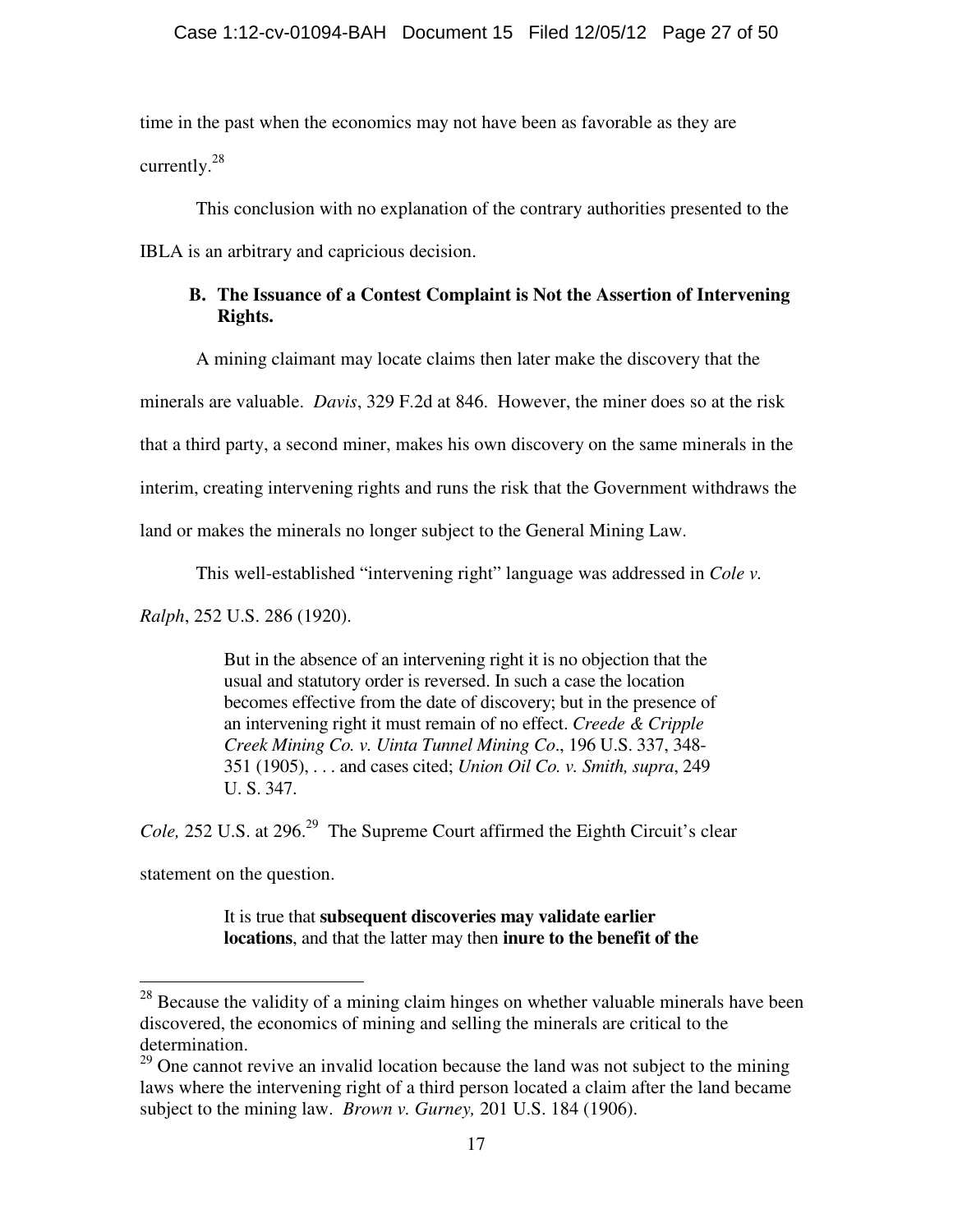time in the past when the economics may not have been as favorable as they are currently.[28]

This conclusion with no explanation of the contrary authorities presented to the IBLA is an arbitrary and capricious decision.

### B. The Issuance of a Contest Complaint is Not the Assertion of Intervening Rights.

A mining claimant may locate claims then later make the discovery that the minerals are valuable. *Davis*, 329 F.2d at 846. However, the miner does so at the risk that a third party, a second miner, makes his own discovery on the same minerals in the interim, creating intervening rights and runs the risk that the Government withdraws the land or makes the minerals no longer subject to the General Mining Law.

This well-established "intervening right" language was addressed in *Cole v. Ralph*, 252 U.S. 286 (1920).

> But in the absence of an intervening right it is no objection that the usual and statutory order is reversed. In such a case the location becomes effective from the date of discovery; but in the presence of an intervening right it must remain of no effect. *Creede & Cripple Creek Mining Co. v. Uinta Tunnel Mining Co*., 196 U.S. 337, 348-351 (1905), . . . and cases cited; *Union Oil Co. v. Smith, supra*, 249 U. S. 347.

*Cole,* 252 U.S. at 296.[29] The Supreme Court affirmed the Eighth Circuit's clear statement on the question.

> It is true that **subsequent discoveries may validate earlier locations**, and that the latter may then **inure to the benefit of the**

---

[28] Because the validity of a mining claim hinges on whether valuable minerals have been discovered, the economics of mining and selling the minerals are critical to the determination.

[29] One cannot revive an invalid location because the land was not subject to the mining laws where the intervening right of a third person located a claim after the land became subject to the mining law. *Brown v. Gurney,* 201 U.S. 184 (1906).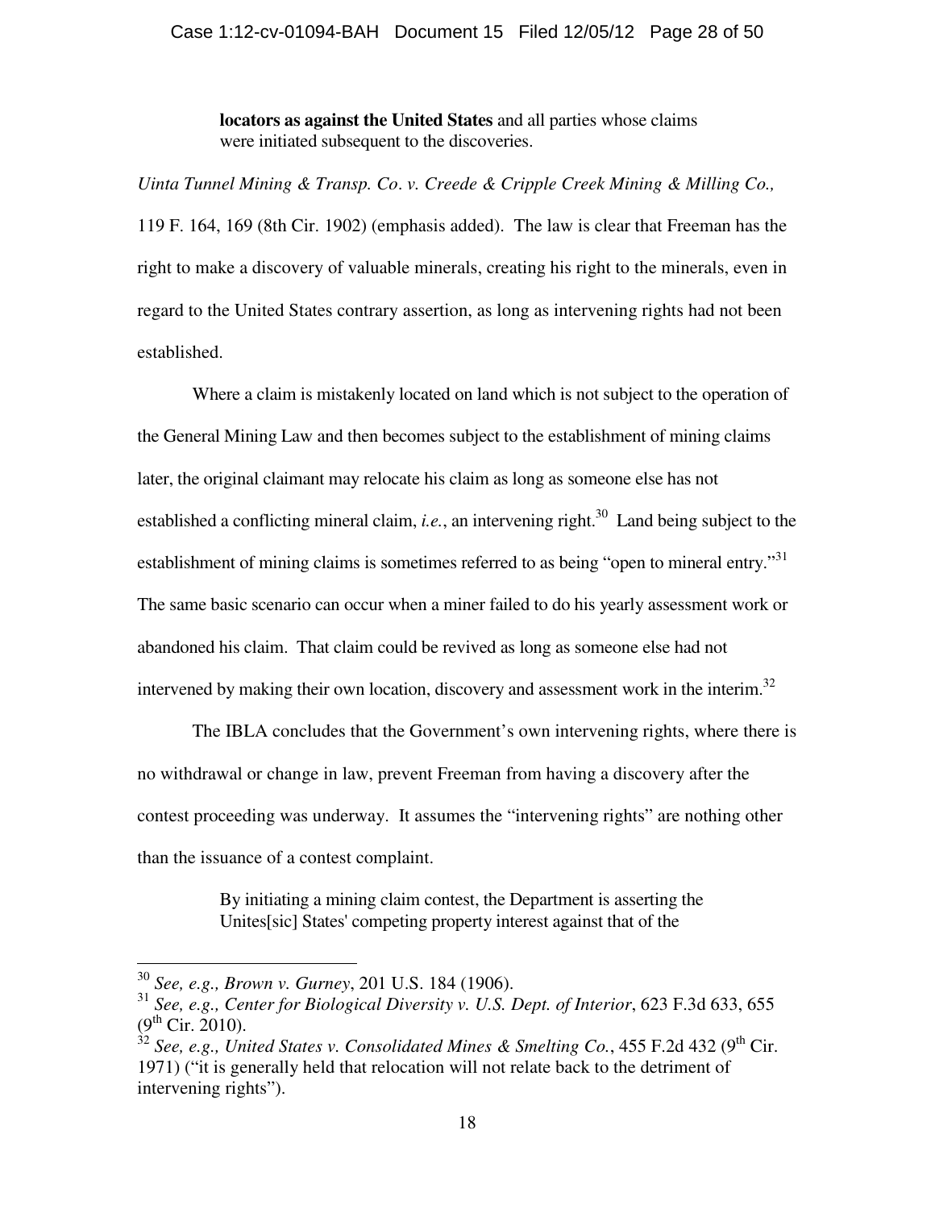> **locators as against the United States** and all parties whose claims were initiated subsequent to the discoveries.

*Uinta Tunnel Mining & Transp. Co. v. Creede & Cripple Creek Mining & Milling Co.,* 119 F. 164, 169 (8th Cir. 1902) (emphasis added). The law is clear that Freeman has the right to make a discovery of valuable minerals, creating his right to the minerals, even in regard to the United States contrary assertion, as long as intervening rights had not been established.

Where a claim is mistakenly located on land which is not subject to the operation of the General Mining Law and then becomes subject to the establishment of mining claims later, the original claimant may relocate his claim as long as someone else has not established a conflicting mineral claim, *i.e.*, an intervening right.[30] Land being subject to the establishment of mining claims is sometimes referred to as being "open to mineral entry."[31] The same basic scenario can occur when a miner failed to do his yearly assessment work or abandoned his claim. That claim could be revived as long as someone else had not intervened by making their own location, discovery and assessment work in the interim.[32]

The IBLA concludes that the Government's own intervening rights, where there is no withdrawal or change in law, prevent Freeman from having a discovery after the contest proceeding was underway. It assumes the "intervening rights" are nothing other than the issuance of a contest complaint.

> By initiating a mining claim contest, the Department is asserting the Unites[sic] States' competing property interest against that of the

---

[30] *See, e.g., Brown v. Gurney*, 201 U.S. 184 (1906).

[31] *See, e.g., Center for Biological Diversity v. U.S. Dept. of Interior*, 623 F.3d 633, 655 (9th Cir. 2010).

[32] *See, e.g., United States v. Consolidated Mines & Smelting Co.*, 455 F.2d 432 (9th Cir. 1971) ("it is generally held that relocation will not relate back to the detriment of intervening rights").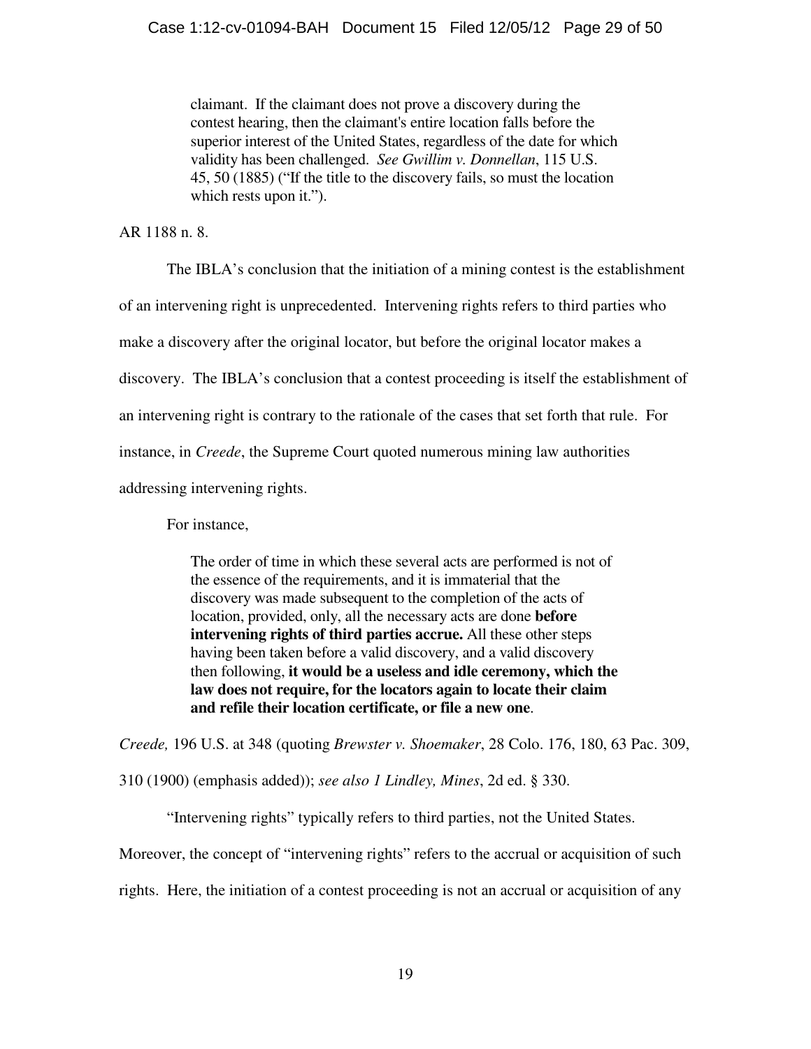> claimant. If the claimant does not prove a discovery during the contest hearing, then the claimant's entire location falls before the superior interest of the United States, regardless of the date for which validity has been challenged. *See Gwillim v. Donnellan*, 115 U.S. 45, 50 (1885) ("If the title to the discovery fails, so must the location which rests upon it.").

AR 1188 n. 8.

The IBLA's conclusion that the initiation of a mining contest is the establishment of an intervening right is unprecedented. Intervening rights refers to third parties who make a discovery after the original locator, but before the original locator makes a discovery. The IBLA's conclusion that a contest proceeding is itself the establishment of an intervening right is contrary to the rationale of the cases that set forth that rule. For instance, in *Creede*, the Supreme Court quoted numerous mining law authorities addressing intervening rights.

For instance,

> The order of time in which these several acts are performed is not of the essence of the requirements, and it is immaterial that the discovery was made subsequent to the completion of the acts of location, provided, only, all the necessary acts are done **before intervening rights of third parties accrue.** All these other steps having been taken before a valid discovery, and a valid discovery then following, **it would be a useless and idle ceremony, which the law does not require, for the locators again to locate their claim and refile their location certificate, or file a new one**.

*Creede,* 196 U.S. at 348 (quoting *Brewster v. Shoemaker*, 28 Colo. 176, 180, 63 Pac. 309, 310 (1900) (emphasis added)); *see also 1 Lindley, Mines*, 2d ed. § 330.

"Intervening rights" typically refers to third parties, not the United States. Moreover, the concept of "intervening rights" refers to the accrual or acquisition of such rights. Here, the initiation of a contest proceeding is not an accrual or acquisition of any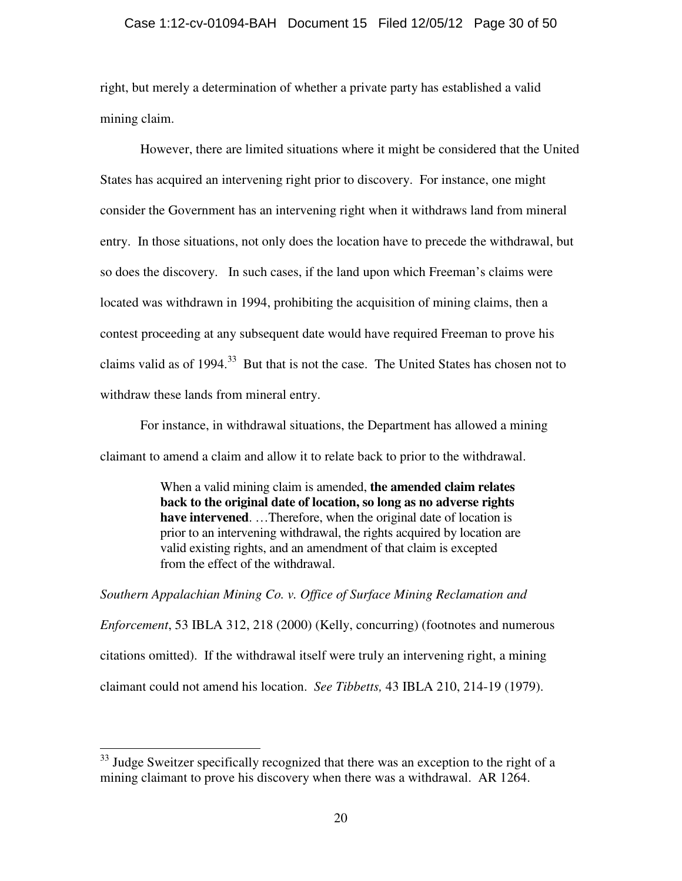right, but merely a determination of whether a private party has established a valid mining claim.

However, there are limited situations where it might be considered that the United States has acquired an intervening right prior to discovery. For instance, one might consider the Government has an intervening right when it withdraws land from mineral entry. In those situations, not only does the location have to precede the withdrawal, but so does the discovery. In such cases, if the land upon which Freeman's claims were located was withdrawn in 1994, prohibiting the acquisition of mining claims, then a contest proceeding at any subsequent date would have required Freeman to prove his claims valid as of 1994.[33] But that is not the case. The United States has chosen not to withdraw these lands from mineral entry.

For instance, in withdrawal situations, the Department has allowed a mining claimant to amend a claim and allow it to relate back to prior to the withdrawal.

> When a valid mining claim is amended, **the amended claim relates back to the original date of location, so long as no adverse rights have intervened**. …Therefore, when the original date of location is prior to an intervening withdrawal, the rights acquired by location are valid existing rights, and an amendment of that claim is excepted from the effect of the withdrawal.

*Southern Appalachian Mining Co. v. Office of Surface Mining Reclamation and Enforcement*, 53 IBLA 312, 218 (2000) (Kelly, concurring) (footnotes and numerous citations omitted). If the withdrawal itself were truly an intervening right, a mining claimant could not amend his location. *See Tibbetts,* 43 IBLA 210, 214-19 (1979).

---

[33] Judge Sweitzer specifically recognized that there was an exception to the right of a mining claimant to prove his discovery when there was a withdrawal. AR 1264.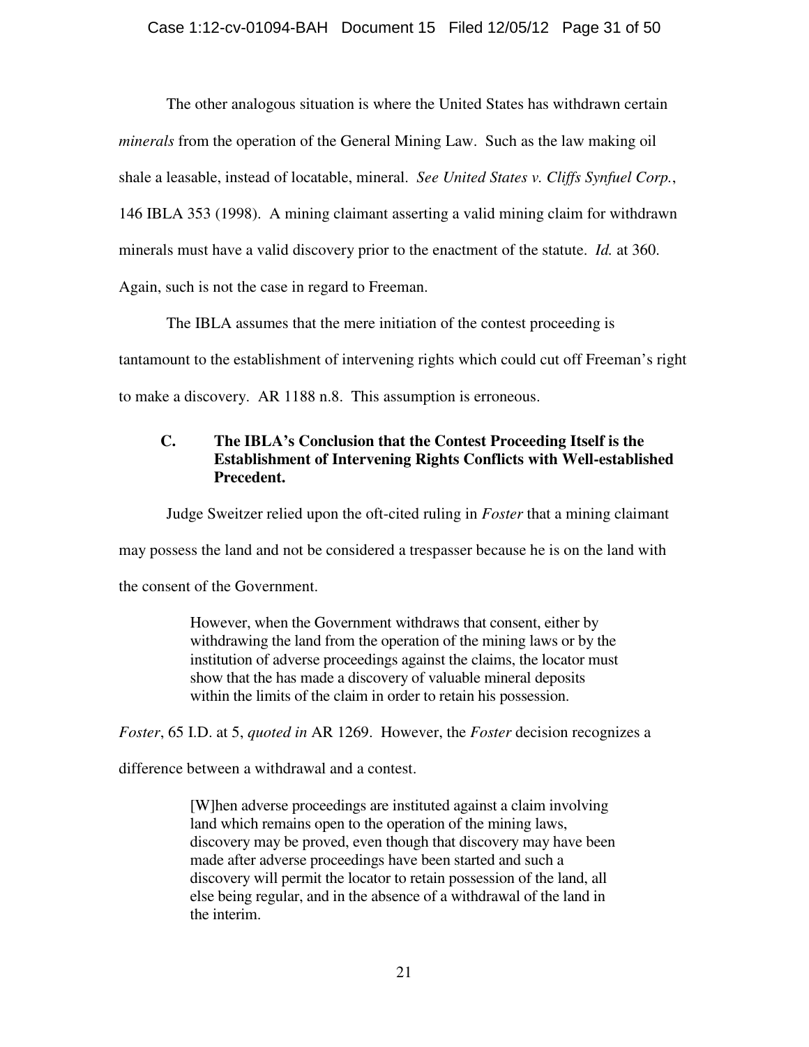The other analogous situation is where the United States has withdrawn certain *minerals* from the operation of the General Mining Law. Such as the law making oil shale a leasable, instead of locatable, mineral. *See United States v. Cliffs Synfuel Corp.*, 146 IBLA 353 (1998). A mining claimant asserting a valid mining claim for withdrawn minerals must have a valid discovery prior to the enactment of the statute. *Id.* at 360. Again, such is not the case in regard to Freeman.

The IBLA assumes that the mere initiation of the contest proceeding is tantamount to the establishment of intervening rights which could cut off Freeman's right to make a discovery. AR 1188 n.8. This assumption is erroneous.

### C. The IBLA's Conclusion that the Contest Proceeding Itself is the Establishment of Intervening Rights Conflicts with Well-established Precedent.

Judge Sweitzer relied upon the oft-cited ruling in *Foster* that a mining claimant may possess the land and not be considered a trespasser because he is on the land with the consent of the Government.

> However, when the Government withdraws that consent, either by withdrawing the land from the operation of the mining laws or by the institution of adverse proceedings against the claims, the locator must show that the has made a discovery of valuable mineral deposits within the limits of the claim in order to retain his possession.

*Foster*, 65 I.D. at 5, *quoted in* AR 1269. However, the *Foster* decision recognizes a difference between a withdrawal and a contest.

> [W]hen adverse proceedings are instituted against a claim involving land which remains open to the operation of the mining laws, discovery may be proved, even though that discovery may have been made after adverse proceedings have been started and such a discovery will permit the locator to retain possession of the land, all else being regular, and in the absence of a withdrawal of the land in the interim.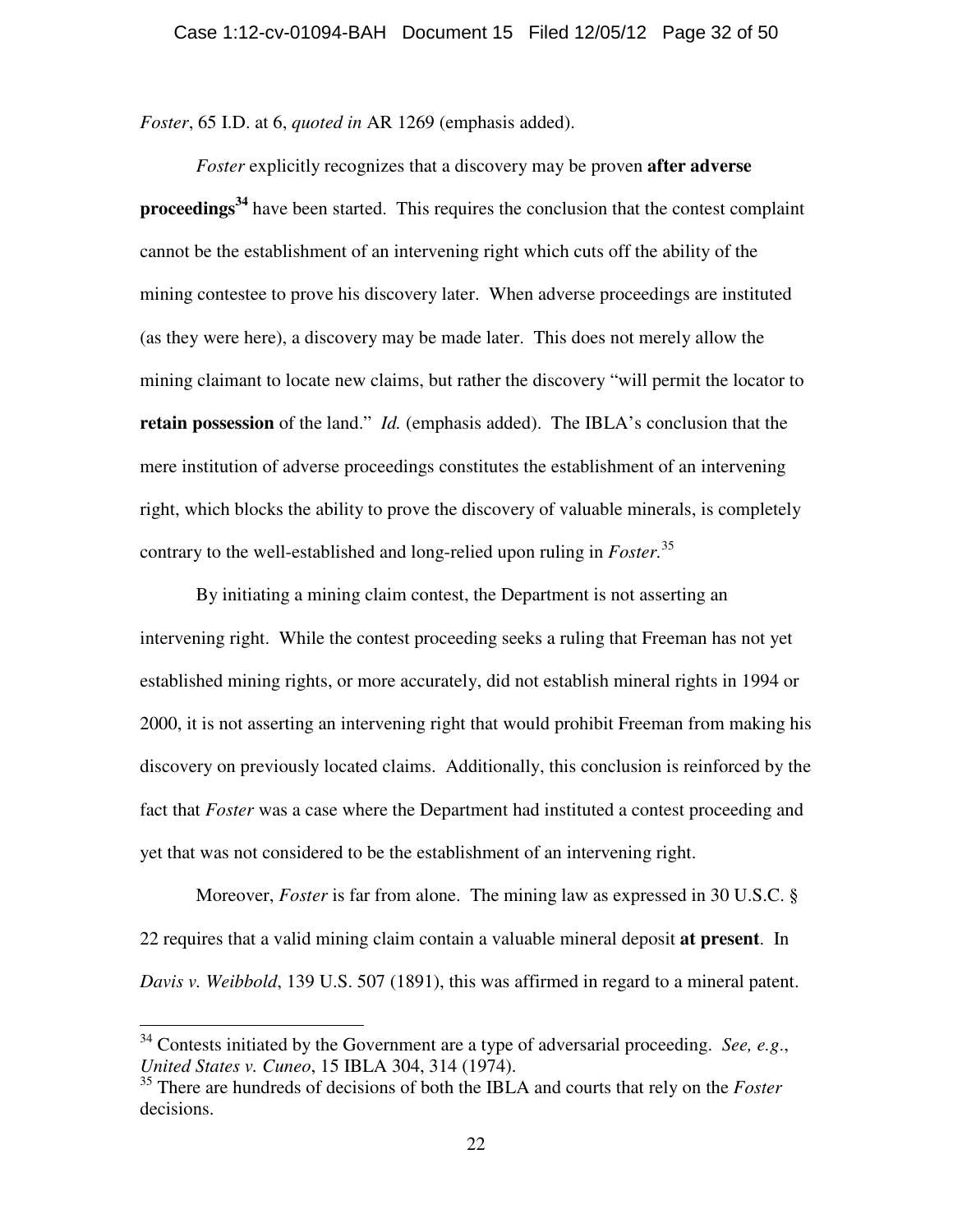*Foster*, 65 I.D. at 6, *quoted in* AR 1269 (emphasis added).

*Foster* explicitly recognizes that a discovery may be proven **after adverse proceedings**[34] have been started. This requires the conclusion that the contest complaint cannot be the establishment of an intervening right which cuts off the ability of the mining contestee to prove his discovery later. When adverse proceedings are instituted (as they were here), a discovery may be made later. This does not merely allow the mining claimant to locate new claims, but rather the discovery "will permit the locator to **retain possession** of the land." *Id.* (emphasis added). The IBLA's conclusion that the mere institution of adverse proceedings constitutes the establishment of an intervening right, which blocks the ability to prove the discovery of valuable minerals, is completely contrary to the well-established and long-relied upon ruling in *Foster.*[35]

By initiating a mining claim contest, the Department is not asserting an intervening right. While the contest proceeding seeks a ruling that Freeman has not yet established mining rights, or more accurately, did not establish mineral rights in 1994 or 2000, it is not asserting an intervening right that would prohibit Freeman from making his discovery on previously located claims. Additionally, this conclusion is reinforced by the fact that *Foster* was a case where the Department had instituted a contest proceeding and yet that was not considered to be the establishment of an intervening right.

Moreover, *Foster* is far from alone. The mining law as expressed in 30 U.S.C. § 22 requires that a valid mining claim contain a valuable mineral deposit **at present**. In *Davis v. Weibbold*, 139 U.S. 507 (1891), this was affirmed in regard to a mineral patent.

---

[34] Contests initiated by the Government are a type of adversarial proceeding. *See, e.g*., *United States v. Cuneo*, 15 IBLA 304, 314 (1974).

[35] There are hundreds of decisions of both the IBLA and courts that rely on the *Foster* decisions.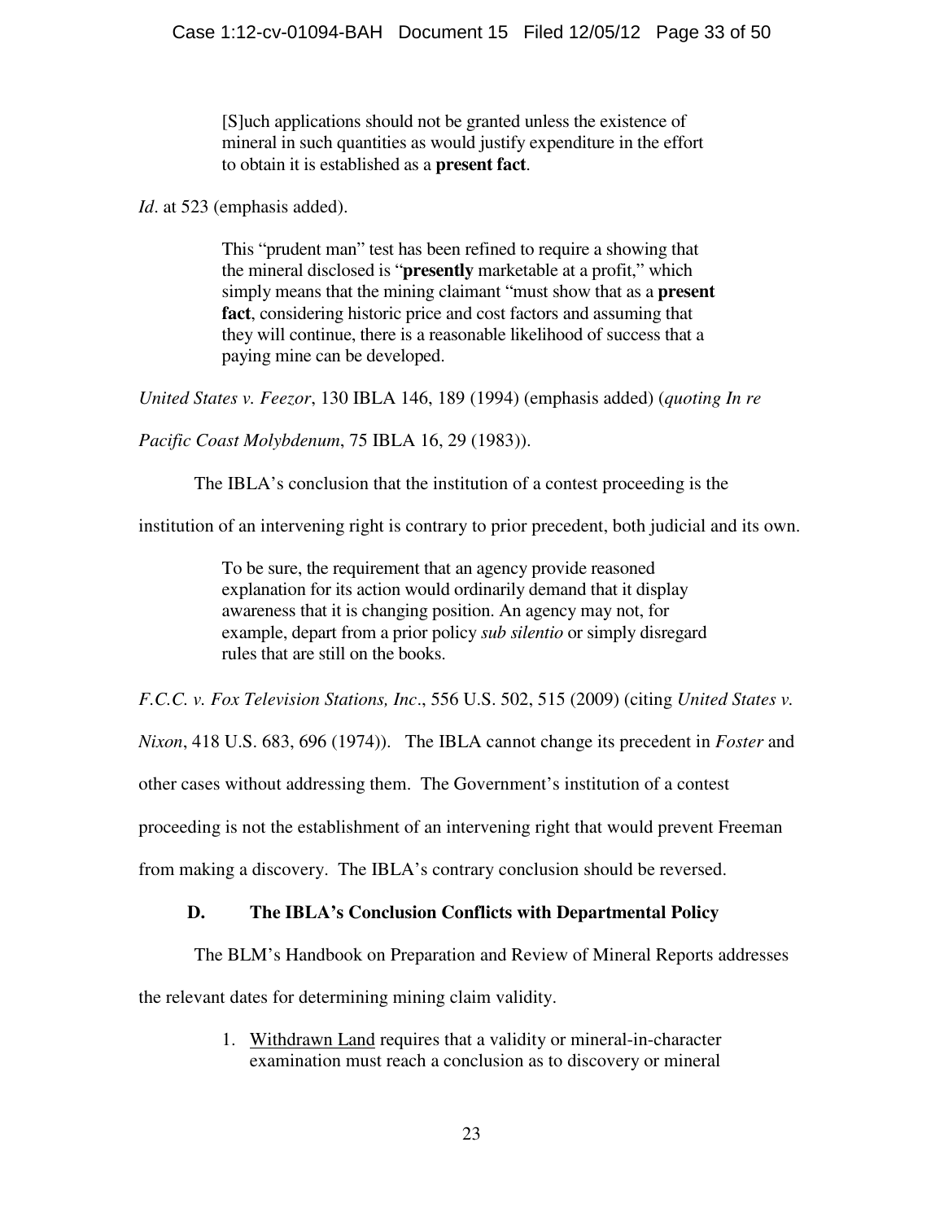> [S]uch applications should not be granted unless the existence of mineral in such quantities as would justify expenditure in the effort to obtain it is established as a **present fact**.

*Id*. at 523 (emphasis added).

> This "prudent man" test has been refined to require a showing that the mineral disclosed is "**presently** marketable at a profit," which simply means that the mining claimant "must show that as a **present fact**, considering historic price and cost factors and assuming that they will continue, there is a reasonable likelihood of success that a paying mine can be developed.

*United States v. Feezor*, 130 IBLA 146, 189 (1994) (emphasis added) (*quoting In re Pacific Coast Molybdenum*, 75 IBLA 16, 29 (1983)).

The IBLA's conclusion that the institution of a contest proceeding is the institution of an intervening right is contrary to prior precedent, both judicial and its own.

> To be sure, the requirement that an agency provide reasoned explanation for its action would ordinarily demand that it display awareness that it is changing position. An agency may not, for example, depart from a prior policy *sub silentio* or simply disregard rules that are still on the books.

*F.C.C. v. Fox Television Stations, Inc*., 556 U.S. 502, 515 (2009) (citing *United States v. Nixon*, 418 U.S. 683, 696 (1974)). The IBLA cannot change its precedent in *Foster* and other cases without addressing them. The Government's institution of a contest proceeding is not the establishment of an intervening right that would prevent Freeman from making a discovery. The IBLA's contrary conclusion should be reversed.

### D. The IBLA's Conclusion Conflicts with Departmental Policy

The BLM's Handbook on Preparation and Review of Mineral Reports addresses the relevant dates for determining mining claim validity.

> 1. Withdrawn Land requires that a validity or mineral-in-character examination must reach a conclusion as to discovery or mineral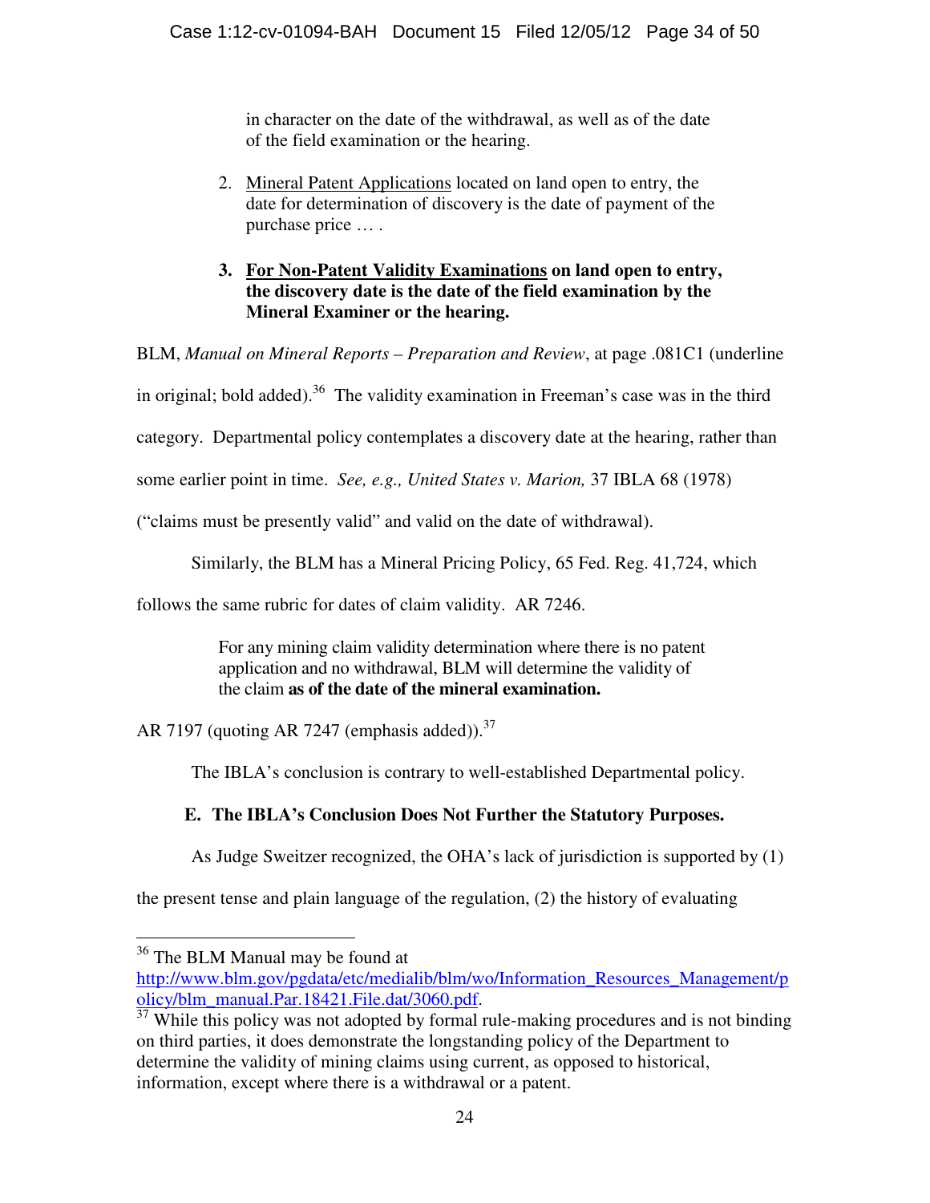in character on the date of the withdrawal, as well as of the date of the field examination or the hearing.

2. Mineral Patent Applications located on land open to entry, the date for determination of discovery is the date of payment of the purchase price … .

3. **For Non-Patent Validity Examinations on land open to entry, the discovery date is the date of the field examination by the Mineral Examiner or the hearing.**

BLM, *Manual on Mineral Reports – Preparation and Review*, at page .081C1 (underline in original; bold added).[36] The validity examination in Freeman's case was in the third category. Departmental policy contemplates a discovery date at the hearing, rather than some earlier point in time. *See, e.g., United States v. Marion,* 37 IBLA 68 (1978) ("claims must be presently valid" and valid on the date of withdrawal).

Similarly, the BLM has a Mineral Pricing Policy, 65 Fed. Reg. 41,724, which follows the same rubric for dates of claim validity. AR 7246.

> For any mining claim validity determination where there is no patent application and no withdrawal, BLM will determine the validity of the claim **as of the date of the mineral examination.**

AR 7197 (quoting AR 7247 (emphasis added)).[37]

The IBLA's conclusion is contrary to well-established Departmental policy.

### E. The IBLA's Conclusion Does Not Further the Statutory Purposes.

As Judge Sweitzer recognized, the OHA's lack of jurisdiction is supported by (1) the present tense and plain language of the regulation, (2) the history of evaluating

---

[36] The BLM Manual may be found at http://www.blm.gov/pgdata/etc/medialib/blm/wo/Information_Resources_Management/policy/blm_manual.Par.18421.File.dat/3060.pdf.

[37] While this policy was not adopted by formal rule-making procedures and is not binding on third parties, it does demonstrate the longstanding policy of the Department to determine the validity of mining claims using current, as opposed to historical, information, except where there is a withdrawal or a patent.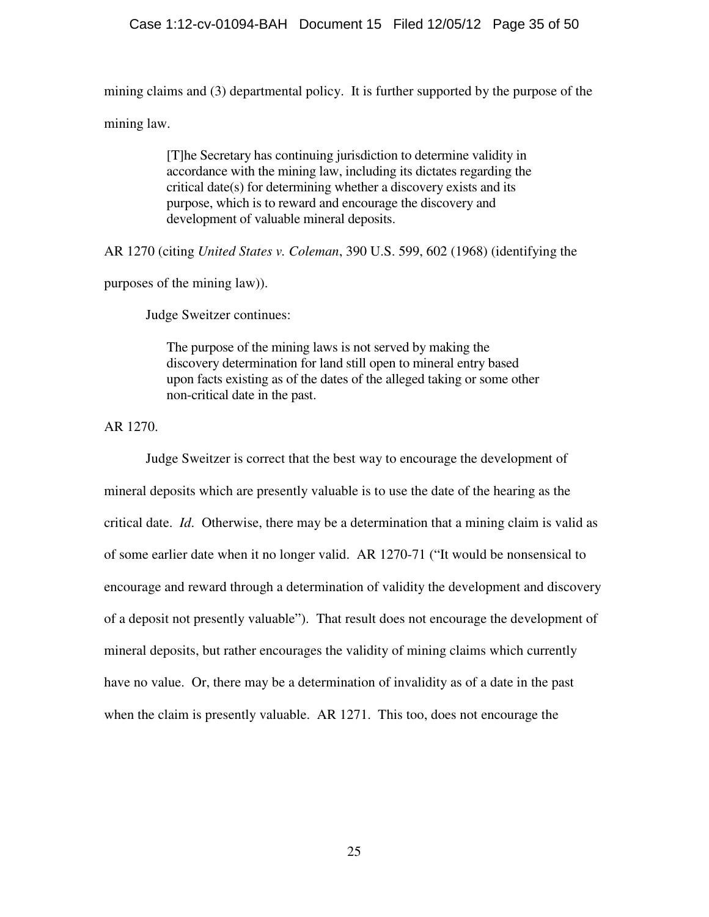mining claims and (3) departmental policy. It is further supported by the purpose of the mining law.

> [T]he Secretary has continuing jurisdiction to determine validity in accordance with the mining law, including its dictates regarding the critical date(s) for determining whether a discovery exists and its purpose, which is to reward and encourage the discovery and development of valuable mineral deposits.

AR 1270 (citing *United States v. Coleman*, 390 U.S. 599, 602 (1968) (identifying the purposes of the mining law)).

Judge Sweitzer continues:

> The purpose of the mining laws is not served by making the discovery determination for land still open to mineral entry based upon facts existing as of the dates of the alleged taking or some other non-critical date in the past.

AR 1270.

Judge Sweitzer is correct that the best way to encourage the development of mineral deposits which are presently valuable is to use the date of the hearing as the critical date. *Id*. Otherwise, there may be a determination that a mining claim is valid as of some earlier date when it no longer valid. AR 1270-71 ("It would be nonsensical to encourage and reward through a determination of validity the development and discovery of a deposit not presently valuable"). That result does not encourage the development of mineral deposits, but rather encourages the validity of mining claims which currently have no value. Or, there may be a determination of invalidity as of a date in the past when the claim is presently valuable. AR 1271. This too, does not encourage the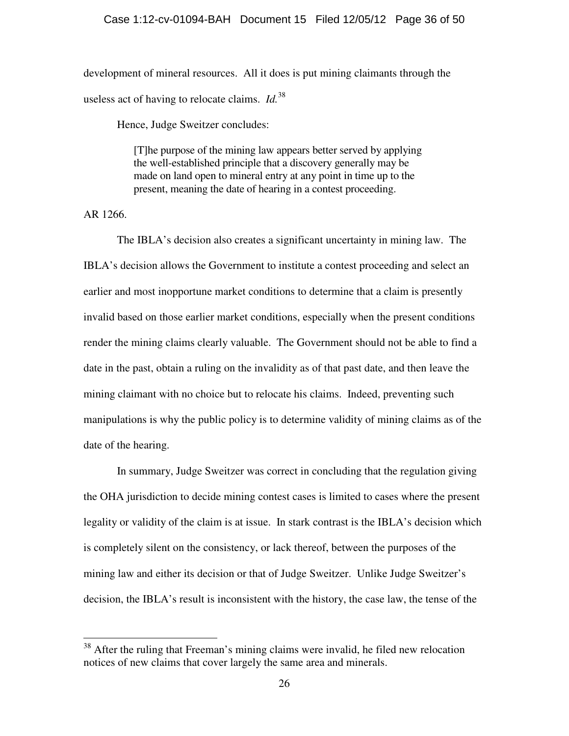development of mineral resources. All it does is put mining claimants through the useless act of having to relocate claims. *Id.*[38]

Hence, Judge Sweitzer concludes:

> [T]he purpose of the mining law appears better served by applying the well-established principle that a discovery generally may be made on land open to mineral entry at any point in time up to the present, meaning the date of hearing in a contest proceeding.

AR 1266.

The IBLA's decision also creates a significant uncertainty in mining law. The IBLA's decision allows the Government to institute a contest proceeding and select an earlier and most inopportune market conditions to determine that a claim is presently invalid based on those earlier market conditions, especially when the present conditions render the mining claims clearly valuable. The Government should not be able to find a date in the past, obtain a ruling on the invalidity as of that past date, and then leave the mining claimant with no choice but to relocate his claims. Indeed, preventing such manipulations is why the public policy is to determine validity of mining claims as of the date of the hearing.

In summary, Judge Sweitzer was correct in concluding that the regulation giving the OHA jurisdiction to decide mining contest cases is limited to cases where the present legality or validity of the claim is at issue. In stark contrast is the IBLA's decision which is completely silent on the consistency, or lack thereof, between the purposes of the mining law and either its decision or that of Judge Sweitzer. Unlike Judge Sweitzer's decision, the IBLA's result is inconsistent with the history, the case law, the tense of the

[38] After the ruling that Freeman's mining claims were invalid, he filed new relocation notices of new claims that cover largely the same area and minerals.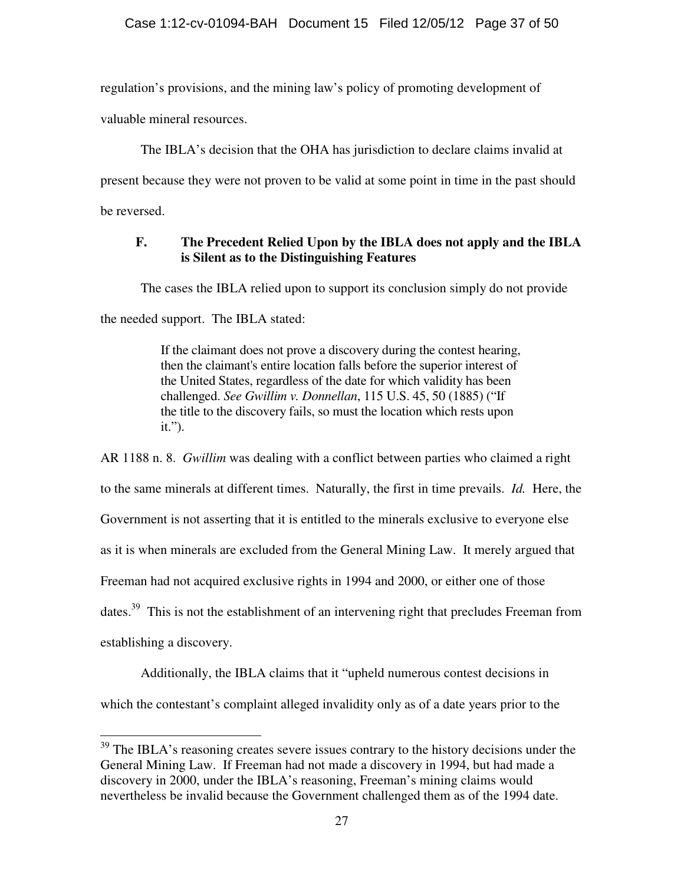regulation's provisions, and the mining law's policy of promoting development of valuable mineral resources.

The IBLA's decision that the OHA has jurisdiction to declare claims invalid at present because they were not proven to be valid at some point in time in the past should be reversed.

### F. The Precedent Relied Upon by the IBLA does not apply and the IBLA is Silent as to the Distinguishing Features

The cases the IBLA relied upon to support its conclusion simply do not provide the needed support. The IBLA stated:

> If the claimant does not prove a discovery during the contest hearing, then the claimant's entire location falls before the superior interest of the United States, regardless of the date for which validity has been challenged. *See Gwillim v. Donnellan*, 115 U.S. 45, 50 (1885) ("If the title to the discovery fails, so must the location which rests upon it.").

AR 1188 n. 8. *Gwillim* was dealing with a conflict between parties who claimed a right to the same minerals at different times. Naturally, the first in time prevails. *Id.* Here, the Government is not asserting that it is entitled to the minerals exclusive to everyone else as it is when minerals are excluded from the General Mining Law. It merely argued that Freeman had not acquired exclusive rights in 1994 and 2000, or either one of those dates.[39] This is not the establishment of an intervening right that precludes Freeman from establishing a discovery.

Additionally, the IBLA claims that it "upheld numerous contest decisions in which the contestant's complaint alleged invalidity only as of a date years prior to the

---

[39] The IBLA's reasoning creates severe issues contrary to the history decisions under the General Mining Law. If Freeman had not made a discovery in 1994, but had made a discovery in 2000, under the IBLA's reasoning, Freeman's mining claims would nevertheless be invalid because the Government challenged them as of the 1994 date.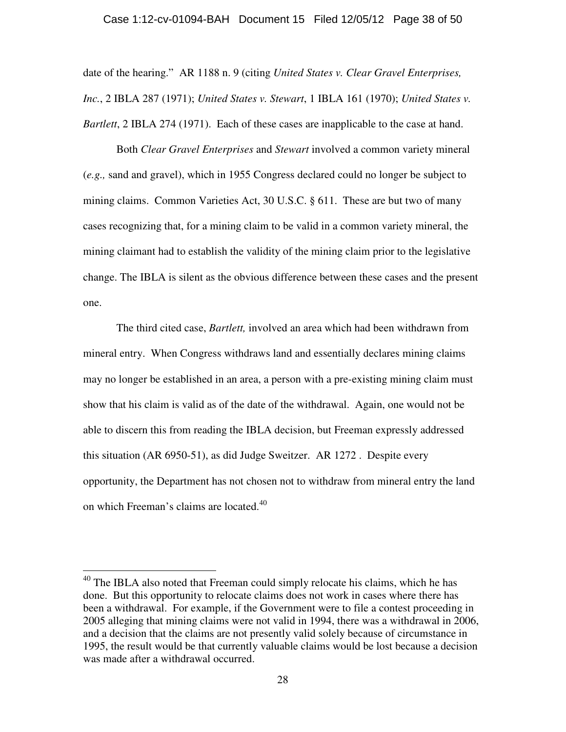date of the hearing." AR 1188 n. 9 (citing *United States v. Clear Gravel Enterprises, Inc.*, 2 IBLA 287 (1971); *United States v. Stewart*, 1 IBLA 161 (1970); *United States v. Bartlett*, 2 IBLA 274 (1971). Each of these cases are inapplicable to the case at hand.

Both *Clear Gravel Enterprises* and *Stewart* involved a common variety mineral (*e.g.,* sand and gravel), which in 1955 Congress declared could no longer be subject to mining claims. Common Varieties Act, 30 U.S.C. § 611. These are but two of many cases recognizing that, for a mining claim to be valid in a common variety mineral, the mining claimant had to establish the validity of the mining claim prior to the legislative change. The IBLA is silent as the obvious difference between these cases and the present one.

The third cited case, *Bartlett,* involved an area which had been withdrawn from mineral entry. When Congress withdraws land and essentially declares mining claims may no longer be established in an area, a person with a pre-existing mining claim must show that his claim is valid as of the date of the withdrawal. Again, one would not be able to discern this from reading the IBLA decision, but Freeman expressly addressed this situation (AR 6950-51), as did Judge Sweitzer. AR 1272 . Despite every opportunity, the Department has not chosen not to withdraw from mineral entry the land on which Freeman's claims are located.[40]

---

[40] The IBLA also noted that Freeman could simply relocate his claims, which he has done. But this opportunity to relocate claims does not work in cases where there has been a withdrawal. For example, if the Government were to file a contest proceeding in 2005 alleging that mining claims were not valid in 1994, there was a withdrawal in 2006, and a decision that the claims are not presently valid solely because of circumstance in 1995, the result would be that currently valuable claims would be lost because a decision was made after a withdrawal occurred.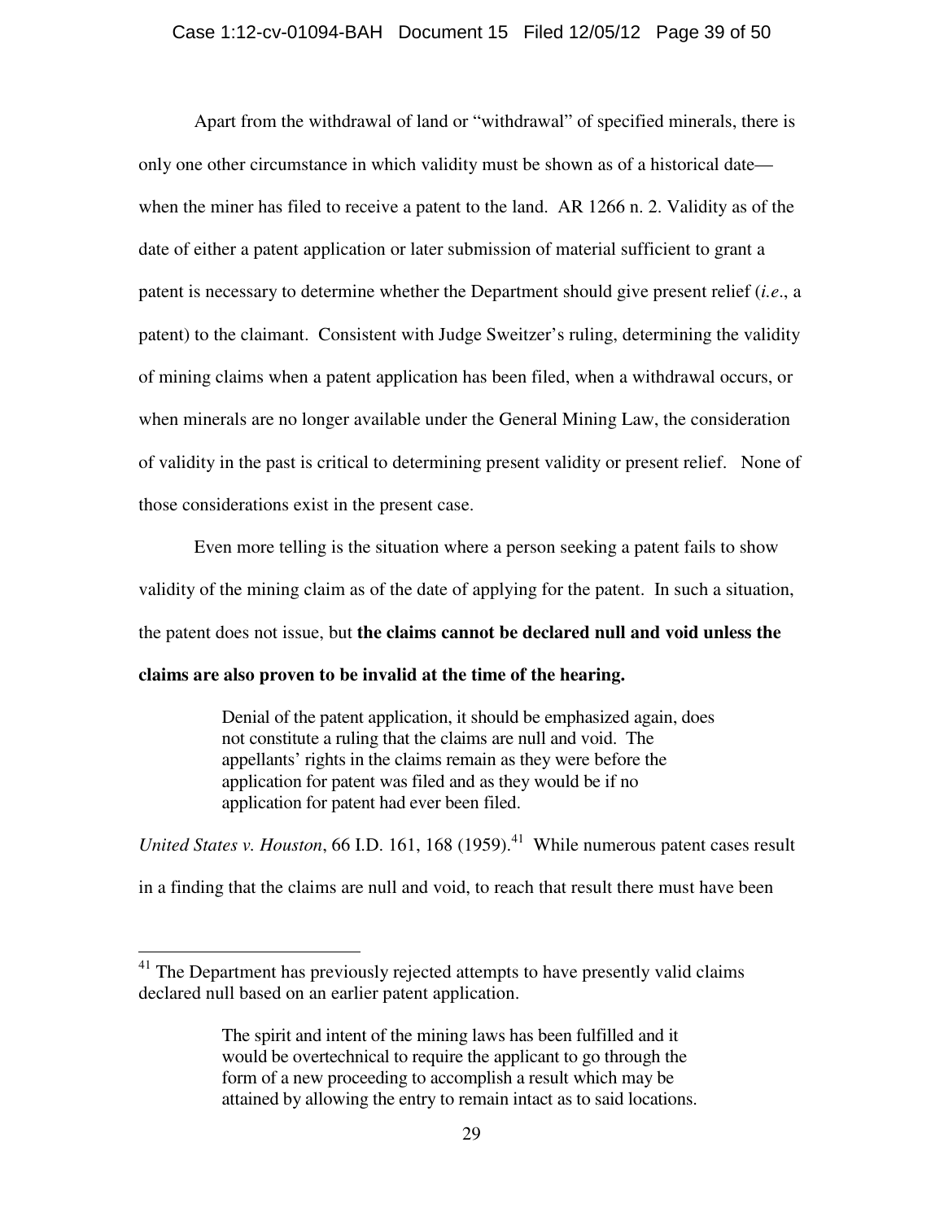Apart from the withdrawal of land or "withdrawal" of specified minerals, there is only one other circumstance in which validity must be shown as of a historical date—when the miner has filed to receive a patent to the land. AR 1266 n. 2. Validity as of the date of either a patent application or later submission of material sufficient to grant a patent is necessary to determine whether the Department should give present relief (*i.e*., a patent) to the claimant. Consistent with Judge Sweitzer's ruling, determining the validity of mining claims when a patent application has been filed, when a withdrawal occurs, or when minerals are no longer available under the General Mining Law, the consideration of validity in the past is critical to determining present validity or present relief. None of those considerations exist in the present case.

Even more telling is the situation where a person seeking a patent fails to show validity of the mining claim as of the date of applying for the patent. In such a situation, the patent does not issue, but **the claims cannot be declared null and void unless the claims are also proven to be invalid at the time of the hearing.**

> Denial of the patent application, it should be emphasized again, does not constitute a ruling that the claims are null and void. The appellants' rights in the claims remain as they were before the application for patent was filed and as they would be if no application for patent had ever been filed.

*United States v. Houston*, 66 I.D. 161, 168 (1959).[41] While numerous patent cases result in a finding that the claims are null and void, to reach that result there must have been

---

[41] The Department has previously rejected attempts to have presently valid claims declared null based on an earlier patent application.

> The spirit and intent of the mining laws has been fulfilled and it would be overtechnical to require the applicant to go through the form of a new proceeding to accomplish a result which may be attained by allowing the entry to remain intact as to said locations.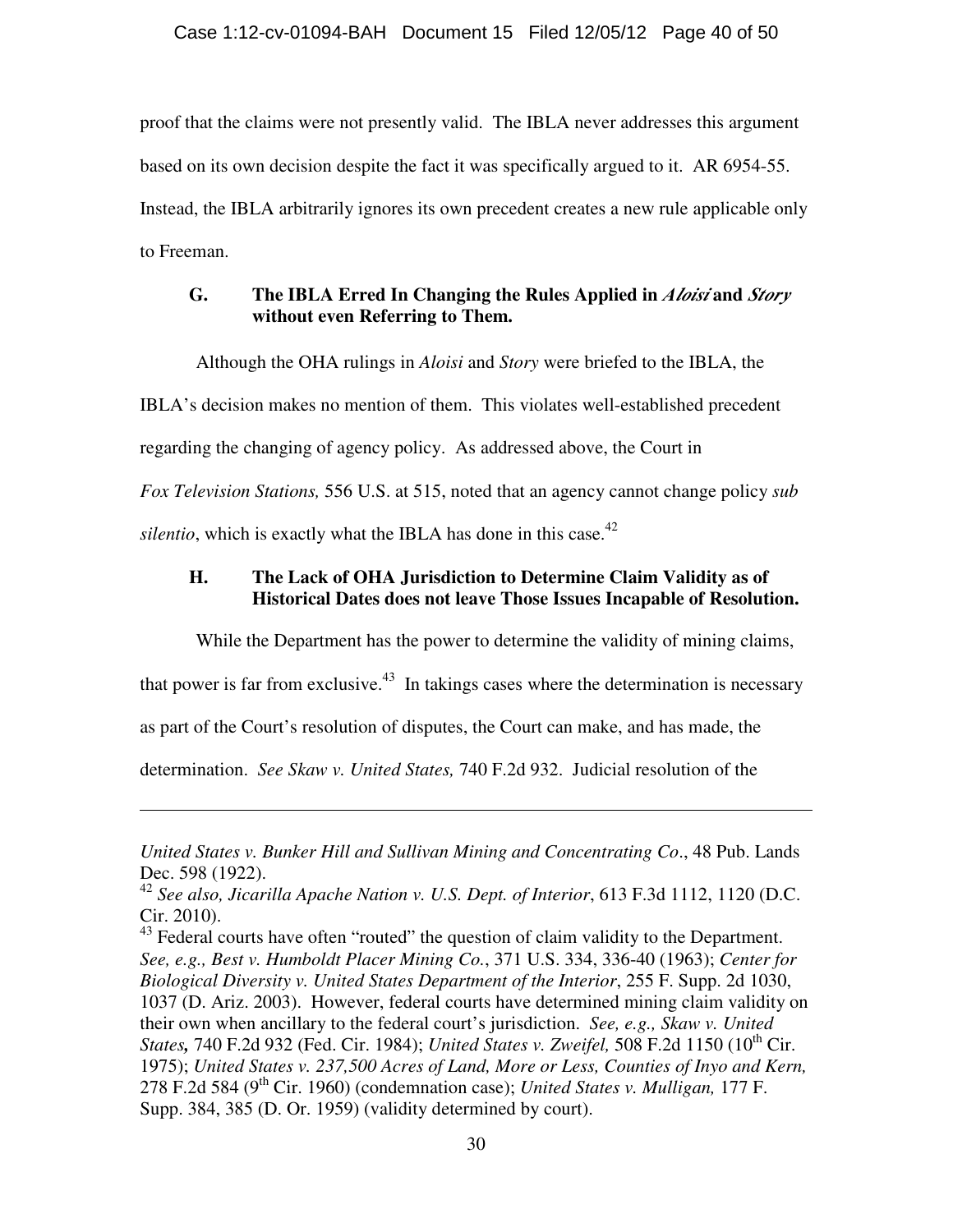proof that the claims were not presently valid. The IBLA never addresses this argument based on its own decision despite the fact it was specifically argued to it. AR 6954-55. Instead, the IBLA arbitrarily ignores its own precedent creates a new rule applicable only to Freeman.

### G. The IBLA Erred In Changing the Rules Applied in *Aloisi* and *Story* without even Referring to Them.

Although the OHA rulings in *Aloisi* and *Story* were briefed to the IBLA, the IBLA's decision makes no mention of them. This violates well-established precedent regarding the changing of agency policy. As addressed above, the Court in *Fox Television Stations,* 556 U.S. at 515, noted that an agency cannot change policy *sub silentio*, which is exactly what the IBLA has done in this case.[42]

### H. The Lack of OHA Jurisdiction to Determine Claim Validity as of Historical Dates does not leave Those Issues Incapable of Resolution.

While the Department has the power to determine the validity of mining claims, that power is far from exclusive.[43] In takings cases where the determination is necessary as part of the Court's resolution of disputes, the Court can make, and has made, the determination. *See Skaw v. United States,* 740 F.2d 932. Judicial resolution of the

---

*United States v. Bunker Hill and Sullivan Mining and Concentrating Co*., 48 Pub. Lands Dec. 598 (1922).

[42] *See also, Jicarilla Apache Nation v. U.S. Dept. of Interior*, 613 F.3d 1112, 1120 (D.C. Cir. 2010).

[43] Federal courts have often "routed" the question of claim validity to the Department. *See, e.g., Best v. Humboldt Placer Mining Co.*, 371 U.S. 334, 336-40 (1963); *Center for Biological Diversity v. United States Department of the Interior*, 255 F. Supp. 2d 1030, 1037 (D. Ariz. 2003). However, federal courts have determined mining claim validity on their own when ancillary to the federal court's jurisdiction. *See, e.g., Skaw v. United States***,** 740 F.2d 932 (Fed. Cir. 1984); *United States v. Zweifel,* 508 F.2d 1150 (10th Cir. 1975); *United States v. 237,500 Acres of Land, More or Less, Counties of Inyo and Kern,* 278 F.2d 584 (9th Cir. 1960) (condemnation case); *United States v. Mulligan,* 177 F. Supp. 384, 385 (D. Or. 1959) (validity determined by court).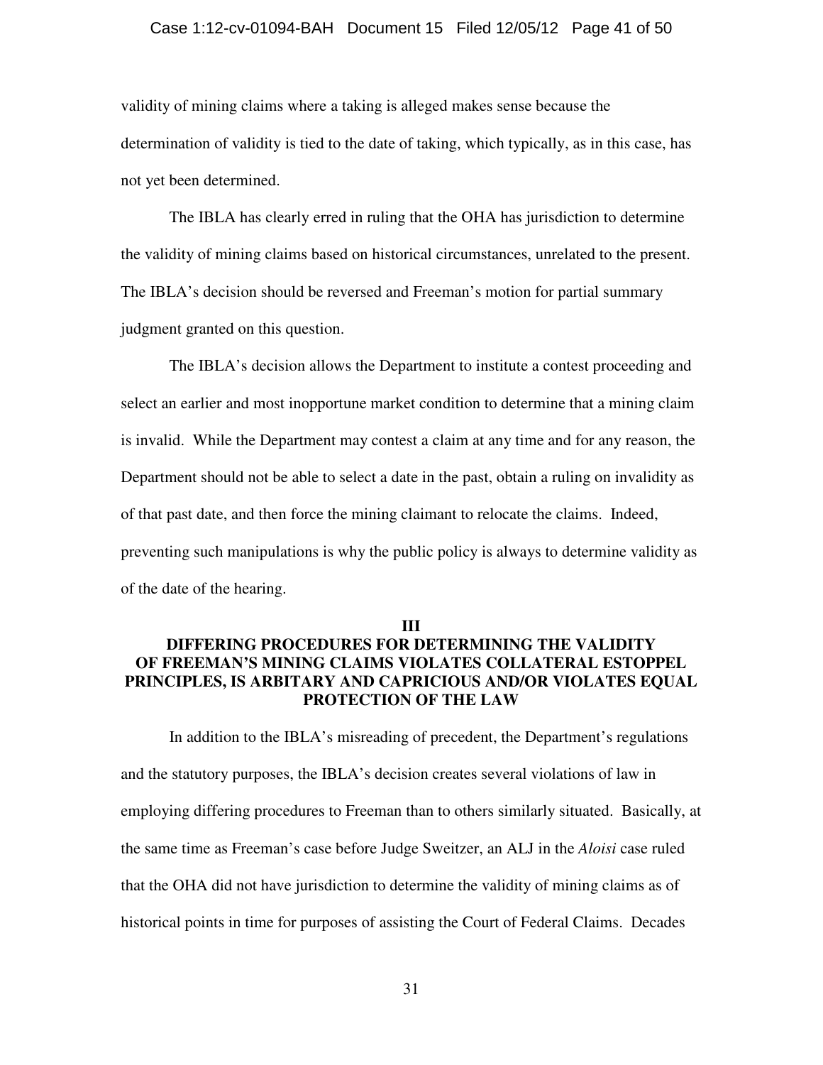validity of mining claims where a taking is alleged makes sense because the determination of validity is tied to the date of taking, which typically, as in this case, has not yet been determined.

The IBLA has clearly erred in ruling that the OHA has jurisdiction to determine the validity of mining claims based on historical circumstances, unrelated to the present. The IBLA's decision should be reversed and Freeman's motion for partial summary judgment granted on this question.

The IBLA's decision allows the Department to institute a contest proceeding and select an earlier and most inopportune market condition to determine that a mining claim is invalid. While the Department may contest a claim at any time and for any reason, the Department should not be able to select a date in the past, obtain a ruling on invalidity as of that past date, and then force the mining claimant to relocate the claims. Indeed, preventing such manipulations is why the public policy is always to determine validity as of the date of the hearing.

## III
## DIFFERING PROCEDURES FOR DETERMINING THE VALIDITY OF FREEMAN'S MINING CLAIMS VIOLATES COLLATERAL ESTOPPEL PRINCIPLES, IS ARBITARY AND CAPRICIOUS AND/OR VIOLATES EQUAL PROTECTION OF THE LAW

In addition to the IBLA's misreading of precedent, the Department's regulations and the statutory purposes, the IBLA's decision creates several violations of law in employing differing procedures to Freeman than to others similarly situated. Basically, at the same time as Freeman's case before Judge Sweitzer, an ALJ in the *Aloisi* case ruled that the OHA did not have jurisdiction to determine the validity of mining claims as of historical points in time for purposes of assisting the Court of Federal Claims. Decades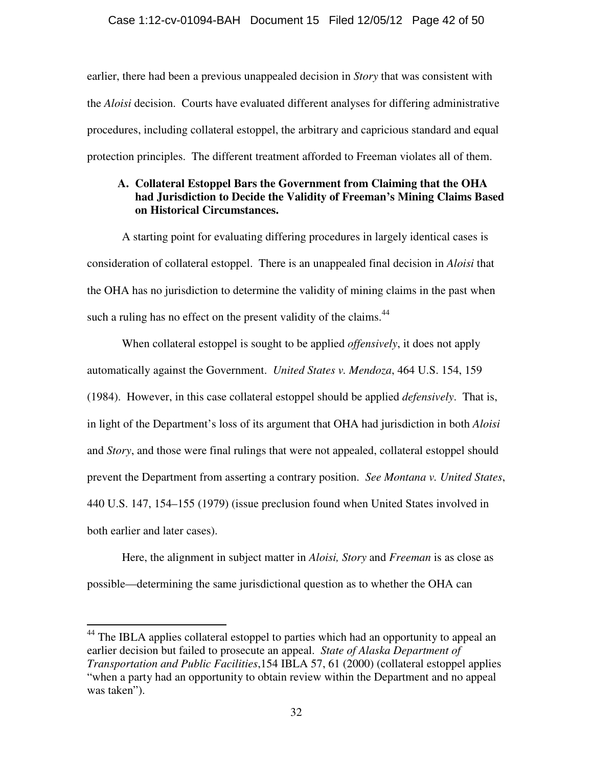earlier, there had been a previous unappealed decision in *Story* that was consistent with the *Aloisi* decision. Courts have evaluated different analyses for differing administrative procedures, including collateral estoppel, the arbitrary and capricious standard and equal protection principles. The different treatment afforded to Freeman violates all of them.

### A. Collateral Estoppel Bars the Government from Claiming that the OHA had Jurisdiction to Decide the Validity of Freeman's Mining Claims Based on Historical Circumstances.

A starting point for evaluating differing procedures in largely identical cases is consideration of collateral estoppel. There is an unappealed final decision in *Aloisi* that the OHA has no jurisdiction to determine the validity of mining claims in the past when such a ruling has no effect on the present validity of the claims.[44]

When collateral estoppel is sought to be applied *offensively*, it does not apply automatically against the Government. *United States v. Mendoza*, 464 U.S. 154, 159 (1984). However, in this case collateral estoppel should be applied *defensively*. That is, in light of the Department's loss of its argument that OHA had jurisdiction in both *Aloisi* and *Story*, and those were final rulings that were not appealed, collateral estoppel should prevent the Department from asserting a contrary position. *See Montana v. United States*, 440 U.S. 147, 154–155 (1979) (issue preclusion found when United States involved in both earlier and later cases).

Here, the alignment in subject matter in *Aloisi, Story* and *Freeman* is as close as possible—determining the same jurisdictional question as to whether the OHA can

---

[44] The IBLA applies collateral estoppel to parties which had an opportunity to appeal an earlier decision but failed to prosecute an appeal. *State of Alaska Department of Transportation and Public Facilities*,154 IBLA 57, 61 (2000) (collateral estoppel applies "when a party had an opportunity to obtain review within the Department and no appeal was taken").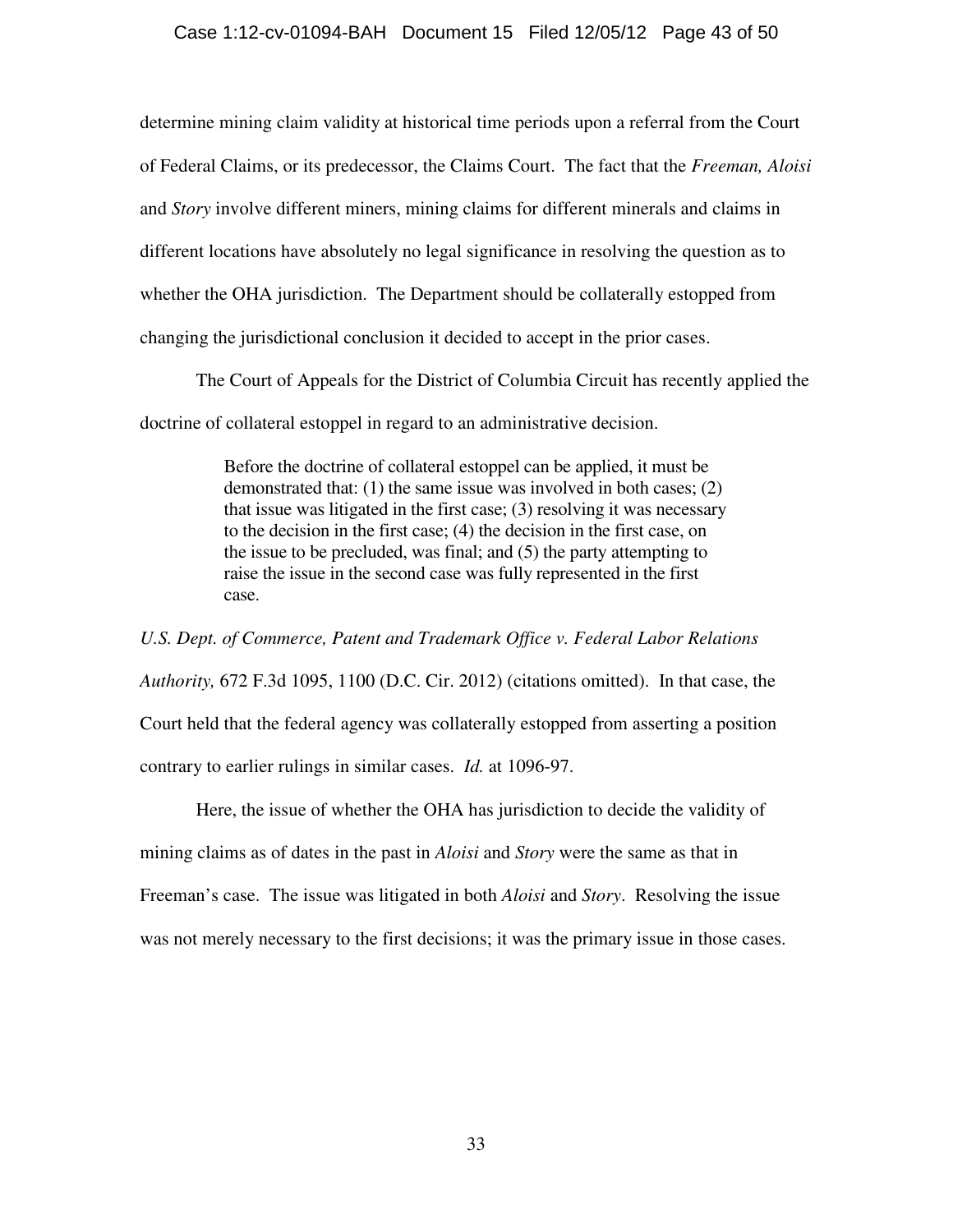determine mining claim validity at historical time periods upon a referral from the Court of Federal Claims, or its predecessor, the Claims Court. The fact that the *Freeman, Aloisi* and *Story* involve different miners, mining claims for different minerals and claims in different locations have absolutely no legal significance in resolving the question as to whether the OHA jurisdiction. The Department should be collaterally estopped from changing the jurisdictional conclusion it decided to accept in the prior cases.

The Court of Appeals for the District of Columbia Circuit has recently applied the doctrine of collateral estoppel in regard to an administrative decision.

> Before the doctrine of collateral estoppel can be applied, it must be demonstrated that: (1) the same issue was involved in both cases; (2) that issue was litigated in the first case; (3) resolving it was necessary to the decision in the first case; (4) the decision in the first case, on the issue to be precluded, was final; and (5) the party attempting to raise the issue in the second case was fully represented in the first case.

*U.S. Dept. of Commerce, Patent and Trademark Office v. Federal Labor Relations Authority,* 672 F.3d 1095, 1100 (D.C. Cir. 2012) (citations omitted). In that case, the Court held that the federal agency was collaterally estopped from asserting a position contrary to earlier rulings in similar cases. *Id.* at 1096-97.

Here, the issue of whether the OHA has jurisdiction to decide the validity of mining claims as of dates in the past in *Aloisi* and *Story* were the same as that in Freeman's case. The issue was litigated in both *Aloisi* and *Story*. Resolving the issue was not merely necessary to the first decisions; it was the primary issue in those cases.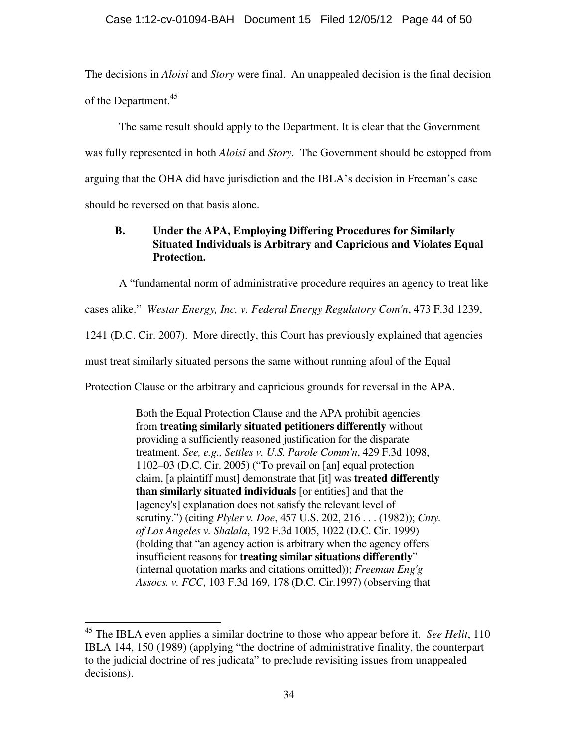The decisions in *Aloisi* and *Story* were final. An unappealed decision is the final decision of the Department.[45]

The same result should apply to the Department. It is clear that the Government was fully represented in both *Aloisi* and *Story*. The Government should be estopped from arguing that the OHA did have jurisdiction and the IBLA's decision in Freeman's case should be reversed on that basis alone.

### B. Under the APA, Employing Differing Procedures for Similarly Situated Individuals is Arbitrary and Capricious and Violates Equal Protection.

A "fundamental norm of administrative procedure requires an agency to treat like cases alike." *Westar Energy, Inc. v. Federal Energy Regulatory Com'n*, 473 F.3d 1239, 1241 (D.C. Cir. 2007). More directly, this Court has previously explained that agencies must treat similarly situated persons the same without running afoul of the Equal Protection Clause or the arbitrary and capricious grounds for reversal in the APA.

> Both the Equal Protection Clause and the APA prohibit agencies from **treating similarly situated petitioners differently** without providing a sufficiently reasoned justification for the disparate treatment. *See, e.g., Settles v. U.S. Parole Comm'n*, 429 F.3d 1098, 1102–03 (D.C. Cir. 2005) ("To prevail on [an] equal protection claim, [a plaintiff must] demonstrate that [it] was **treated differently than similarly situated individuals** [or entities] and that the [agency's] explanation does not satisfy the relevant level of scrutiny.") (citing *Plyler v. Doe*, 457 U.S. 202, 216 . . . (1982)); *Cnty. of Los Angeles v. Shalala*, 192 F.3d 1005, 1022 (D.C. Cir. 1999) (holding that "an agency action is arbitrary when the agency offers insufficient reasons for **treating similar situations differently**" (internal quotation marks and citations omitted)); *Freeman Eng'g Assocs. v. FCC*, 103 F.3d 169, 178 (D.C. Cir.1997) (observing that

---

[45] The IBLA even applies a similar doctrine to those who appear before it. *See Helit*, 110 IBLA 144, 150 (1989) (applying "the doctrine of administrative finality, the counterpart to the judicial doctrine of res judicata" to preclude revisiting issues from unappealed decisions).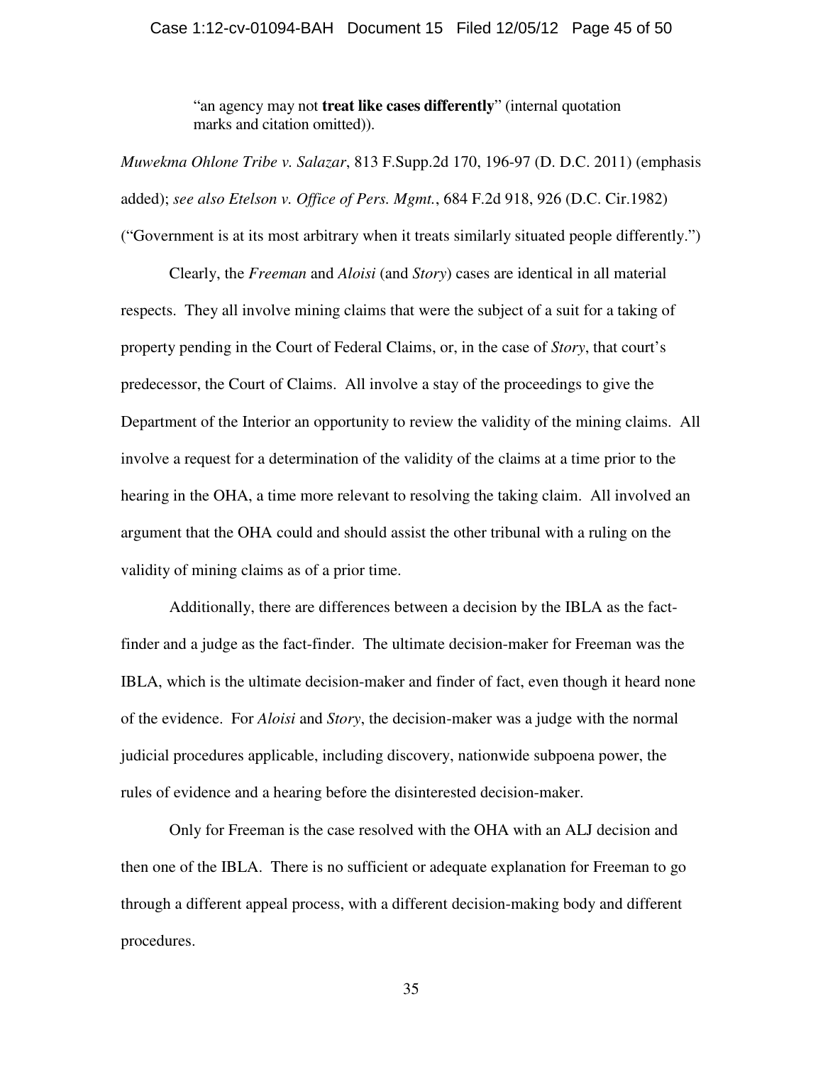> "an agency may not **treat like cases differently**" (internal quotation marks and citation omitted)).

*Muwekma Ohlone Tribe v. Salazar*, 813 F.Supp.2d 170, 196-97 (D. D.C. 2011) (emphasis added); *see also Etelson v. Office of Pers. Mgmt.*, 684 F.2d 918, 926 (D.C. Cir.1982) ("Government is at its most arbitrary when it treats similarly situated people differently.")

Clearly, the *Freeman* and *Aloisi* (and *Story*) cases are identical in all material respects. They all involve mining claims that were the subject of a suit for a taking of property pending in the Court of Federal Claims, or, in the case of *Story*, that court's predecessor, the Court of Claims. All involve a stay of the proceedings to give the Department of the Interior an opportunity to review the validity of the mining claims. All involve a request for a determination of the validity of the claims at a time prior to the hearing in the OHA, a time more relevant to resolving the taking claim. All involved an argument that the OHA could and should assist the other tribunal with a ruling on the validity of mining claims as of a prior time.

Additionally, there are differences between a decision by the IBLA as the fact-finder and a judge as the fact-finder. The ultimate decision-maker for Freeman was the IBLA, which is the ultimate decision-maker and finder of fact, even though it heard none of the evidence. For *Aloisi* and *Story*, the decision-maker was a judge with the normal judicial procedures applicable, including discovery, nationwide subpoena power, the rules of evidence and a hearing before the disinterested decision-maker.

Only for Freeman is the case resolved with the OHA with an ALJ decision and then one of the IBLA. There is no sufficient or adequate explanation for Freeman to go through a different appeal process, with a different decision-making body and different procedures.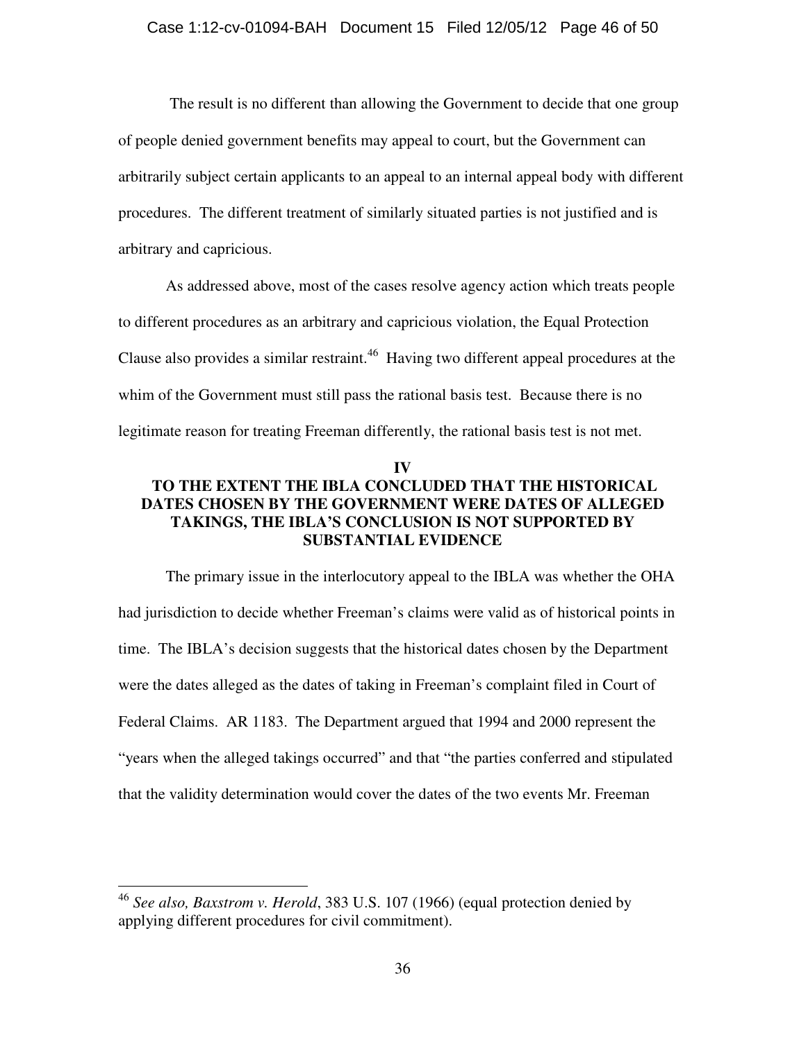The result is no different than allowing the Government to decide that one group of people denied government benefits may appeal to court, but the Government can arbitrarily subject certain applicants to an appeal to an internal appeal body with different procedures. The different treatment of similarly situated parties is not justified and is arbitrary and capricious.

As addressed above, most of the cases resolve agency action which treats people to different procedures as an arbitrary and capricious violation, the Equal Protection Clause also provides a similar restraint.[46] Having two different appeal procedures at the whim of the Government must still pass the rational basis test. Because there is no legitimate reason for treating Freeman differently, the rational basis test is not met.

## IV
## TO THE EXTENT THE IBLA CONCLUDED THAT THE HISTORICAL DATES CHOSEN BY THE GOVERNMENT WERE DATES OF ALLEGED TAKINGS, THE IBLA'S CONCLUSION IS NOT SUPPORTED BY SUBSTANTIAL EVIDENCE

The primary issue in the interlocutory appeal to the IBLA was whether the OHA had jurisdiction to decide whether Freeman's claims were valid as of historical points in time. The IBLA's decision suggests that the historical dates chosen by the Department were the dates alleged as the dates of taking in Freeman's complaint filed in Court of Federal Claims. AR 1183. The Department argued that 1994 and 2000 represent the "years when the alleged takings occurred" and that "the parties conferred and stipulated that the validity determination would cover the dates of the two events Mr. Freeman

---

[46] *See also, Baxstrom v. Herold*, 383 U.S. 107 (1966) (equal protection denied by applying different procedures for civil commitment).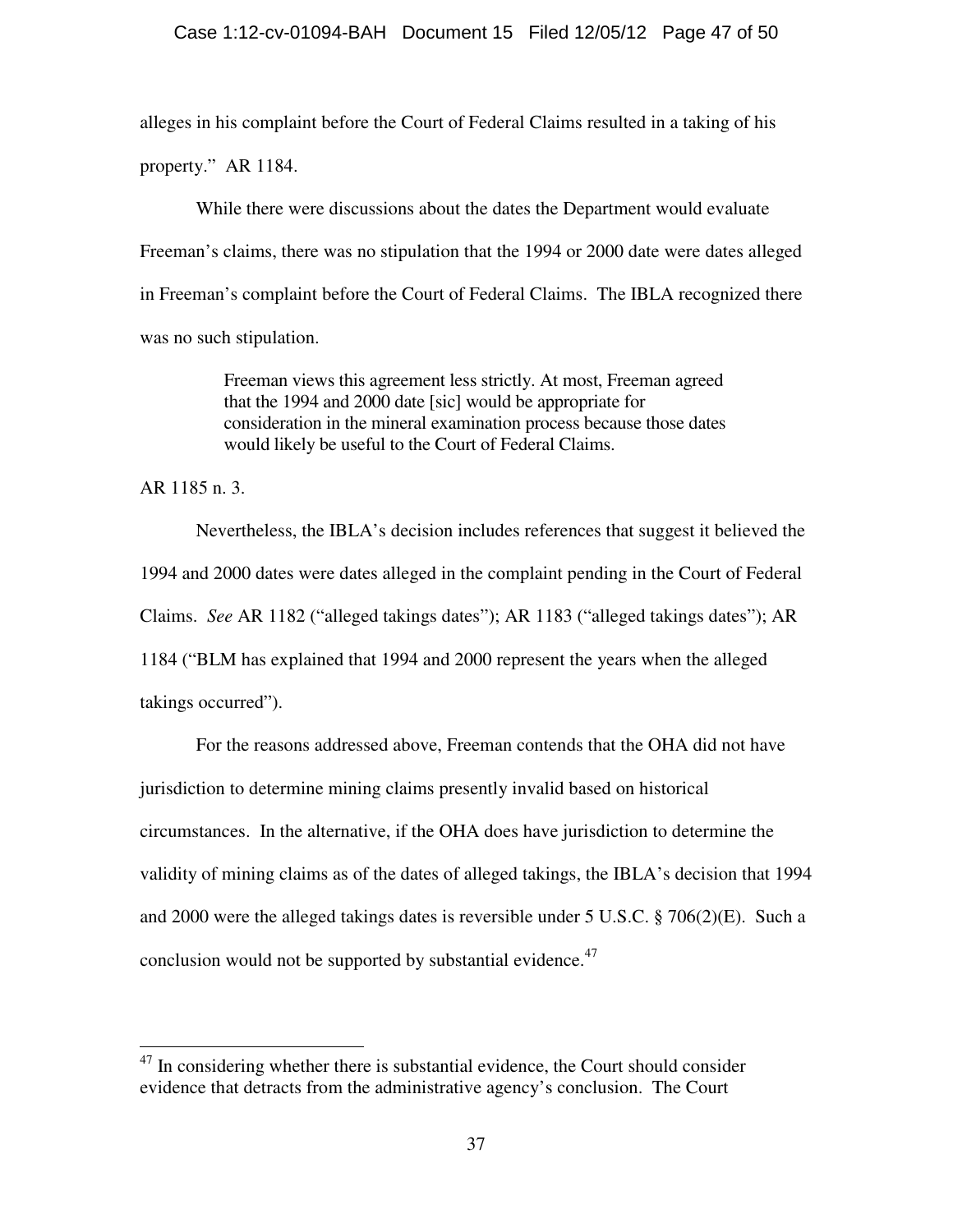alleges in his complaint before the Court of Federal Claims resulted in a taking of his property." AR 1184.

While there were discussions about the dates the Department would evaluate Freeman's claims, there was no stipulation that the 1994 or 2000 date were dates alleged in Freeman's complaint before the Court of Federal Claims. The IBLA recognized there was no such stipulation.

> Freeman views this agreement less strictly. At most, Freeman agreed that the 1994 and 2000 date [sic] would be appropriate for consideration in the mineral examination process because those dates would likely be useful to the Court of Federal Claims.

AR 1185 n. 3.

Nevertheless, the IBLA's decision includes references that suggest it believed the 1994 and 2000 dates were dates alleged in the complaint pending in the Court of Federal Claims. *See* AR 1182 ("alleged takings dates"); AR 1183 ("alleged takings dates"); AR 1184 ("BLM has explained that 1994 and 2000 represent the years when the alleged takings occurred").

For the reasons addressed above, Freeman contends that the OHA did not have jurisdiction to determine mining claims presently invalid based on historical circumstances. In the alternative, if the OHA does have jurisdiction to determine the validity of mining claims as of the dates of alleged takings, the IBLA's decision that 1994 and 2000 were the alleged takings dates is reversible under 5 U.S.C. § 706(2)(E). Such a conclusion would not be supported by substantial evidence.[47]

---

[47] In considering whether there is substantial evidence, the Court should consider evidence that detracts from the administrative agency's conclusion. The Court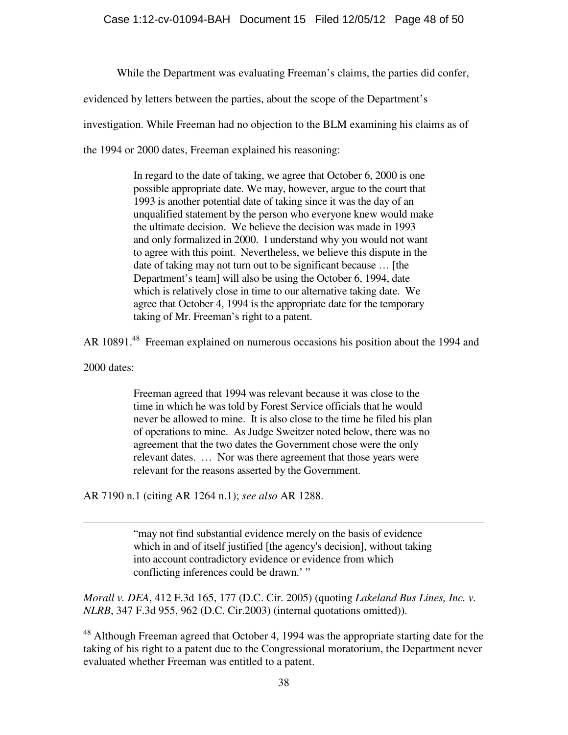While the Department was evaluating Freeman's claims, the parties did confer, evidenced by letters between the parties, about the scope of the Department's investigation. While Freeman had no objection to the BLM examining his claims as of the 1994 or 2000 dates, Freeman explained his reasoning:

> In regard to the date of taking, we agree that October 6, 2000 is one possible appropriate date. We may, however, argue to the court that 1993 is another potential date of taking since it was the day of an unqualified statement by the person who everyone knew would make the ultimate decision. We believe the decision was made in 1993 and only formalized in 2000. I understand why you would not want to agree with this point. Nevertheless, we believe this dispute in the date of taking may not turn out to be significant because … [the Department's team] will also be using the October 6, 1994, date which is relatively close in time to our alternative taking date. We agree that October 4, 1994 is the appropriate date for the temporary taking of Mr. Freeman's right to a patent.

AR 10891.[48] Freeman explained on numerous occasions his position about the 1994 and 2000 dates:

> Freeman agreed that 1994 was relevant because it was close to the time in which he was told by Forest Service officials that he would never be allowed to mine. It is also close to the time he filed his plan of operations to mine. As Judge Sweitzer noted below, there was no agreement that the two dates the Government chose were the only relevant dates. … Nor was there agreement that those years were relevant for the reasons asserted by the Government.

AR 7190 n.1 (citing AR 1264 n.1); *see also* AR 1288.

---

> "may not find substantial evidence merely on the basis of evidence which in and of itself justified [the agency's decision], without taking into account contradictory evidence or evidence from which conflicting inferences could be drawn.' "

*Morall v. DEA*, 412 F.3d 165, 177 (D.C. Cir. 2005) (quoting *Lakeland Bus Lines, Inc. v. NLRB*, 347 F.3d 955, 962 (D.C. Cir.2003) (internal quotations omitted)).

[48] Although Freeman agreed that October 4, 1994 was the appropriate starting date for the taking of his right to a patent due to the Congressional moratorium, the Department never evaluated whether Freeman was entitled to a patent.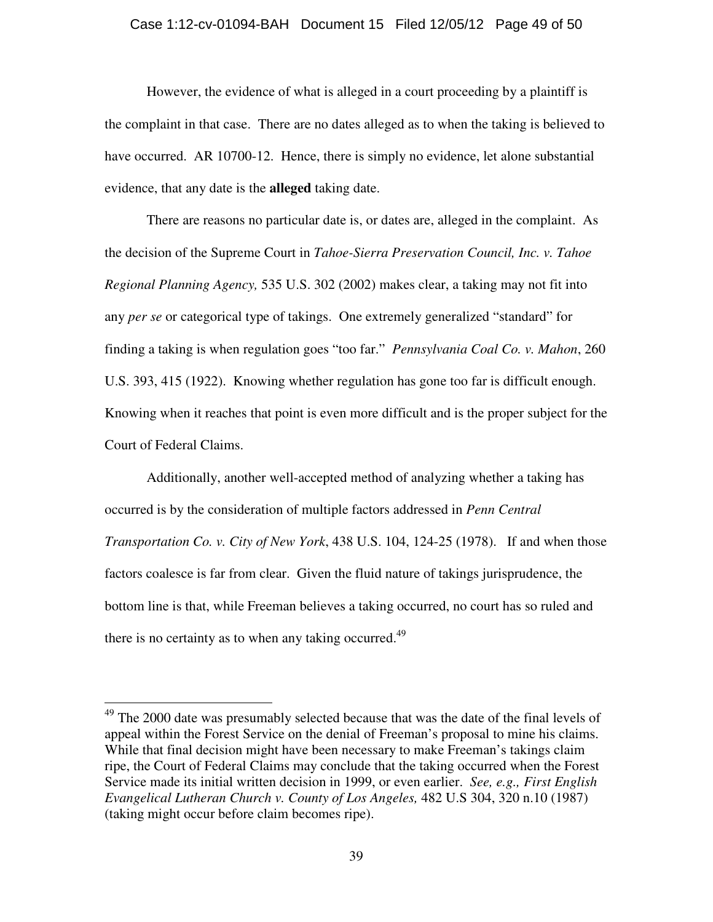However, the evidence of what is alleged in a court proceeding by a plaintiff is the complaint in that case. There are no dates alleged as to when the taking is believed to have occurred. AR 10700-12. Hence, there is simply no evidence, let alone substantial evidence, that any date is the **alleged** taking date.

There are reasons no particular date is, or dates are, alleged in the complaint. As the decision of the Supreme Court in *Tahoe-Sierra Preservation Council, Inc. v. Tahoe Regional Planning Agency,* 535 U.S. 302 (2002) makes clear, a taking may not fit into any *per se* or categorical type of takings. One extremely generalized "standard" for finding a taking is when regulation goes "too far." *Pennsylvania Coal Co. v. Mahon*, 260 U.S. 393, 415 (1922). Knowing whether regulation has gone too far is difficult enough. Knowing when it reaches that point is even more difficult and is the proper subject for the Court of Federal Claims.

Additionally, another well-accepted method of analyzing whether a taking has occurred is by the consideration of multiple factors addressed in *Penn Central Transportation Co. v. City of New York*, 438 U.S. 104, 124-25 (1978). If and when those factors coalesce is far from clear. Given the fluid nature of takings jurisprudence, the bottom line is that, while Freeman believes a taking occurred, no court has so ruled and there is no certainty as to when any taking occurred.[49]

---

[49] The 2000 date was presumably selected because that was the date of the final levels of appeal within the Forest Service on the denial of Freeman's proposal to mine his claims. While that final decision might have been necessary to make Freeman's takings claim ripe, the Court of Federal Claims may conclude that the taking occurred when the Forest Service made its initial written decision in 1999, or even earlier. *See, e.g., First English Evangelical Lutheran Church v. County of Los Angeles,* 482 U.S 304, 320 n.10 (1987) (taking might occur before claim becomes ripe).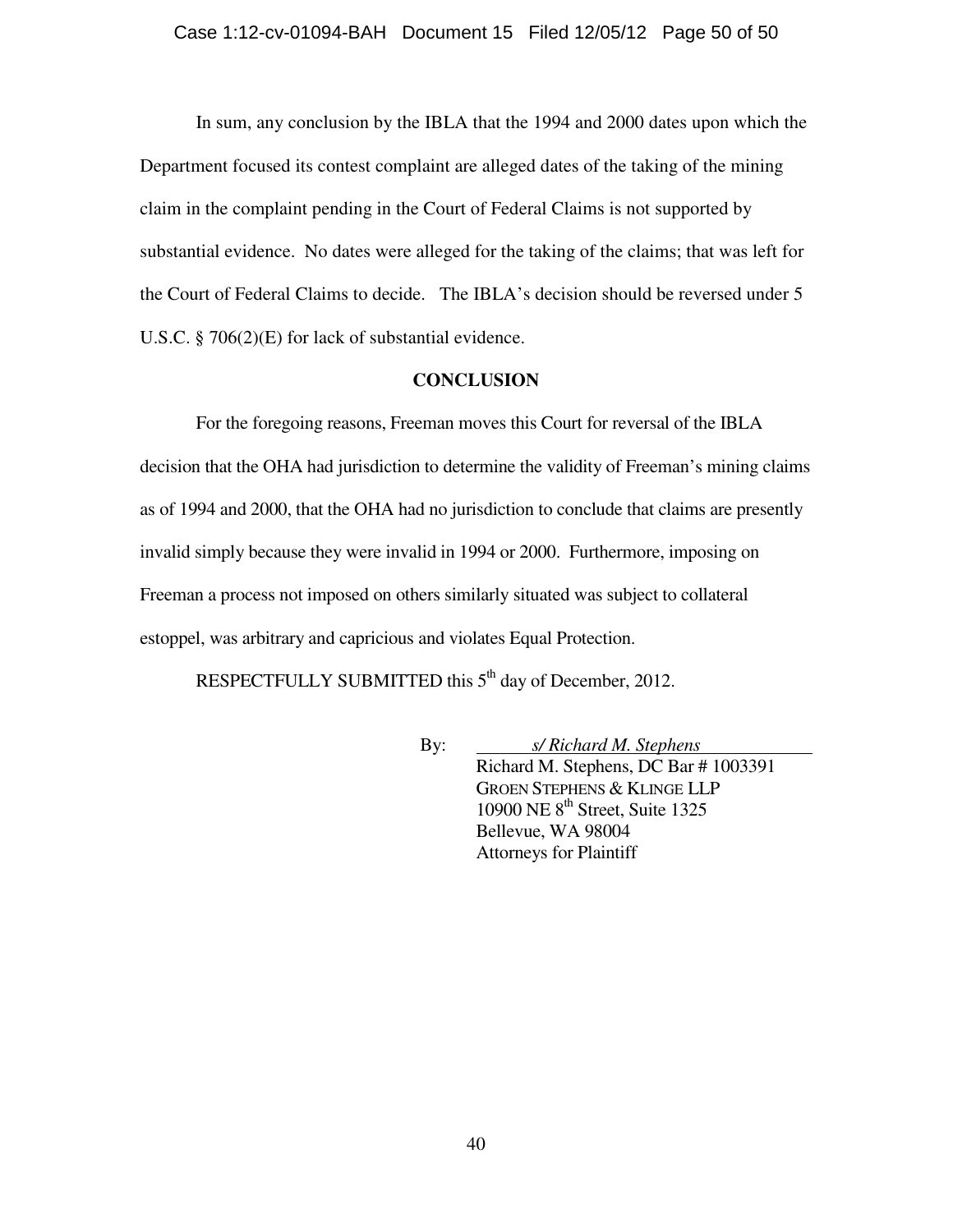In sum, any conclusion by the IBLA that the 1994 and 2000 dates upon which the Department focused its contest complaint are alleged dates of the taking of the mining claim in the complaint pending in the Court of Federal Claims is not supported by substantial evidence. No dates were alleged for the taking of the claims; that was left for the Court of Federal Claims to decide. The IBLA's decision should be reversed under 5 U.S.C. § 706(2)(E) for lack of substantial evidence.

**CONCLUSION**

For the foregoing reasons, Freeman moves this Court for reversal of the IBLA decision that the OHA had jurisdiction to determine the validity of Freeman's mining claims as of 1994 and 2000, that the OHA had no jurisdiction to conclude that claims are presently invalid simply because they were invalid in 1994 or 2000. Furthermore, imposing on Freeman a process not imposed on others similarly situated was subject to collateral estoppel, was arbitrary and capricious and violates Equal Protection.

RESPECTFULLY SUBMITTED this 5th day of December, 2012.

By: *s/ Richard M. Stephens*
Richard M. Stephens, DC Bar # 1003391
GROEN STEPHENS & KLINGE LLP
10900 NE 8th Street, Suite 1325
Bellevue, WA 98004
Attorneys for Plaintiff